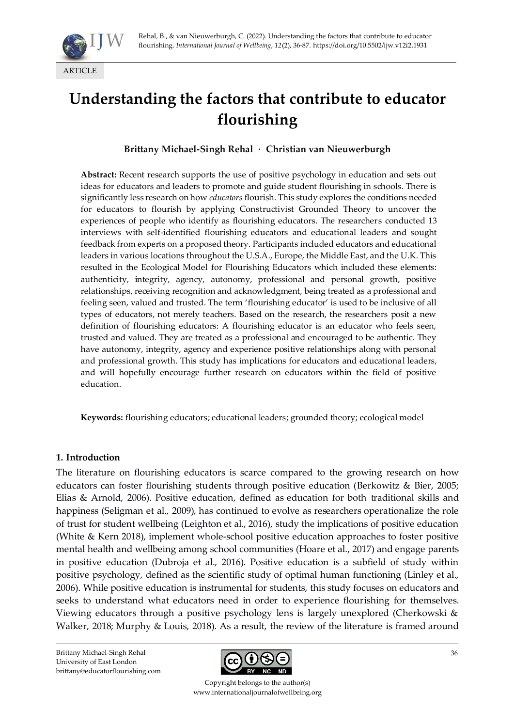ARTICLE

# Understanding the factors that contribute to educator flourishing

**Brittany Michael-Singh Rehal · Christian van Nieuwerburgh**

**Abstract:** Recent research supports the use of positive psychology in education and sets out ideas for educators and leaders to promote and guide student flourishing in schools. There is significantly less research on how *educators* flourish. This study explores the conditions needed for educators to flourish by applying Constructivist Grounded Theory to uncover the experiences of people who identify as flourishing educators. The researchers conducted 13 interviews with self-identified flourishing educators and educational leaders and sought feedback from experts on a proposed theory. Participants included educators and educational leaders in various locations throughout the U.S.A., Europe, the Middle East, and the U.K. This resulted in the Ecological Model for Flourishing Educators which included these elements: authenticity, integrity, agency, autonomy, professional and personal growth, positive relationships, receiving recognition and acknowledgment, being treated as a professional and feeling seen, valued and trusted. The term 'flourishing educator' is used to be inclusive of all types of educators, not merely teachers. Based on the research, the researchers posit a new definition of flourishing educators: A flourishing educator is an educator who feels seen, trusted and valued. They are treated as a professional and encouraged to be authentic. They have autonomy, integrity, agency and experience positive relationships along with personal and professional growth. This study has implications for educators and educational leaders, and will hopefully encourage further research on educators within the field of positive education.

**Keywords:** flourishing educators; educational leaders; grounded theory; ecological model

## 1. Introduction

The literature on flourishing educators is scarce compared to the growing research on how educators can foster flourishing students through positive education (Berkowitz & Bier, 2005; Elias & Arnold, 2006). Positive education, defined as education for both traditional skills and happiness (Seligman et al., 2009), has continued to evolve as researchers operationalize the role of trust for student wellbeing (Leighton et al., 2016), study the implications of positive education (White & Kern 2018), implement whole-school positive education approaches to foster positive mental health and wellbeing among school communities (Hoare et al., 2017) and engage parents in positive education (Dubroja et al., 2016). Positive education is a subfield of study within positive psychology, defined as the scientific study of optimal human functioning (Linley et al., 2006). While positive education is instrumental for students, this study focuses on educators and seeks to understand what educators need in order to experience flourishing for themselves. Viewing educators through a positive psychology lens is largely unexplored (Cherkowski & Walker, 2018; Murphy & Louis, 2018). As a result, the review of the literature is framed around

Brittany Michael-Singh Rehal
University of East London
brittany@educatorflourishing.com

Copyright belongs to the author(s)
www.internationaljournalofwellbeing.org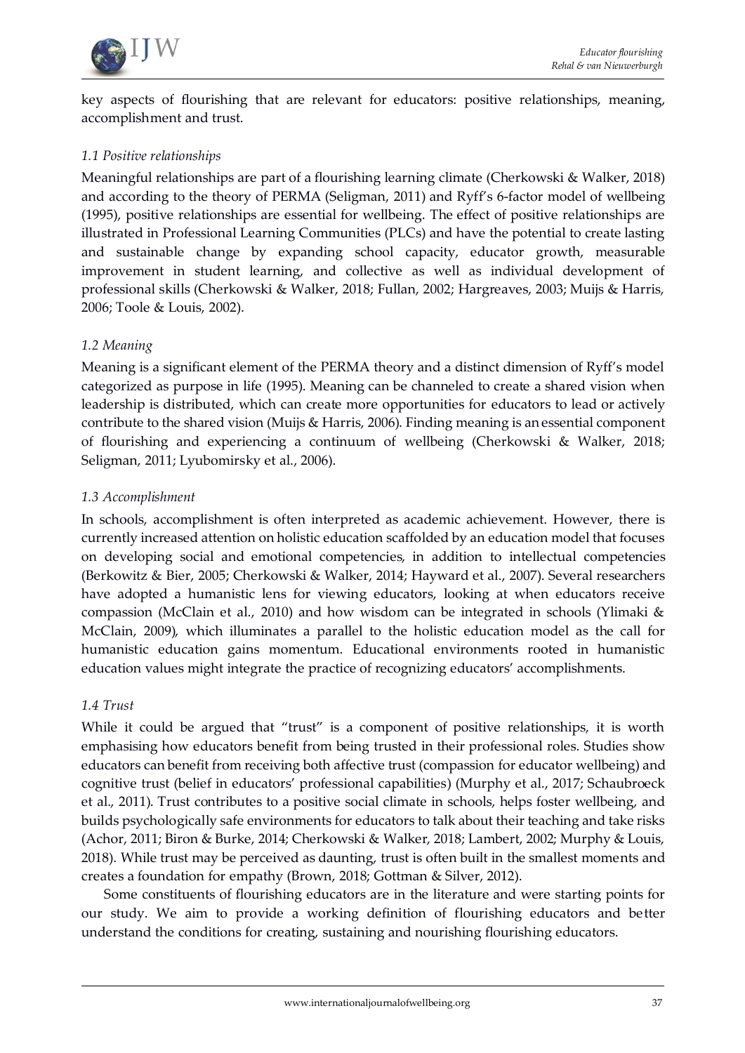key aspects of flourishing that are relevant for educators: positive relationships, meaning, accomplishment and trust.

### *1.1 Positive relationships*

Meaningful relationships are part of a flourishing learning climate (Cherkowski & Walker, 2018) and according to the theory of PERMA (Seligman, 2011) and Ryff's 6-factor model of wellbeing (1995), positive relationships are essential for wellbeing. The effect of positive relationships are illustrated in Professional Learning Communities (PLCs) and have the potential to create lasting and sustainable change by expanding school capacity, educator growth, measurable improvement in student learning, and collective as well as individual development of professional skills (Cherkowski & Walker, 2018; Fullan, 2002; Hargreaves, 2003; Muijs & Harris, 2006; Toole & Louis, 2002).

### *1.2 Meaning*

Meaning is a significant element of the PERMA theory and a distinct dimension of Ryff's model categorized as purpose in life (1995). Meaning can be channeled to create a shared vision when leadership is distributed, which can create more opportunities for educators to lead or actively contribute to the shared vision (Muijs & Harris, 2006). Finding meaning is an essential component of flourishing and experiencing a continuum of wellbeing (Cherkowski & Walker, 2018; Seligman, 2011; Lyubomirsky et al., 2006).

### *1.3 Accomplishment*

In schools, accomplishment is often interpreted as academic achievement. However, there is currently increased attention on holistic education scaffolded by an education model that focuses on developing social and emotional competencies, in addition to intellectual competencies (Berkowitz & Bier, 2005; Cherkowski & Walker, 2014; Hayward et al., 2007). Several researchers have adopted a humanistic lens for viewing educators, looking at when educators receive compassion (McClain et al., 2010) and how wisdom can be integrated in schools (Ylimaki & McClain, 2009), which illuminates a parallel to the holistic education model as the call for humanistic education gains momentum. Educational environments rooted in humanistic education values might integrate the practice of recognizing educators' accomplishments.

### *1.4 Trust*

While it could be argued that "trust" is a component of positive relationships, it is worth emphasising how educators benefit from being trusted in their professional roles. Studies show educators can benefit from receiving both affective trust (compassion for educator wellbeing) and cognitive trust (belief in educators' professional capabilities) (Murphy et al., 2017; Schaubroeck et al., 2011). Trust contributes to a positive social climate in schools, helps foster wellbeing, and builds psychologically safe environments for educators to talk about their teaching and take risks (Achor, 2011; Biron & Burke, 2014; Cherkowski & Walker, 2018; Lambert, 2002; Murphy & Louis, 2018). While trust may be perceived as daunting, trust is often built in the smallest moments and creates a foundation for empathy (Brown, 2018; Gottman & Silver, 2012).

Some constituents of flourishing educators are in the literature and were starting points for our study. We aim to provide a working definition of flourishing educators and better understand the conditions for creating, sustaining and nourishing flourishing educators.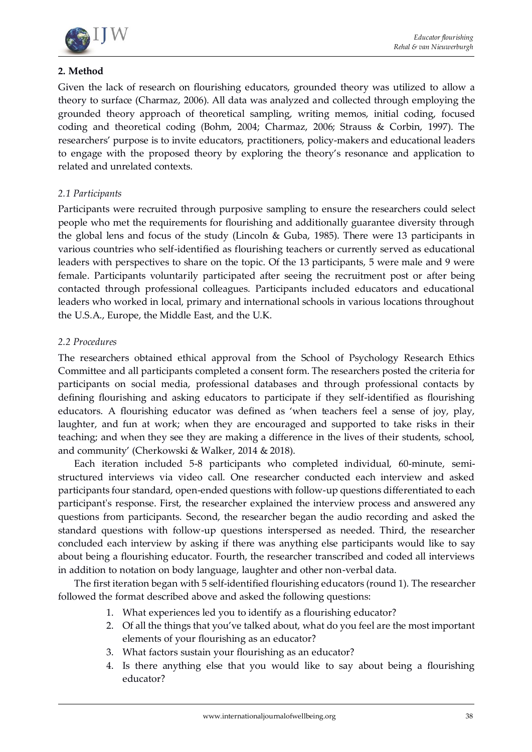## 2. Method

Given the lack of research on flourishing educators, grounded theory was utilized to allow a theory to surface (Charmaz, 2006). All data was analyzed and collected through employing the grounded theory approach of theoretical sampling, writing memos, initial coding, focused coding and theoretical coding (Bohm, 2004; Charmaz, 2006; Strauss & Corbin, 1997). The researchers' purpose is to invite educators, practitioners, policy-makers and educational leaders to engage with the proposed theory by exploring the theory's resonance and application to related and unrelated contexts.

### *2.1 Participants*

Participants were recruited through purposive sampling to ensure the researchers could select people who met the requirements for flourishing and additionally guarantee diversity through the global lens and focus of the study (Lincoln & Guba, 1985). There were 13 participants in various countries who self-identified as flourishing teachers or currently served as educational leaders with perspectives to share on the topic. Of the 13 participants, 5 were male and 9 were female. Participants voluntarily participated after seeing the recruitment post or after being contacted through professional colleagues. Participants included educators and educational leaders who worked in local, primary and international schools in various locations throughout the U.S.A., Europe, the Middle East, and the U.K.

### *2.2 Procedures*

The researchers obtained ethical approval from the School of Psychology Research Ethics Committee and all participants completed a consent form. The researchers posted the criteria for participants on social media, professional databases and through professional contacts by defining flourishing and asking educators to participate if they self-identified as flourishing educators. A flourishing educator was defined as 'when teachers feel a sense of joy, play, laughter, and fun at work; when they are encouraged and supported to take risks in their teaching; and when they see they are making a difference in the lives of their students, school, and community' (Cherkowski & Walker, 2014 & 2018).

Each iteration included 5-8 participants who completed individual, 60-minute, semi-structured interviews via video call. One researcher conducted each interview and asked participants four standard, open-ended questions with follow-up questions differentiated to each participant's response. First, the researcher explained the interview process and answered any questions from participants. Second, the researcher began the audio recording and asked the standard questions with follow-up questions interspersed as needed. Third, the researcher concluded each interview by asking if there was anything else participants would like to say about being a flourishing educator. Fourth, the researcher transcribed and coded all interviews in addition to notation on body language, laughter and other non-verbal data.

The first iteration began with 5 self-identified flourishing educators (round 1). The researcher followed the format described above and asked the following questions:

1. What experiences led you to identify as a flourishing educator?
2. Of all the things that you've talked about, what do you feel are the most important elements of your flourishing as an educator?
3. What factors sustain your flourishing as an educator?
4. Is there anything else that you would like to say about being a flourishing educator?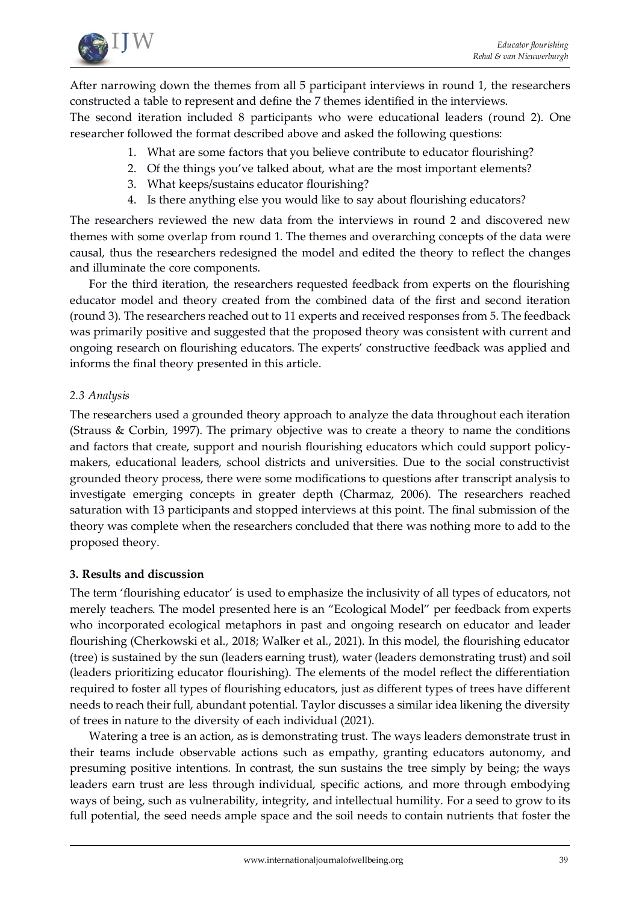After narrowing down the themes from all 5 participant interviews in round 1, the researchers constructed a table to represent and define the 7 themes identified in the interviews.

The second iteration included 8 participants who were educational leaders (round 2). One researcher followed the format described above and asked the following questions:

1. What are some factors that you believe contribute to educator flourishing?
2. Of the things you've talked about, what are the most important elements?
3. What keeps/sustains educator flourishing?
4. Is there anything else you would like to say about flourishing educators?

The researchers reviewed the new data from the interviews in round 2 and discovered new themes with some overlap from round 1. The themes and overarching concepts of the data were causal, thus the researchers redesigned the model and edited the theory to reflect the changes and illuminate the core components.

For the third iteration, the researchers requested feedback from experts on the flourishing educator model and theory created from the combined data of the first and second iteration (round 3). The researchers reached out to 11 experts and received responses from 5. The feedback was primarily positive and suggested that the proposed theory was consistent with current and ongoing research on flourishing educators. The experts' constructive feedback was applied and informs the final theory presented in this article.

### *2.3 Analysis*

The researchers used a grounded theory approach to analyze the data throughout each iteration (Strauss & Corbin, 1997). The primary objective was to create a theory to name the conditions and factors that create, support and nourish flourishing educators which could support policy-makers, educational leaders, school districts and universities. Due to the social constructivist grounded theory process, there were some modifications to questions after transcript analysis to investigate emerging concepts in greater depth (Charmaz, 2006). The researchers reached saturation with 13 participants and stopped interviews at this point. The final submission of the theory was complete when the researchers concluded that there was nothing more to add to the proposed theory.

## **3. Results and discussion**

The term 'flourishing educator' is used to emphasize the inclusivity of all types of educators, not merely teachers. The model presented here is an "Ecological Model" per feedback from experts who incorporated ecological metaphors in past and ongoing research on educator and leader flourishing (Cherkowski et al., 2018; Walker et al., 2021). In this model, the flourishing educator (tree) is sustained by the sun (leaders earning trust), water (leaders demonstrating trust) and soil (leaders prioritizing educator flourishing). The elements of the model reflect the differentiation required to foster all types of flourishing educators, just as different types of trees have different needs to reach their full, abundant potential. Taylor discusses a similar idea likening the diversity of trees in nature to the diversity of each individual (2021).

Watering a tree is an action, as is demonstrating trust. The ways leaders demonstrate trust in their teams include observable actions such as empathy, granting educators autonomy, and presuming positive intentions. In contrast, the sun sustains the tree simply by being; the ways leaders earn trust are less through individual, specific actions, and more through embodying ways of being, such as vulnerability, integrity, and intellectual humility. For a seed to grow to its full potential, the seed needs ample space and the soil needs to contain nutrients that foster the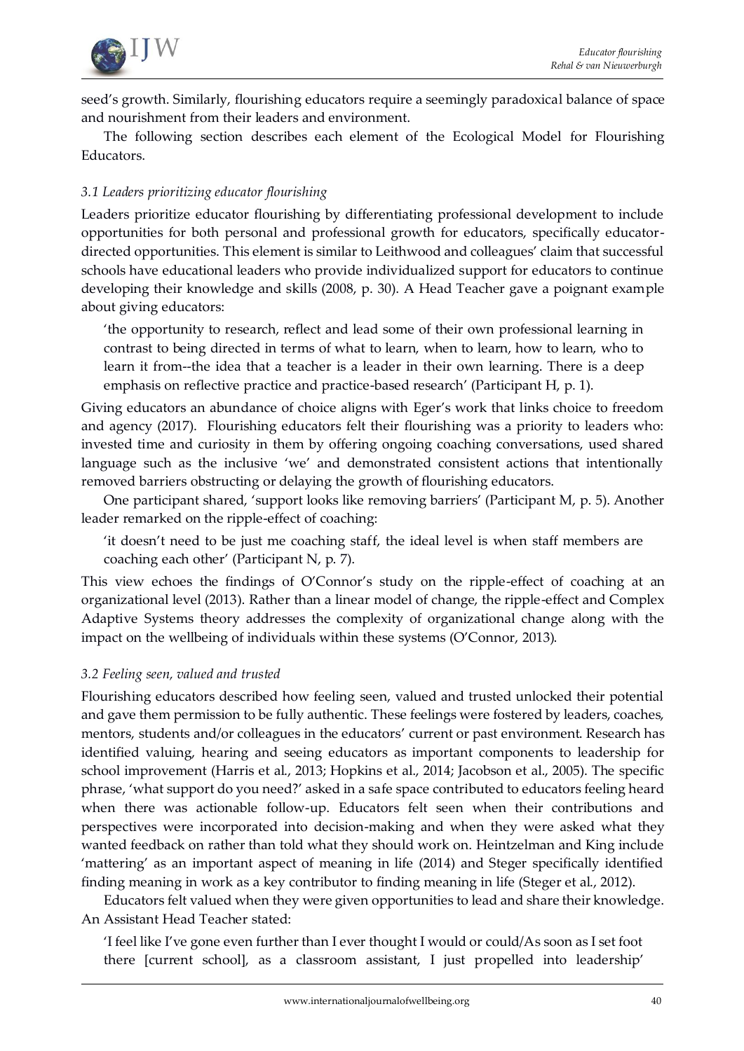seed's growth. Similarly, flourishing educators require a seemingly paradoxical balance of space and nourishment from their leaders and environment.

The following section describes each element of the Ecological Model for Flourishing Educators.

### *3.1 Leaders prioritizing educator flourishing*

Leaders prioritize educator flourishing by differentiating professional development to include opportunities for both personal and professional growth for educators, specifically educator-directed opportunities. This element is similar to Leithwood and colleagues' claim that successful schools have educational leaders who provide individualized support for educators to continue developing their knowledge and skills (2008, p. 30). A Head Teacher gave a poignant example about giving educators:

> 'the opportunity to research, reflect and lead some of their own professional learning in contrast to being directed in terms of what to learn, when to learn, how to learn, who to learn it from--the idea that a teacher is a leader in their own learning. There is a deep emphasis on reflective practice and practice-based research' (Participant H, p. 1).

Giving educators an abundance of choice aligns with Eger's work that links choice to freedom and agency (2017). Flourishing educators felt their flourishing was a priority to leaders who: invested time and curiosity in them by offering ongoing coaching conversations, used shared language such as the inclusive 'we' and demonstrated consistent actions that intentionally removed barriers obstructing or delaying the growth of flourishing educators.

One participant shared, 'support looks like removing barriers' (Participant M, p. 5). Another leader remarked on the ripple-effect of coaching:

> 'it doesn't need to be just me coaching staff, the ideal level is when staff members are coaching each other' (Participant N, p. 7).

This view echoes the findings of O'Connor's study on the ripple-effect of coaching at an organizational level (2013). Rather than a linear model of change, the ripple-effect and Complex Adaptive Systems theory addresses the complexity of organizational change along with the impact on the wellbeing of individuals within these systems (O'Connor, 2013).

### *3.2 Feeling seen, valued and trusted*

Flourishing educators described how feeling seen, valued and trusted unlocked their potential and gave them permission to be fully authentic. These feelings were fostered by leaders, coaches, mentors, students and/or colleagues in the educators' current or past environment. Research has identified valuing, hearing and seeing educators as important components to leadership for school improvement (Harris et al., 2013; Hopkins et al., 2014; Jacobson et al., 2005). The specific phrase, 'what support do you need?' asked in a safe space contributed to educators feeling heard when there was actionable follow-up. Educators felt seen when their contributions and perspectives were incorporated into decision-making and when they were asked what they wanted feedback on rather than told what they should work on. Heintzelman and King include 'mattering' as an important aspect of meaning in life (2014) and Steger specifically identified finding meaning in work as a key contributor to finding meaning in life (Steger et al., 2012).

Educators felt valued when they were given opportunities to lead and share their knowledge. An Assistant Head Teacher stated:

> 'I feel like I've gone even further than I ever thought I would or could/As soon as I set foot there [current school], as a classroom assistant, I just propelled into leadership'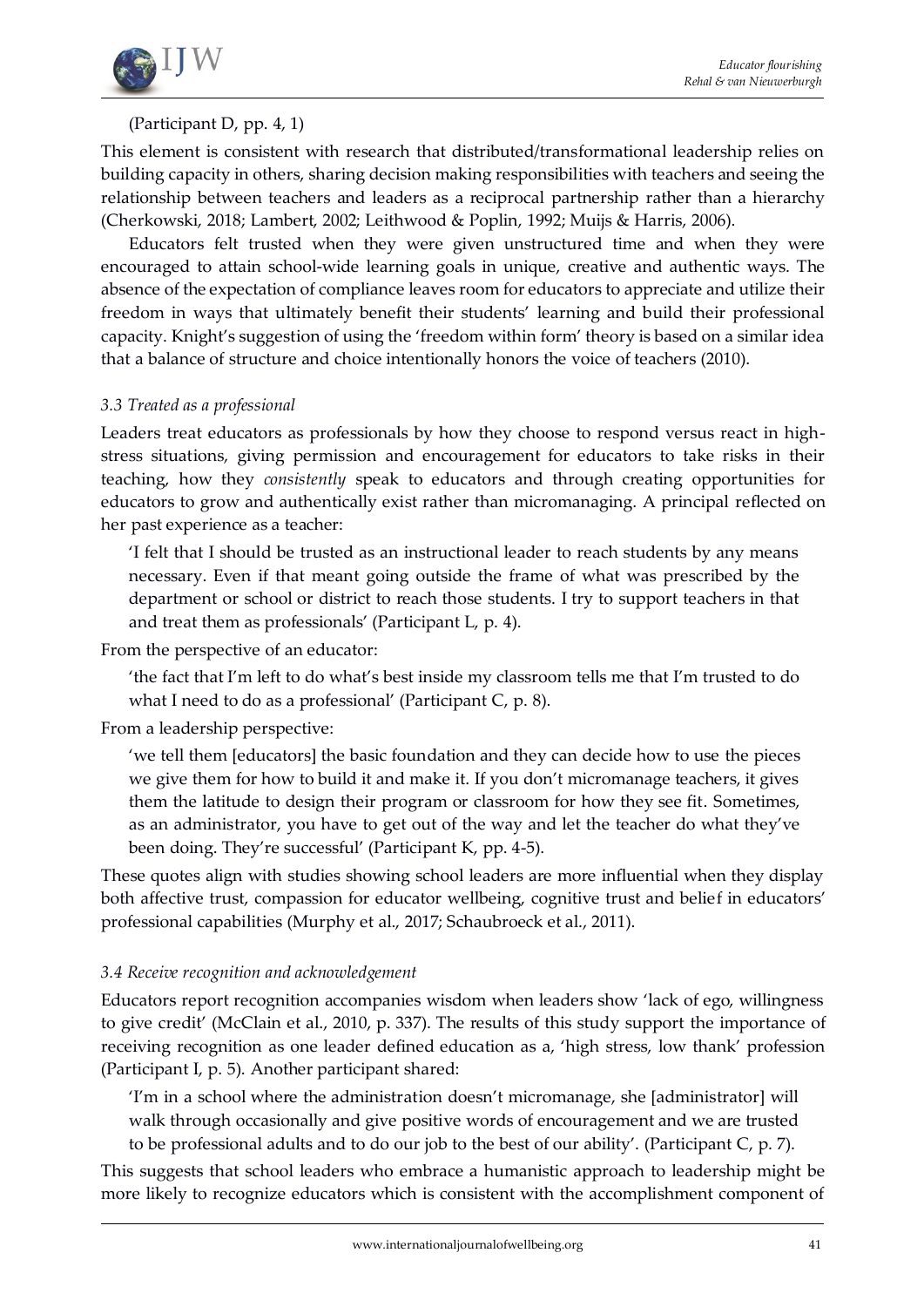(Participant D, pp. 4, 1)

This element is consistent with research that distributed/transformational leadership relies on building capacity in others, sharing decision making responsibilities with teachers and seeing the relationship between teachers and leaders as a reciprocal partnership rather than a hierarchy (Cherkowski, 2018; Lambert, 2002; Leithwood & Poplin, 1992; Muijs & Harris, 2006).

Educators felt trusted when they were given unstructured time and when they were encouraged to attain school-wide learning goals in unique, creative and authentic ways. The absence of the expectation of compliance leaves room for educators to appreciate and utilize their freedom in ways that ultimately benefit their students' learning and build their professional capacity. Knight's suggestion of using the 'freedom within form' theory is based on a similar idea that a balance of structure and choice intentionally honors the voice of teachers (2010).

### *3.3 Treated as a professional*

Leaders treat educators as professionals by how they choose to respond versus react in high-stress situations, giving permission and encouragement for educators to take risks in their teaching, how they *consistently* speak to educators and through creating opportunities for educators to grow and authentically exist rather than micromanaging. A principal reflected on her past experience as a teacher:

> 'I felt that I should be trusted as an instructional leader to reach students by any means necessary. Even if that meant going outside the frame of what was prescribed by the department or school or district to reach those students. I try to support teachers in that and treat them as professionals' (Participant L, p. 4).

From the perspective of an educator:

> 'the fact that I'm left to do what's best inside my classroom tells me that I'm trusted to do what I need to do as a professional' (Participant C, p. 8).

From a leadership perspective:

> 'we tell them [educators] the basic foundation and they can decide how to use the pieces we give them for how to build it and make it. If you don't micromanage teachers, it gives them the latitude to design their program or classroom for how they see fit. Sometimes, as an administrator, you have to get out of the way and let the teacher do what they've been doing. They're successful' (Participant K, pp. 4-5).

These quotes align with studies showing school leaders are more influential when they display both affective trust, compassion for educator wellbeing, cognitive trust and belief in educators' professional capabilities (Murphy et al., 2017; Schaubroeck et al., 2011).

### *3.4 Receive recognition and acknowledgement*

Educators report recognition accompanies wisdom when leaders show 'lack of ego, willingness to give credit' (McClain et al., 2010, p. 337). The results of this study support the importance of receiving recognition as one leader defined education as a, 'high stress, low thank' profession (Participant I, p. 5). Another participant shared:

> 'I'm in a school where the administration doesn't micromanage, she [administrator] will walk through occasionally and give positive words of encouragement and we are trusted to be professional adults and to do our job to the best of our ability'. (Participant C, p. 7).

This suggests that school leaders who embrace a humanistic approach to leadership might be more likely to recognize educators which is consistent with the accomplishment component of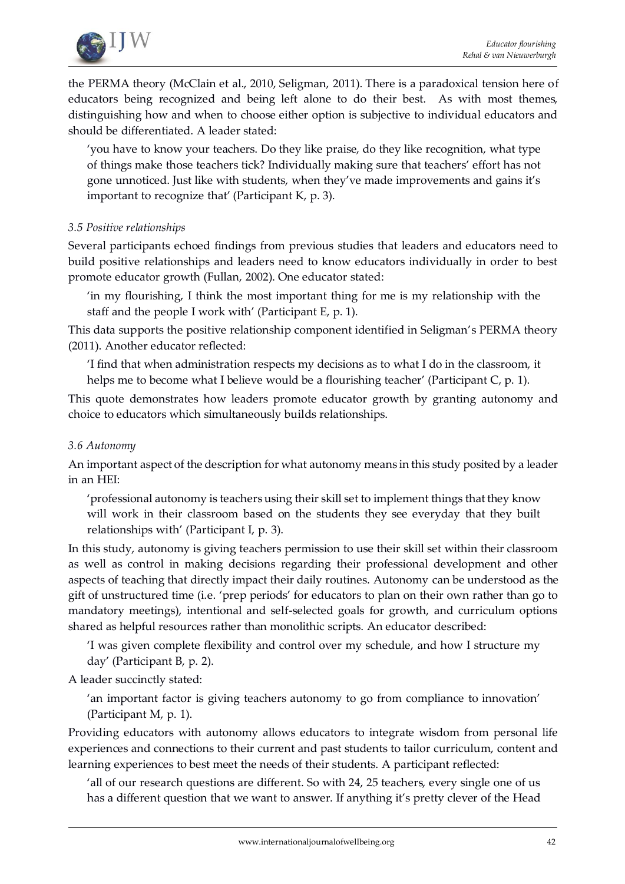the PERMA theory (McClain et al., 2010, Seligman, 2011). There is a paradoxical tension here of educators being recognized and being left alone to do their best. As with most themes, distinguishing how and when to choose either option is subjective to individual educators and should be differentiated. A leader stated:

> 'you have to know your teachers. Do they like praise, do they like recognition, what type of things make those teachers tick? Individually making sure that teachers' effort has not gone unnoticed. Just like with students, when they've made improvements and gains it's important to recognize that' (Participant K, p. 3).

### *3.5 Positive relationships*

Several participants echoed findings from previous studies that leaders and educators need to build positive relationships and leaders need to know educators individually in order to best promote educator growth (Fullan, 2002). One educator stated:

> 'in my flourishing, I think the most important thing for me is my relationship with the staff and the people I work with' (Participant E, p. 1).

This data supports the positive relationship component identified in Seligman's PERMA theory (2011). Another educator reflected:

> 'I find that when administration respects my decisions as to what I do in the classroom, it helps me to become what I believe would be a flourishing teacher' (Participant C, p. 1).

This quote demonstrates how leaders promote educator growth by granting autonomy and choice to educators which simultaneously builds relationships.

### *3.6 Autonomy*

An important aspect of the description for what autonomy means in this study posited by a leader in an HEI:

> 'professional autonomy is teachers using their skill set to implement things that they know will work in their classroom based on the students they see everyday that they built relationships with' (Participant I, p. 3).

In this study, autonomy is giving teachers permission to use their skill set within their classroom as well as control in making decisions regarding their professional development and other aspects of teaching that directly impact their daily routines. Autonomy can be understood as the gift of unstructured time (i.e. 'prep periods' for educators to plan on their own rather than go to mandatory meetings), intentional and self-selected goals for growth, and curriculum options shared as helpful resources rather than monolithic scripts. An educator described:

> 'I was given complete flexibility and control over my schedule, and how I structure my day' (Participant B, p. 2).

A leader succinctly stated:

> 'an important factor is giving teachers autonomy to go from compliance to innovation' (Participant M, p. 1).

Providing educators with autonomy allows educators to integrate wisdom from personal life experiences and connections to their current and past students to tailor curriculum, content and learning experiences to best meet the needs of their students. A participant reflected:

> 'all of our research questions are different. So with 24, 25 teachers, every single one of us has a different question that we want to answer. If anything it's pretty clever of the Head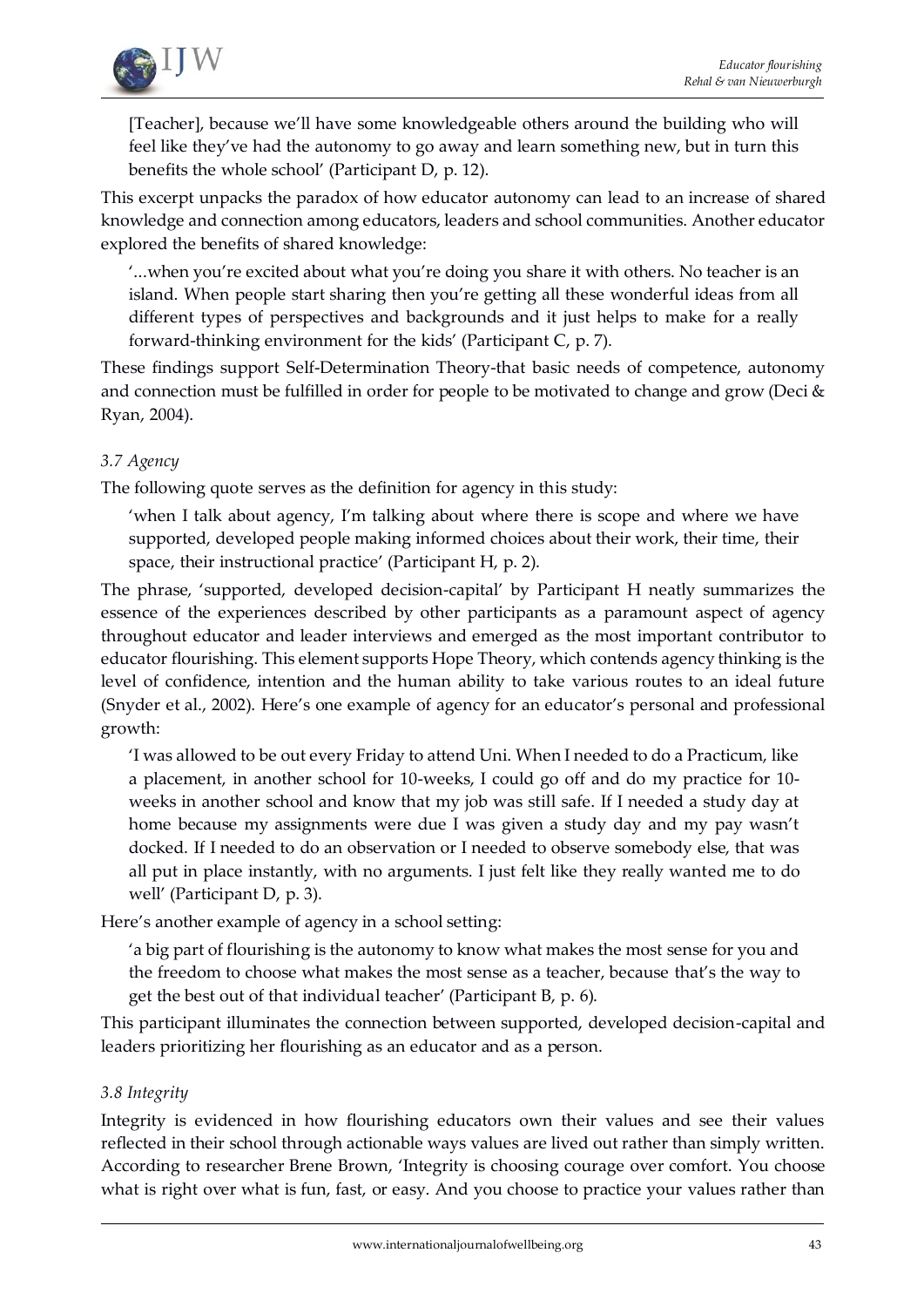> [Teacher], because we'll have some knowledgeable others around the building who will feel like they've had the autonomy to go away and learn something new, but in turn this benefits the whole school' (Participant D, p. 12).

This excerpt unpacks the paradox of how educator autonomy can lead to an increase of shared knowledge and connection among educators, leaders and school communities. Another educator explored the benefits of shared knowledge:

> '...when you're excited about what you're doing you share it with others. No teacher is an island. When people start sharing then you're getting all these wonderful ideas from all different types of perspectives and backgrounds and it just helps to make for a really forward-thinking environment for the kids' (Participant C, p. 7).

These findings support Self-Determination Theory-that basic needs of competence, autonomy and connection must be fulfilled in order for people to be motivated to change and grow (Deci & Ryan, 2004).

### *3.7 Agency*

The following quote serves as the definition for agency in this study:

> 'when I talk about agency, I'm talking about where there is scope and where we have supported, developed people making informed choices about their work, their time, their space, their instructional practice' (Participant H, p. 2).

The phrase, 'supported, developed decision-capital' by Participant H neatly summarizes the essence of the experiences described by other participants as a paramount aspect of agency throughout educator and leader interviews and emerged as the most important contributor to educator flourishing. This element supports Hope Theory, which contends agency thinking is the level of confidence, intention and the human ability to take various routes to an ideal future (Snyder et al., 2002). Here's one example of agency for an educator's personal and professional growth:

> 'I was allowed to be out every Friday to attend Uni. When I needed to do a Practicum, like a placement, in another school for 10-weeks, I could go off and do my practice for 10-weeks in another school and know that my job was still safe. If I needed a study day at home because my assignments were due I was given a study day and my pay wasn't docked. If I needed to do an observation or I needed to observe somebody else, that was all put in place instantly, with no arguments. I just felt like they really wanted me to do well' (Participant D, p. 3).

Here's another example of agency in a school setting:

> 'a big part of flourishing is the autonomy to know what makes the most sense for you and the freedom to choose what makes the most sense as a teacher, because that's the way to get the best out of that individual teacher' (Participant B, p. 6).

This participant illuminates the connection between supported, developed decision-capital and leaders prioritizing her flourishing as an educator and as a person.

### *3.8 Integrity*

Integrity is evidenced in how flourishing educators own their values and see their values reflected in their school through actionable ways values are lived out rather than simply written. According to researcher Brene Brown, 'Integrity is choosing courage over comfort. You choose what is right over what is fun, fast, or easy. And you choose to practice your values rather than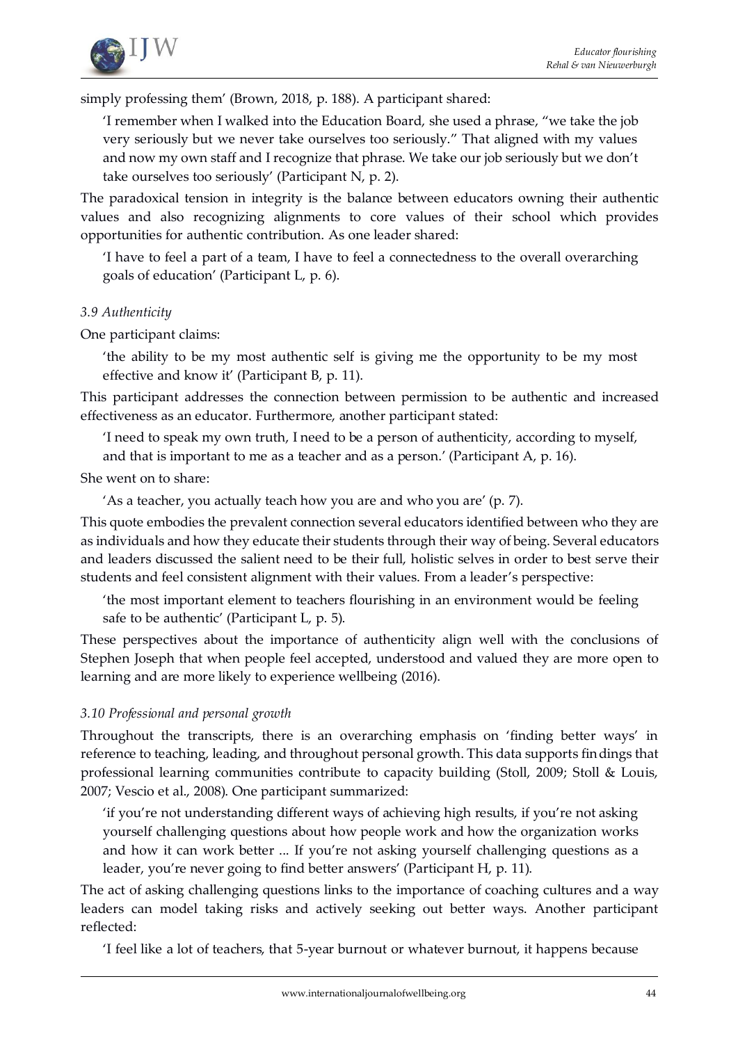simply professing them' (Brown, 2018, p. 188). A participant shared:

> 'I remember when I walked into the Education Board, she used a phrase, "we take the job very seriously but we never take ourselves too seriously." That aligned with my values and now my own staff and I recognize that phrase. We take our job seriously but we don't take ourselves too seriously' (Participant N, p. 2).

The paradoxical tension in integrity is the balance between educators owning their authentic values and also recognizing alignments to core values of their school which provides opportunities for authentic contribution. As one leader shared:

> 'I have to feel a part of a team, I have to feel a connectedness to the overall overarching goals of education' (Participant L, p. 6).

*3.9 Authenticity*

One participant claims:

> 'the ability to be my most authentic self is giving me the opportunity to be my most effective and know it' (Participant B, p. 11).

This participant addresses the connection between permission to be authentic and increased effectiveness as an educator. Furthermore, another participant stated:

> 'I need to speak my own truth, I need to be a person of authenticity, according to myself, and that is important to me as a teacher and as a person.' (Participant A, p. 16).

She went on to share:

> 'As a teacher, you actually teach how you are and who you are' (p. 7).

This quote embodies the prevalent connection several educators identified between who they are as individuals and how they educate their students through their way of being. Several educators and leaders discussed the salient need to be their full, holistic selves in order to best serve their students and feel consistent alignment with their values. From a leader's perspective:

> 'the most important element to teachers flourishing in an environment would be feeling safe to be authentic' (Participant L, p. 5).

These perspectives about the importance of authenticity align well with the conclusions of Stephen Joseph that when people feel accepted, understood and valued they are more open to learning and are more likely to experience wellbeing (2016).

*3.10 Professional and personal growth*

Throughout the transcripts, there is an overarching emphasis on 'finding better ways' in reference to teaching, leading, and throughout personal growth. This data supports findings that professional learning communities contribute to capacity building (Stoll, 2009; Stoll & Louis, 2007; Vescio et al., 2008). One participant summarized:

> 'if you're not understanding different ways of achieving high results, if you're not asking yourself challenging questions about how people work and how the organization works and how it can work better ... If you're not asking yourself challenging questions as a leader, you're never going to find better answers' (Participant H, p. 11).

The act of asking challenging questions links to the importance of coaching cultures and a way leaders can model taking risks and actively seeking out better ways. Another participant reflected:

> 'I feel like a lot of teachers, that 5-year burnout or whatever burnout, it happens because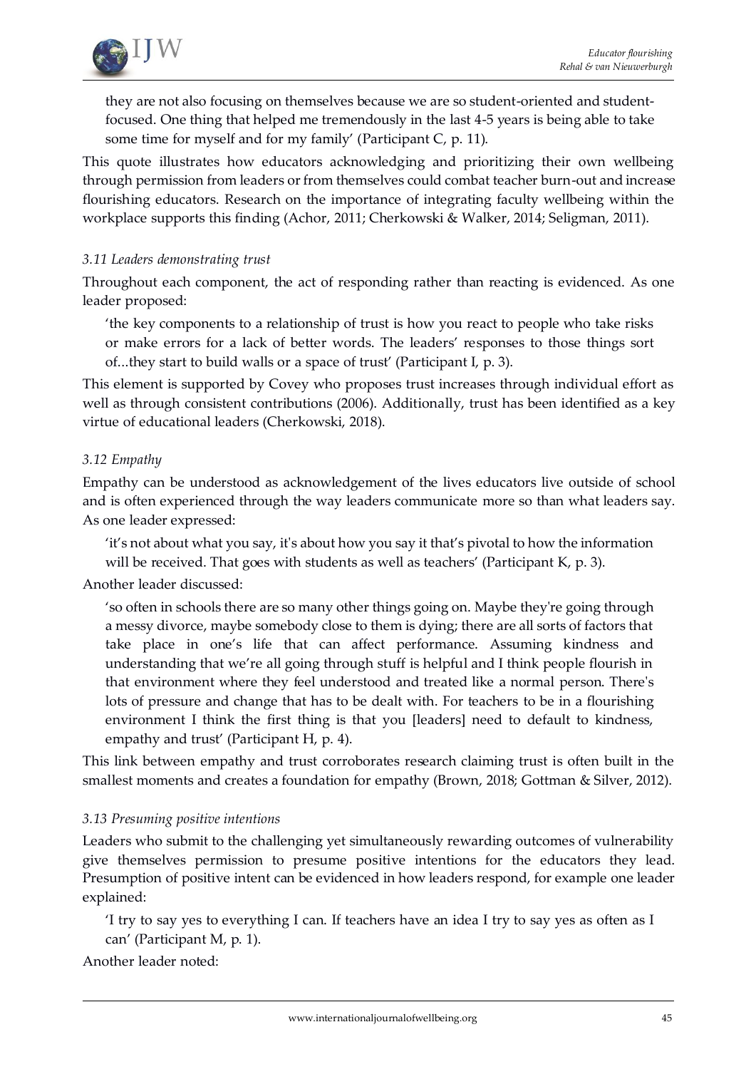> they are not also focusing on themselves because we are so student-oriented and student-focused. One thing that helped me tremendously in the last 4-5 years is being able to take some time for myself and for my family' (Participant C, p. 11).

This quote illustrates how educators acknowledging and prioritizing their own wellbeing through permission from leaders or from themselves could combat teacher burn-out and increase flourishing educators. Research on the importance of integrating faculty wellbeing within the workplace supports this finding (Achor, 2011; Cherkowski & Walker, 2014; Seligman, 2011).

### *3.11 Leaders demonstrating trust*

Throughout each component, the act of responding rather than reacting is evidenced. As one leader proposed:

> 'the key components to a relationship of trust is how you react to people who take risks or make errors for a lack of better words. The leaders' responses to those things sort of...they start to build walls or a space of trust' (Participant I, p. 3).

This element is supported by Covey who proposes trust increases through individual effort as well as through consistent contributions (2006). Additionally, trust has been identified as a key virtue of educational leaders (Cherkowski, 2018).

### *3.12 Empathy*

Empathy can be understood as acknowledgement of the lives educators live outside of school and is often experienced through the way leaders communicate more so than what leaders say. As one leader expressed:

> 'it's not about what you say, it's about how you say it that's pivotal to how the information will be received. That goes with students as well as teachers' (Participant K, p. 3).

Another leader discussed:

> 'so often in schools there are so many other things going on. Maybe they're going through a messy divorce, maybe somebody close to them is dying; there are all sorts of factors that take place in one's life that can affect performance. Assuming kindness and understanding that we're all going through stuff is helpful and I think people flourish in that environment where they feel understood and treated like a normal person. There's lots of pressure and change that has to be dealt with. For teachers to be in a flourishing environment I think the first thing is that you [leaders] need to default to kindness, empathy and trust' (Participant H, p. 4).

This link between empathy and trust corroborates research claiming trust is often built in the smallest moments and creates a foundation for empathy (Brown, 2018; Gottman & Silver, 2012).

### *3.13 Presuming positive intentions*

Leaders who submit to the challenging yet simultaneously rewarding outcomes of vulnerability give themselves permission to presume positive intentions for the educators they lead. Presumption of positive intent can be evidenced in how leaders respond, for example one leader explained:

> 'I try to say yes to everything I can. If teachers have an idea I try to say yes as often as I can' (Participant M, p. 1).

Another leader noted: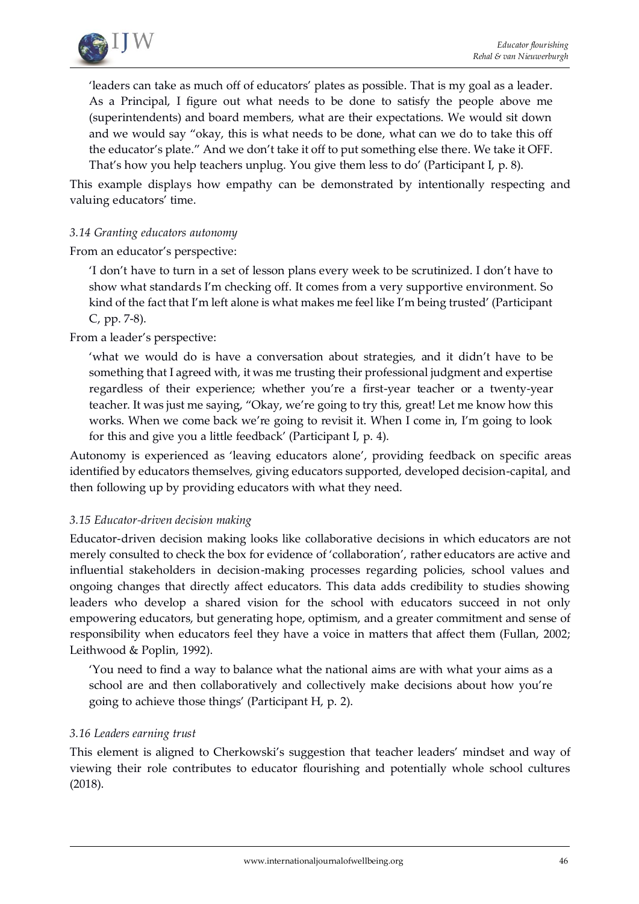> 'leaders can take as much off of educators' plates as possible. That is my goal as a leader. As a Principal, I figure out what needs to be done to satisfy the people above me (superintendents) and board members, what are their expectations. We would sit down and we would say "okay, this is what needs to be done, what can we do to take this off the educator's plate." And we don't take it off to put something else there. We take it OFF. That's how you help teachers unplug. You give them less to do' (Participant I, p. 8).

This example displays how empathy can be demonstrated by intentionally respecting and valuing educators' time.

### *3.14 Granting educators autonomy*

From an educator's perspective:

> 'I don't have to turn in a set of lesson plans every week to be scrutinized. I don't have to show what standards I'm checking off. It comes from a very supportive environment. So kind of the fact that I'm left alone is what makes me feel like I'm being trusted' (Participant C, pp. 7-8).

From a leader's perspective:

> 'what we would do is have a conversation about strategies, and it didn't have to be something that I agreed with, it was me trusting their professional judgment and expertise regardless of their experience; whether you're a first-year teacher or a twenty-year teacher. It was just me saying, "Okay, we're going to try this, great! Let me know how this works. When we come back we're going to revisit it. When I come in, I'm going to look for this and give you a little feedback' (Participant I, p. 4).

Autonomy is experienced as 'leaving educators alone', providing feedback on specific areas identified by educators themselves, giving educators supported, developed decision-capital, and then following up by providing educators with what they need.

### *3.15 Educator-driven decision making*

Educator-driven decision making looks like collaborative decisions in which educators are not merely consulted to check the box for evidence of 'collaboration', rather educators are active and influential stakeholders in decision-making processes regarding policies, school values and ongoing changes that directly affect educators. This data adds credibility to studies showing leaders who develop a shared vision for the school with educators succeed in not only empowering educators, but generating hope, optimism, and a greater commitment and sense of responsibility when educators feel they have a voice in matters that affect them (Fullan, 2002; Leithwood & Poplin, 1992).

> 'You need to find a way to balance what the national aims are with what your aims as a school are and then collaboratively and collectively make decisions about how you're going to achieve those things' (Participant H, p. 2).

### *3.16 Leaders earning trust*

This element is aligned to Cherkowski's suggestion that teacher leaders' mindset and way of viewing their role contributes to educator flourishing and potentially whole school cultures (2018).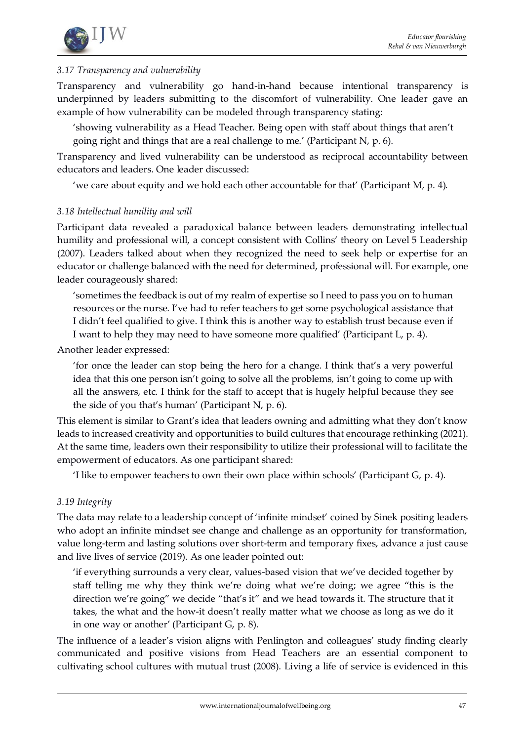### *3.17 Transparency and vulnerability*

Transparency and vulnerability go hand-in-hand because intentional transparency is underpinned by leaders submitting to the discomfort of vulnerability. One leader gave an example of how vulnerability can be modeled through transparency stating:

> 'showing vulnerability as a Head Teacher. Being open with staff about things that aren't going right and things that are a real challenge to me.' (Participant N, p. 6).

Transparency and lived vulnerability can be understood as reciprocal accountability between educators and leaders. One leader discussed:

> 'we care about equity and we hold each other accountable for that' (Participant M, p. 4).

### *3.18 Intellectual humility and will*

Participant data revealed a paradoxical balance between leaders demonstrating intellectual humility and professional will, a concept consistent with Collins' theory on Level 5 Leadership (2007). Leaders talked about when they recognized the need to seek help or expertise for an educator or challenge balanced with the need for determined, professional will. For example, one leader courageously shared:

> 'sometimes the feedback is out of my realm of expertise so I need to pass you on to human resources or the nurse. I've had to refer teachers to get some psychological assistance that I didn't feel qualified to give. I think this is another way to establish trust because even if I want to help they may need to have someone more qualified' (Participant L, p. 4).

Another leader expressed:

> 'for once the leader can stop being the hero for a change. I think that's a very powerful idea that this one person isn't going to solve all the problems, isn't going to come up with all the answers, etc. I think for the staff to accept that is hugely helpful because they see the side of you that's human' (Participant N, p. 6).

This element is similar to Grant's idea that leaders owning and admitting what they don't know leads to increased creativity and opportunities to build cultures that encourage rethinking (2021). At the same time, leaders own their responsibility to utilize their professional will to facilitate the empowerment of educators. As one participant shared:

> 'I like to empower teachers to own their own place within schools' (Participant G, p. 4).

### *3.19 Integrity*

The data may relate to a leadership concept of 'infinite mindset' coined by Sinek positing leaders who adopt an infinite mindset see change and challenge as an opportunity for transformation, value long-term and lasting solutions over short-term and temporary fixes, advance a just cause and live lives of service (2019). As one leader pointed out:

> 'if everything surrounds a very clear, values-based vision that we've decided together by staff telling me why they think we're doing what we're doing; we agree "this is the direction we're going" we decide "that's it" and we head towards it. The structure that it takes, the what and the how-it doesn't really matter what we choose as long as we do it in one way or another' (Participant G, p. 8).

The influence of a leader's vision aligns with Penlington and colleagues' study finding clearly communicated and positive visions from Head Teachers are an essential component to cultivating school cultures with mutual trust (2008). Living a life of service is evidenced in this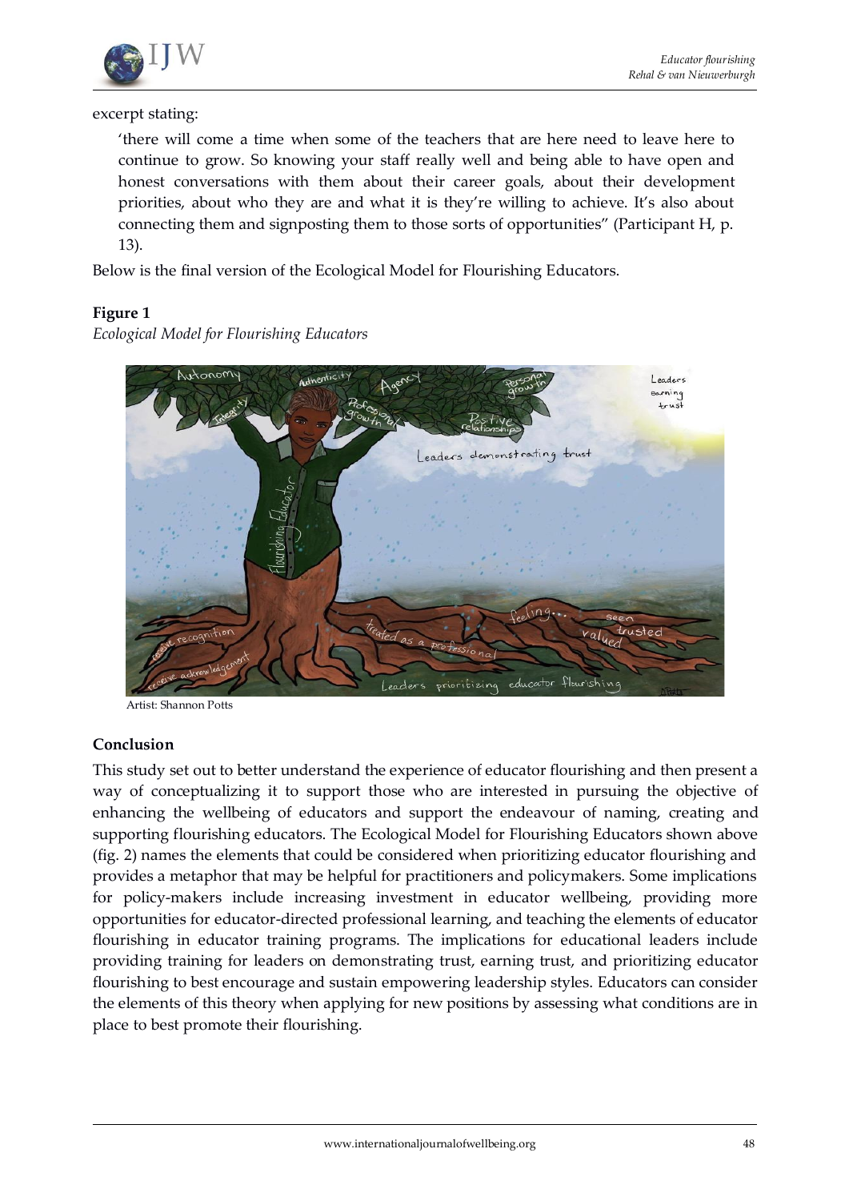excerpt stating:

> 'there will come a time when some of the teachers that are here need to leave here to continue to grow. So knowing your staff really well and being able to have open and honest conversations with them about their career goals, about their development priorities, about who they are and what it is they're willing to achieve. It's also about connecting them and signposting them to those sorts of opportunities" (Participant H, p. 13).

Below is the final version of the Ecological Model for Flourishing Educators.

**Figure 1**

*Ecological Model for Flourishing Educators*

Artist: Shannon Potts

## Conclusion

This study set out to better understand the experience of educator flourishing and then present a way of conceptualizing it to support those who are interested in pursuing the objective of enhancing the wellbeing of educators and support the endeavour of naming, creating and supporting flourishing educators. The Ecological Model for Flourishing Educators shown above (fig. 2) names the elements that could be considered when prioritizing educator flourishing and provides a metaphor that may be helpful for practitioners and policymakers. Some implications for policy-makers include increasing investment in educator wellbeing, providing more opportunities for educator-directed professional learning, and teaching the elements of educator flourishing in educator training programs. The implications for educational leaders include providing training for leaders on demonstrating trust, earning trust, and prioritizing educator flourishing to best encourage and sustain empowering leadership styles. Educators can consider the elements of this theory when applying for new positions by assessing what conditions are in place to best promote their flourishing.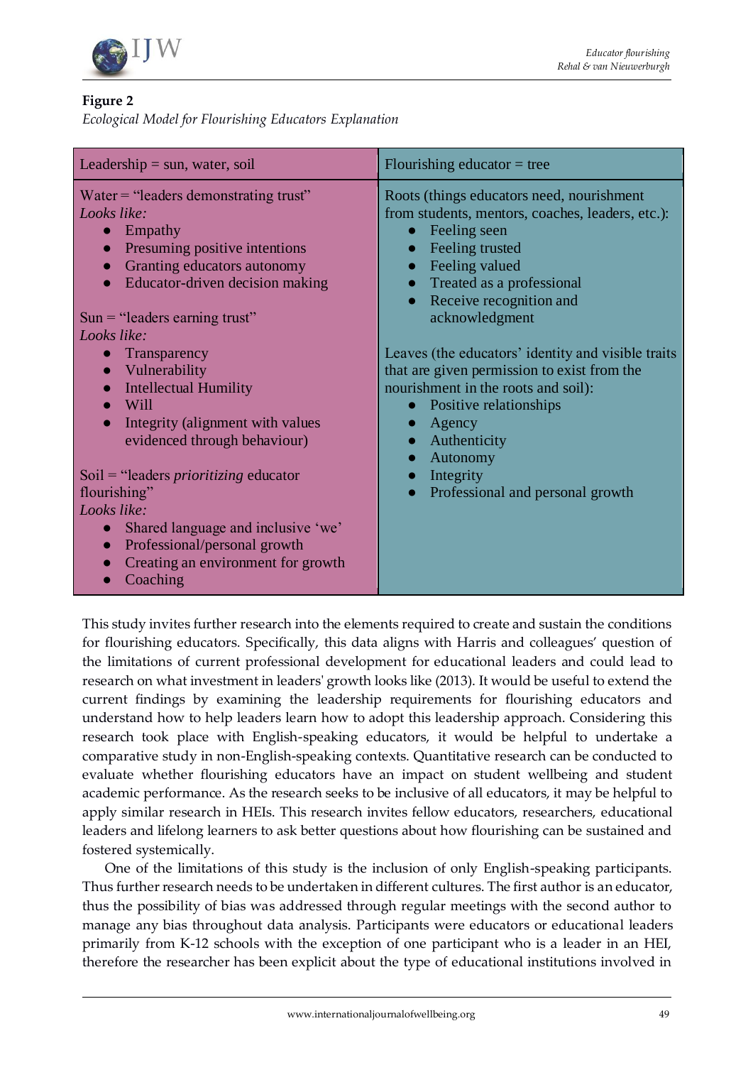**Figure 2**

*Ecological Model for Flourishing Educators Explanation*

| Leadership = sun, water, soil | Flourishing educator = tree |
|---|---|
| Water = "leaders demonstrating trust"<br>*Looks like:*<br>● Empathy<br>● Presuming positive intentions<br>● Granting educators autonomy<br>● Educator-driven decision making<br><br>Sun = "leaders earning trust"<br>*Looks like:*<br>● Transparency<br>● Vulnerability<br>● Intellectual Humility<br>● Will<br>● Integrity (alignment with values evidenced through behaviour)<br><br>Soil = "leaders *prioritizing* educator flourishing"<br>*Looks like:*<br>● Shared language and inclusive 'we'<br>● Professional/personal growth<br>● Creating an environment for growth<br>● Coaching | Roots (things educators need, nourishment from students, mentors, coaches, leaders, etc.):<br>● Feeling seen<br>● Feeling trusted<br>● Feeling valued<br>● Treated as a professional<br>● Receive recognition and acknowledgment<br><br>Leaves (the educators' identity and visible traits that are given permission to exist from the nourishment in the roots and soil):<br>● Positive relationships<br>● Agency<br>● Authenticity<br>● Autonomy<br>● Integrity<br>● Professional and personal growth |

This study invites further research into the elements required to create and sustain the conditions for flourishing educators. Specifically, this data aligns with Harris and colleagues' question of the limitations of current professional development for educational leaders and could lead to research on what investment in leaders' growth looks like (2013). It would be useful to extend the current findings by examining the leadership requirements for flourishing educators and understand how to help leaders learn how to adopt this leadership approach. Considering this research took place with English-speaking educators, it would be helpful to undertake a comparative study in non-English-speaking contexts. Quantitative research can be conducted to evaluate whether flourishing educators have an impact on student wellbeing and student academic performance. As the research seeks to be inclusive of all educators, it may be helpful to apply similar research in HEIs. This research invites fellow educators, researchers, educational leaders and lifelong learners to ask better questions about how flourishing can be sustained and fostered systemically.

One of the limitations of this study is the inclusion of only English-speaking participants. Thus further research needs to be undertaken in different cultures. The first author is an educator, thus the possibility of bias was addressed through regular meetings with the second author to manage any bias throughout data analysis. Participants were educators or educational leaders primarily from K-12 schools with the exception of one participant who is a leader in an HEI, therefore the researcher has been explicit about the type of educational institutions involved in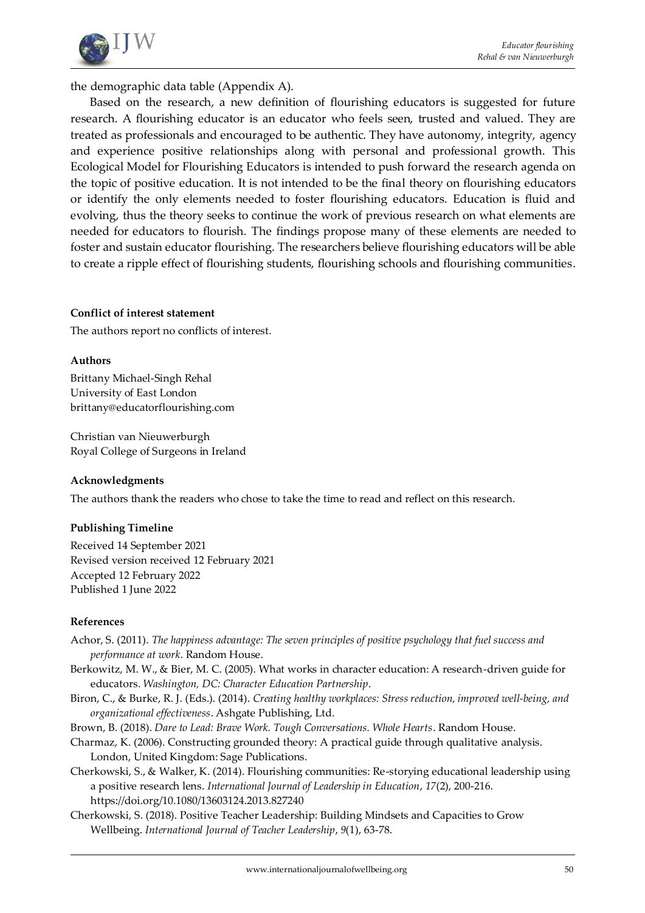the demographic data table (Appendix A).

Based on the research, a new definition of flourishing educators is suggested for future research. A flourishing educator is an educator who feels seen, trusted and valued. They are treated as professionals and encouraged to be authentic. They have autonomy, integrity, agency and experience positive relationships along with personal and professional growth. This Ecological Model for Flourishing Educators is intended to push forward the research agenda on the topic of positive education. It is not intended to be the final theory on flourishing educators or identify the only elements needed to foster flourishing educators. Education is fluid and evolving, thus the theory seeks to continue the work of previous research on what elements are needed for educators to flourish. The findings propose many of these elements are needed to foster and sustain educator flourishing. The researchers believe flourishing educators will be able to create a ripple effect of flourishing students, flourishing schools and flourishing communities.

**Conflict of interest statement**

The authors report no conflicts of interest.

**Authors**

Brittany Michael-Singh Rehal
University of East London
brittany@educatorflourishing.com

Christian van Nieuwerburgh
Royal College of Surgeons in Ireland

**Acknowledgments**

The authors thank the readers who chose to take the time to read and reflect on this research.

**Publishing Timeline**

Received 14 September 2021
Revised version received 12 February 2021
Accepted 12 February 2022
Published 1 June 2022

**References**

Achor, S. (2011). *The happiness advantage: The seven principles of positive psychology that fuel success and performance at work*. Random House.

Berkowitz, M. W., & Bier, M. C. (2005). What works in character education: A research-driven guide for educators. *Washington, DC: Character Education Partnership*.

Biron, C., & Burke, R. J. (Eds.). (2014). *Creating healthy workplaces: Stress reduction, improved well-being, and organizational effectiveness*. Ashgate Publishing, Ltd.

Brown, B. (2018). *Dare to Lead: Brave Work. Tough Conversations. Whole Hearts*. Random House.

Charmaz, K. (2006). Constructing grounded theory: A practical guide through qualitative analysis. London, United Kingdom: Sage Publications.

Cherkowski, S., & Walker, K. (2014). Flourishing communities: Re-storying educational leadership using a positive research lens. *International Journal of Leadership in Education*, *17*(2), 200-216. https://doi.org/10.1080/13603124.2013.827240

Cherkowski, S. (2018). Positive Teacher Leadership: Building Mindsets and Capacities to Grow Wellbeing. *International Journal of Teacher Leadership*, *9*(1), 63-78.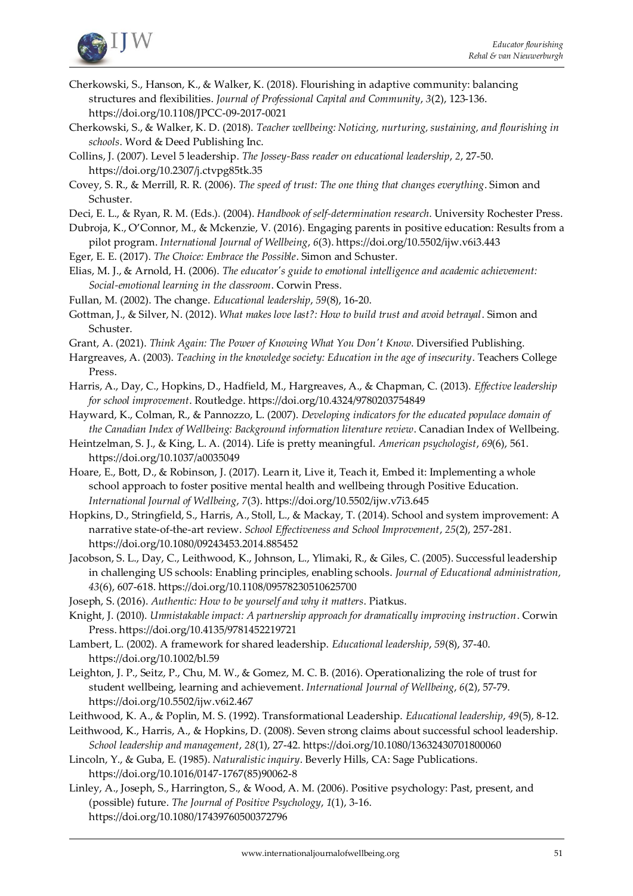Cherkowski, S., Hanson, K., & Walker, K. (2018). Flourishing in adaptive community: balancing structures and flexibilities. *Journal of Professional Capital and Community*, *3*(2), 123-136. https://doi.org/10.1108/JPCC-09-2017-0021

Cherkowski, S., & Walker, K. D. (2018). *Teacher wellbeing: Noticing, nurturing, sustaining, and flourishing in schools*. Word & Deed Publishing Inc.

Collins, J. (2007). Level 5 leadership. *The Jossey-Bass reader on educational leadership*, *2*, 27-50. https://doi.org/10.2307/j.ctvpg85tk.35

Covey, S. R., & Merrill, R. R. (2006). *The speed of trust: The one thing that changes everything*. Simon and Schuster.

Deci, E. L., & Ryan, R. M. (Eds.). (2004). *Handbook of self-determination research*. University Rochester Press.

Dubroja, K., O'Connor, M., & Mckenzie, V. (2016). Engaging parents in positive education: Results from a pilot program. *International Journal of Wellbeing*, *6*(3). https://doi.org/10.5502/ijw.v6i3.443

Eger, E. E. (2017). *The Choice: Embrace the Possible*. Simon and Schuster.

Elias, M. J., & Arnold, H. (2006). *The educator's guide to emotional intelligence and academic achievement: Social-emotional learning in the classroom*. Corwin Press.

Fullan, M. (2002). The change. *Educational leadership*, *59*(8), 16-20.

Gottman, J., & Silver, N. (2012). *What makes love last?: How to build trust and avoid betrayal*. Simon and Schuster.

Grant, A. (2021). *Think Again: The Power of Knowing What You Don't Know*. Diversified Publishing.

Hargreaves, A. (2003). *Teaching in the knowledge society: Education in the age of insecurity*. Teachers College Press.

Harris, A., Day, C., Hopkins, D., Hadfield, M., Hargreaves, A., & Chapman, C. (2013). *Effective leadership for school improvement*. Routledge. https://doi.org/10.4324/9780203754849

Hayward, K., Colman, R., & Pannozzo, L. (2007). *Developing indicators for the educated populace domain of the Canadian Index of Wellbeing: Background information literature review*. Canadian Index of Wellbeing.

Heintzelman, S. J., & King, L. A. (2014). Life is pretty meaningful. *American psychologist*, *69*(6), 561. https://doi.org/10.1037/a0035049

Hoare, E., Bott, D., & Robinson, J. (2017). Learn it, Live it, Teach it, Embed it: Implementing a whole school approach to foster positive mental health and wellbeing through Positive Education. *International Journal of Wellbeing*, *7*(3). https://doi.org/10.5502/ijw.v7i3.645

Hopkins, D., Stringfield, S., Harris, A., Stoll, L., & Mackay, T. (2014). School and system improvement: A narrative state-of-the-art review. *School Effectiveness and School Improvement*, *25*(2), 257-281. https://doi.org/10.1080/09243453.2014.885452

Jacobson, S. L., Day, C., Leithwood, K., Johnson, L., Ylimaki, R., & Giles, C. (2005). Successful leadership in challenging US schools: Enabling principles, enabling schools. *Journal of Educational administration, 43*(6), 607-618. https://doi.org/10.1108/09578230510625700

Joseph, S. (2016). *Authentic: How to be yourself and why it matters*. Piatkus.

Knight, J. (2010). *Unmistakable impact: A partnership approach for dramatically improving instruction*. Corwin Press. https://doi.org/10.4135/9781452219721

Lambert, L. (2002). A framework for shared leadership. *Educational leadership*, *59*(8), 37-40. https://doi.org/10.1002/bl.59

Leighton, J. P., Seitz, P., Chu, M. W., & Gomez, M. C. B. (2016). Operationalizing the role of trust for student wellbeing, learning and achievement. *International Journal of Wellbeing*, *6*(2), 57-79. https://doi.org/10.5502/ijw.v6i2.467

Leithwood, K. A., & Poplin, M. S. (1992). Transformational Leadership. *Educational leadership*, *49*(5), 8-12.

Leithwood, K., Harris, A., & Hopkins, D. (2008). Seven strong claims about successful school leadership. *School leadership and management*, *28*(1), 27-42. https://doi.org/10.1080/13632430701800060

Lincoln, Y., & Guba, E. (1985). *Naturalistic inquiry*. Beverly Hills, CA: Sage Publications. https://doi.org/10.1016/0147-1767(85)90062-8

Linley, A., Joseph, S., Harrington, S., & Wood, A. M. (2006). Positive psychology: Past, present, and (possible) future. *The Journal of Positive Psychology*, *1*(1), 3-16. https://doi.org/10.1080/17439760500372796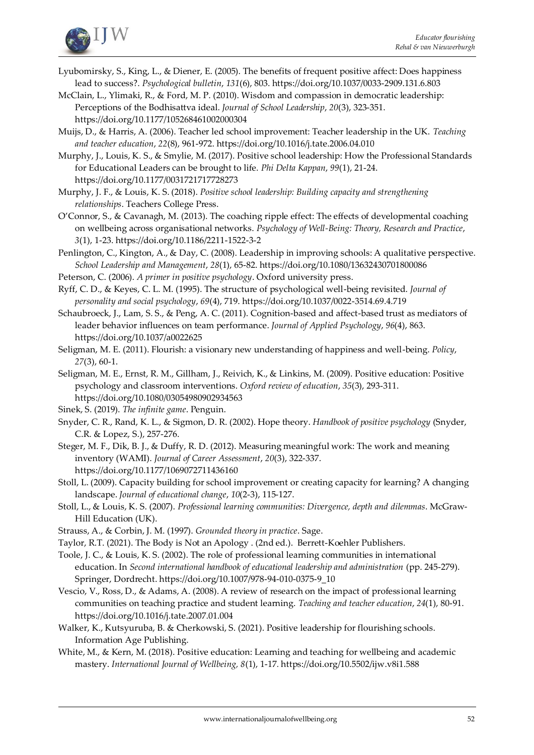Lyubomirsky, S., King, L., & Diener, E. (2005). The benefits of frequent positive affect: Does happiness lead to success?. *Psychological bulletin*, *131*(6), 803. https://doi.org/10.1037/0033-2909.131.6.803

McClain, L., Ylimaki, R., & Ford, M. P. (2010). Wisdom and compassion in democratic leadership: Perceptions of the Bodhisattva ideal. *Journal of School Leadership*, *20*(3), 323-351. https://doi.org/10.1177/105268461002000304

Muijs, D., & Harris, A. (2006). Teacher led school improvement: Teacher leadership in the UK. *Teaching and teacher education*, *22*(8), 961-972. https://doi.org/10.1016/j.tate.2006.04.010

Murphy, J., Louis, K. S., & Smylie, M. (2017). Positive school leadership: How the Professional Standards for Educational Leaders can be brought to life. *Phi Delta Kappan*, *99*(1), 21-24. https://doi.org/10.1177/0031721717728273

Murphy, J. F., & Louis, K. S. (2018). *Positive school leadership: Building capacity and strengthening relationships*. Teachers College Press.

O'Connor, S., & Cavanagh, M. (2013). The coaching ripple effect: The effects of developmental coaching on wellbeing across organisational networks. *Psychology of Well-Being: Theory, Research and Practice*, *3*(1), 1-23. https://doi.org/10.1186/2211-1522-3-2

Penlington, C., Kington, A., & Day, C. (2008). Leadership in improving schools: A qualitative perspective. *School Leadership and Management*, *28*(1), 65-82. https://doi.org/10.1080/13632430701800086

Peterson, C. (2006). *A primer in positive psychology*. Oxford university press.

Ryff, C. D., & Keyes, C. L. M. (1995). The structure of psychological well-being revisited. *Journal of personality and social psychology*, *69*(4), 719. https://doi.org/10.1037/0022-3514.69.4.719

Schaubroeck, J., Lam, S. S., & Peng, A. C. (2011). Cognition-based and affect-based trust as mediators of leader behavior influences on team performance. *Journal of Applied Psychology*, *96*(4), 863. https://doi.org/10.1037/a0022625

Seligman, M. E. (2011). Flourish: a visionary new understanding of happiness and well-being. *Policy*, *27*(3), 60-1.

Seligman, M. E., Ernst, R. M., Gillham, J., Reivich, K., & Linkins, M. (2009). Positive education: Positive psychology and classroom interventions. *Oxford review of education*, *35*(3), 293-311. https://doi.org/10.1080/03054980902934563

Sinek, S. (2019). *The infinite game*. Penguin.

Snyder, C. R., Rand, K. L., & Sigmon, D. R. (2002). Hope theory. *Handbook of positive psychology* (Snyder, C.R. & Lopez, S.), 257-276.

Steger, M. F., Dik, B. J., & Duffy, R. D. (2012). Measuring meaningful work: The work and meaning inventory (WAMI). *Journal of Career Assessment*, *20*(3), 322-337. https://doi.org/10.1177/1069072711436160

Stoll, L. (2009). Capacity building for school improvement or creating capacity for learning? A changing landscape. *Journal of educational change*, *10*(2-3), 115-127.

Stoll, L., & Louis, K. S. (2007). *Professional learning communities: Divergence, depth and dilemmas*. McGraw-Hill Education (UK).

Strauss, A., & Corbin, J. M. (1997). *Grounded theory in practice*. Sage.

Taylor, R.T. (2021). The Body is Not an Apology . (2nd ed.). Berrett-Koehler Publishers.

Toole, J. C., & Louis, K. S. (2002). The role of professional learning communities in international education. In *Second international handbook of educational leadership and administration* (pp. 245-279). Springer, Dordrecht. https://doi.org/10.1007/978-94-010-0375-9_10

Vescio, V., Ross, D., & Adams, A. (2008). A review of research on the impact of professional learning communities on teaching practice and student learning. *Teaching and teacher education*, *24*(1), 80-91. https://doi.org/10.1016/j.tate.2007.01.004

Walker, K., Kutsyuruba, B. & Cherkowski, S. (2021). Positive leadership for flourishing schools. Information Age Publishing.

White, M., & Kern, M. (2018). Positive education: Learning and teaching for wellbeing and academic mastery. *International Journal of Wellbeing, 8*(1), 1-17. https://doi.org/10.5502/ijw.v8i1.588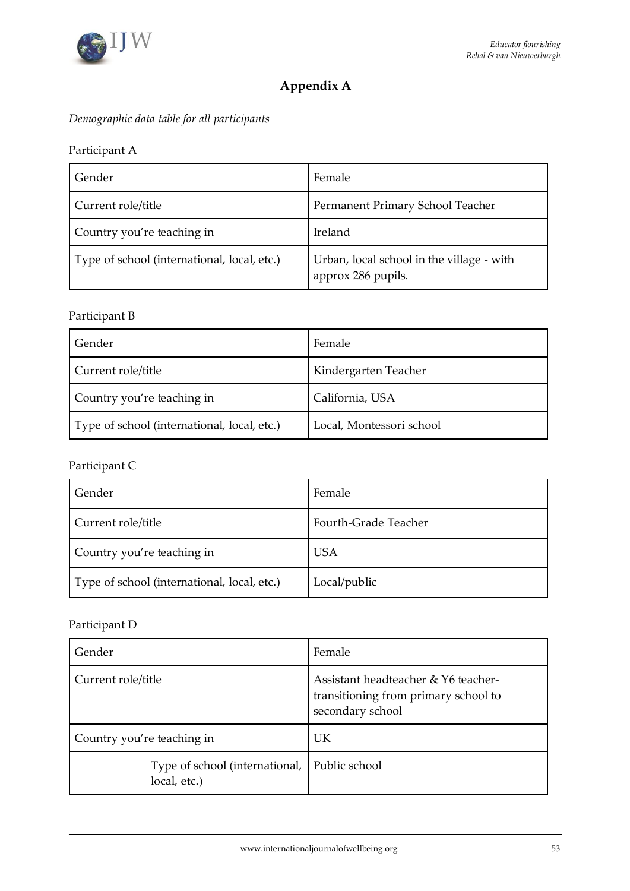# Appendix A

*Demographic data table for all participants*

Participant A

| Gender | Female |
|---|---|
| Current role/title | Permanent Primary School Teacher |
| Country you're teaching in | Ireland |
| Type of school (international, local, etc.) | Urban, local school in the village - with approx 286 pupils. |

Participant B

| Gender | Female |
|---|---|
| Current role/title | Kindergarten Teacher |
| Country you're teaching in | California, USA |
| Type of school (international, local, etc.) | Local, Montessori school |

Participant C

| Gender | Female |
|---|---|
| Current role/title | Fourth-Grade Teacher |
| Country you're teaching in | USA |
| Type of school (international, local, etc.) | Local/public |

Participant D

| Gender | Female |
|---|---|
| Current role/title | Assistant headteacher & Y6 teacher-transitioning from primary school to secondary school |
| Country you're teaching in | UK |
| Type of school (international, local, etc.) | Public school |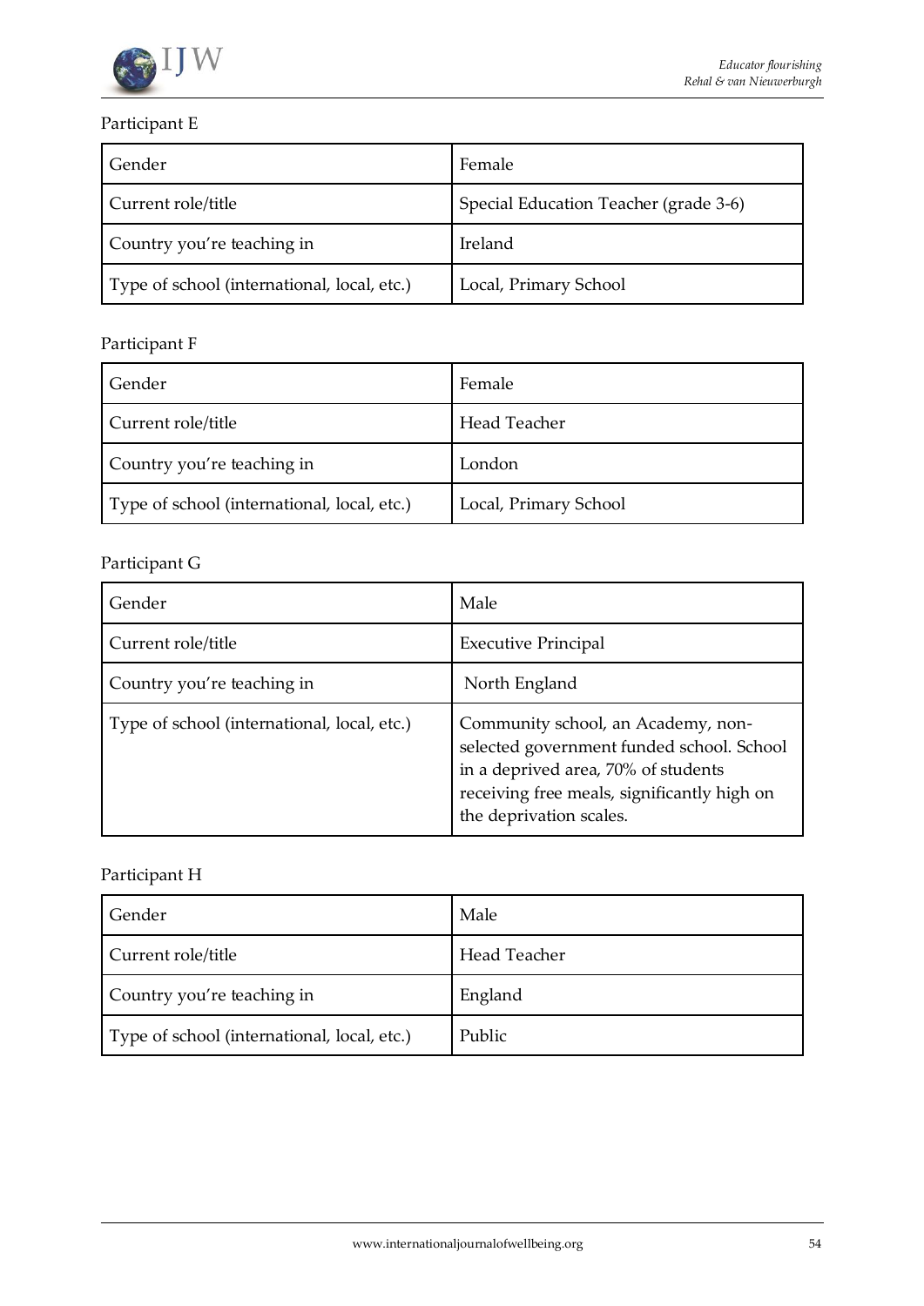Participant E

| Gender | Female |
|---|---|
| Current role/title | Special Education Teacher (grade 3-6) |
| Country you're teaching in | Ireland |
| Type of school (international, local, etc.) | Local, Primary School |

Participant F

| Gender | Female |
|---|---|
| Current role/title | Head Teacher |
| Country you're teaching in | London |
| Type of school (international, local, etc.) | Local, Primary School |

Participant G

| Gender | Male |
|---|---|
| Current role/title | Executive Principal |
| Country you're teaching in | North England |
| Type of school (international, local, etc.) | Community school, an Academy, non-selected government funded school. School in a deprived area, 70% of students receiving free meals, significantly high on the deprivation scales. |

Participant H

| Gender | Male |
|---|---|
| Current role/title | Head Teacher |
| Country you're teaching in | England |
| Type of school (international, local, etc.) | Public |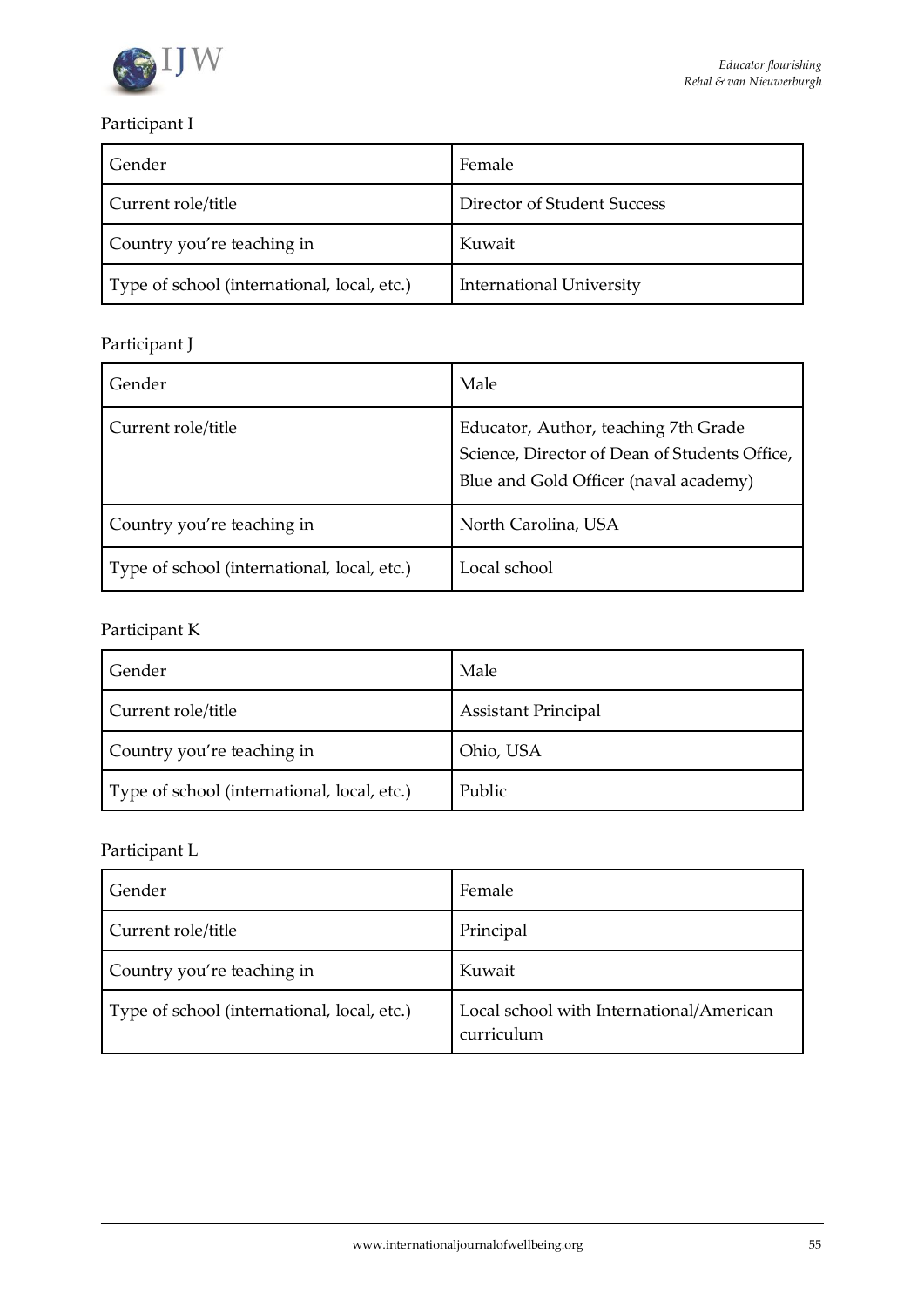Participant I

| Gender | Female |
|---|---|
| Current role/title | Director of Student Success |
| Country you're teaching in | Kuwait |
| Type of school (international, local, etc.) | International University |

Participant J

| Gender | Male |
|---|---|
| Current role/title | Educator, Author, teaching 7th Grade Science, Director of Dean of Students Office, Blue and Gold Officer (naval academy) |
| Country you're teaching in | North Carolina, USA |
| Type of school (international, local, etc.) | Local school |

Participant K

| Gender | Male |
|---|---|
| Current role/title | Assistant Principal |
| Country you're teaching in | Ohio, USA |
| Type of school (international, local, etc.) | Public |

Participant L

| Gender | Female |
|---|---|
| Current role/title | Principal |
| Country you're teaching in | Kuwait |
| Type of school (international, local, etc.) | Local school with International/American curriculum |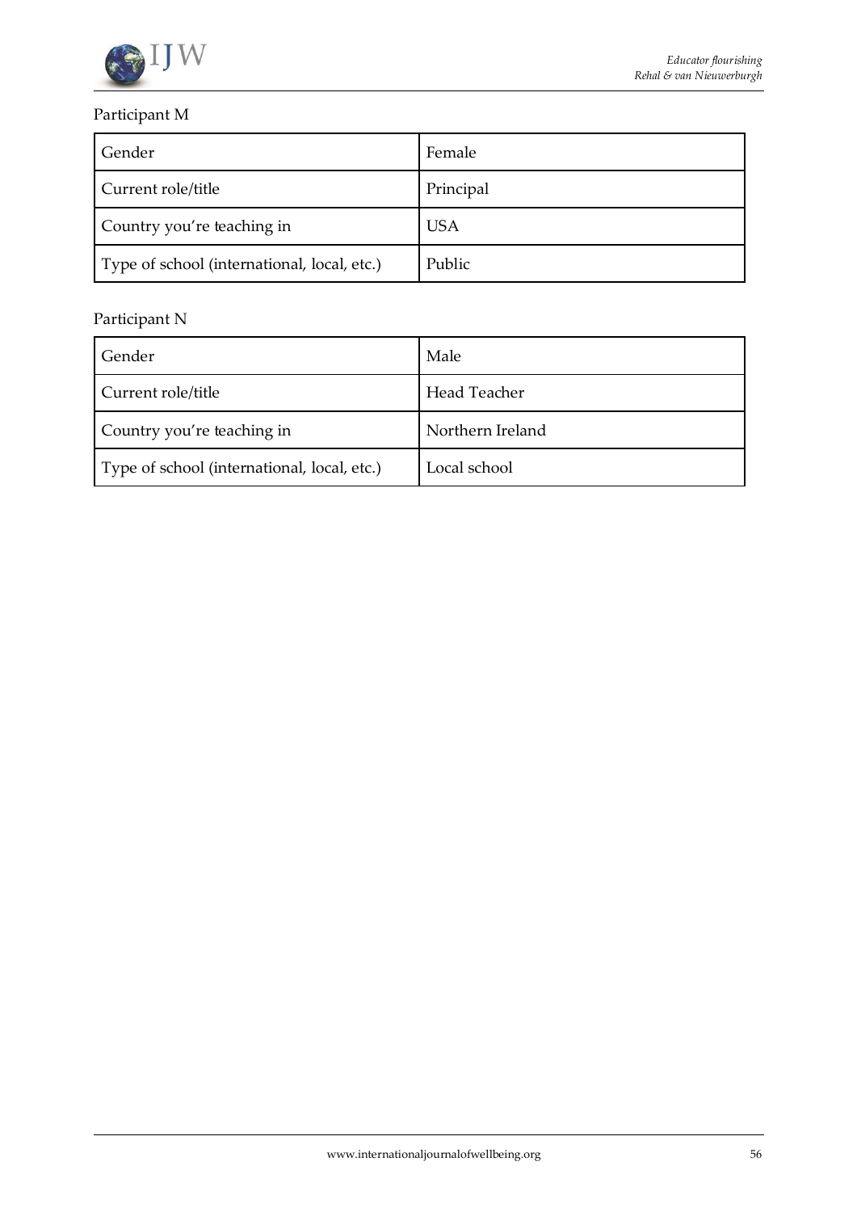Participant M

| Gender | Female |
|---|---|
| Current role/title | Principal |
| Country you're teaching in | USA |
| Type of school (international, local, etc.) | Public |

Participant N

| Gender | Male |
|---|---|
| Current role/title | Head Teacher |
| Country you're teaching in | Northern Ireland |
| Type of school (international, local, etc.) | Local school |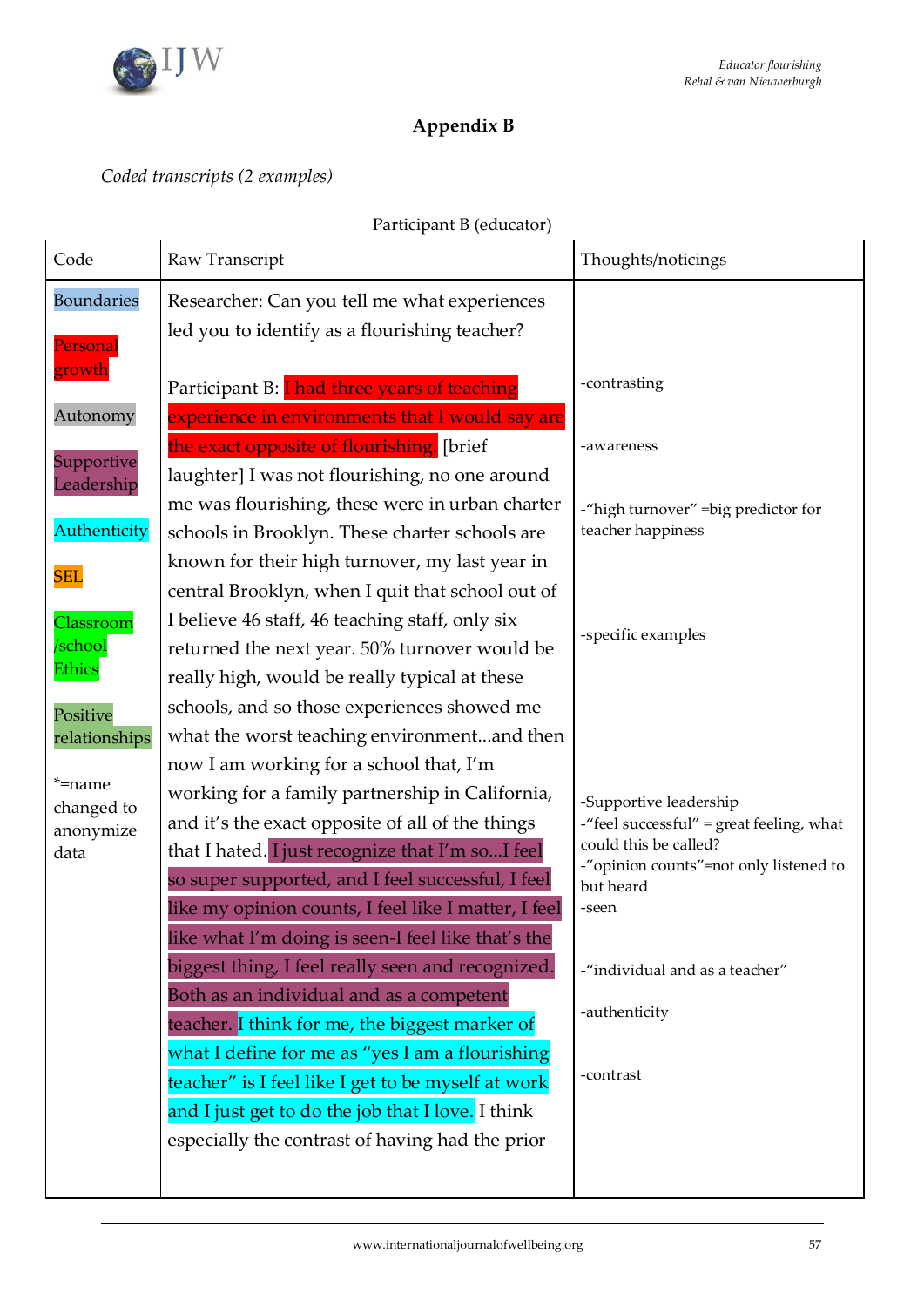## Appendix B

*Coded transcripts (2 examples)*

Participant B (educator)

| Code | Raw Transcript | Thoughts/noticings |
|---|---|---|
| Boundaries<br><br>Personal growth<br><br>Autonomy<br><br>Supportive Leadership<br><br>Authenticity<br><br>SEL<br><br>Classroom /school Ethics<br><br>Positive relationships<br><br>*=name changed to anonymize data | Researcher: Can you tell me what experiences led you to identify as a flourishing teacher?<br><br>Participant B: I had three years of teaching experience in environments that I would say are the exact opposite of flourishing. [brief laughter] I was not flourishing, no one around me was flourishing, these were in urban charter schools in Brooklyn. These charter schools are known for their high turnover, my last year in central Brooklyn, when I quit that school out of I believe 46 staff, 46 teaching staff, only six returned the next year. 50% turnover would be really high, would be really typical at these schools, and so those experiences showed me what the worst teaching environment...and then now I am working for a school that, I'm working for a family partnership in California, and it's the exact opposite of all of the things that I hated. I just recognize that I'm so...I feel so super supported, and I feel successful, I feel like my opinion counts, I feel like I matter, I feel like what I'm doing is seen-I feel like that's the biggest thing, I feel really seen and recognized. Both as an individual and as a competent teacher. I think for me, the biggest marker of what I define for me as "yes I am a flourishing teacher" is I feel like I get to be myself at work and I just get to do the job that I love. I think especially the contrast of having had the prior | -contrasting<br><br>-awareness<br><br>-"high turnover" =big predictor for teacher happiness<br><br>-specific examples<br><br>-Supportive leadership<br>-"feel successful" = great feeling, what could this be called?<br>-"opinion counts"=not only listened to but heard<br>-seen<br><br>-"individual and as a teacher"<br><br>-authenticity<br><br>-contrast |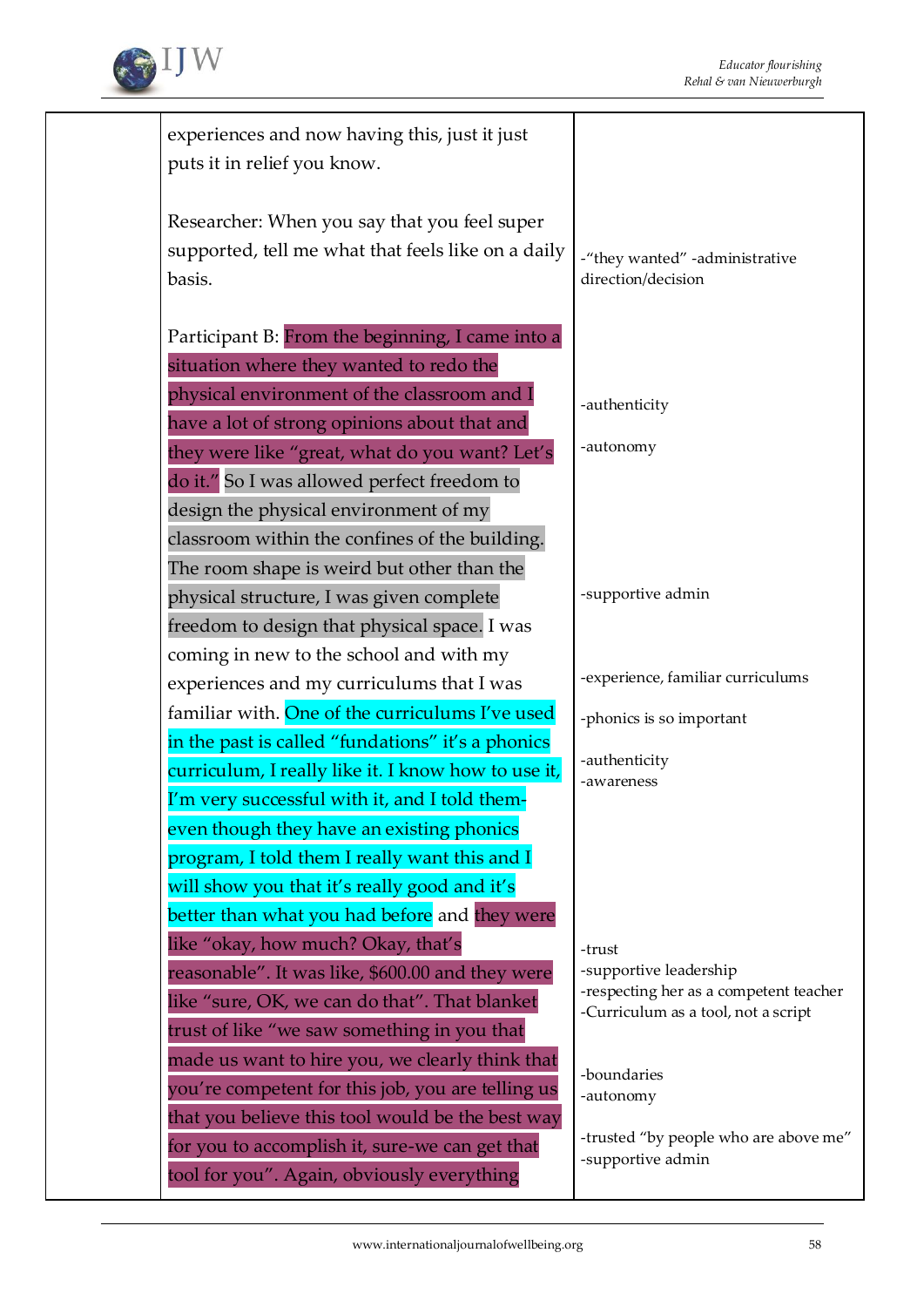| | | |
|---|---|---|
| | experiences and now having this, just it just puts it in relief you know. | |
| | Researcher: When you say that you feel super supported, tell me what that feels like on a daily basis. | -"they wanted" -administrative direction/decision |
| | Participant B: From the beginning, I came into a situation where they wanted to redo the physical environment of the classroom and I have a lot of strong opinions about that and they were like "great, what do you want? Let's do it." So I was allowed perfect freedom to design the physical environment of my classroom within the confines of the building. The room shape is weird but other than the physical structure, I was given complete freedom to design that physical space. I was coming in new to the school and with my experiences and my curriculums that I was familiar with. One of the curriculums I've used in the past is called "fundations" it's a phonics curriculum, I really like it. I know how to use it, I'm very successful with it, and I told them- even though they have an existing phonics program, I told them I really want this and I will show you that it's really good and it's better than what you had before and they were like "okay, how much? Okay, that's reasonable". It was like, $600.00 and they were like "sure, OK, we can do that". That blanket trust of like "we saw something in you that made us want to hire you, we clearly think that you're competent for this job, you are telling us that you believe this tool would be the best way for you to accomplish it, sure-we can get that tool for you". Again, obviously everything | -authenticity<br>-autonomy<br>-supportive admin<br>-experience, familiar curriculums<br>-phonics is so important<br>-authenticity<br>-awareness<br>-trust<br>-supportive leadership<br>-respecting her as a competent teacher<br>-Curriculum as a tool, not a script<br>-boundaries<br>-autonomy<br>-trusted "by people who are above me"<br>-supportive admin |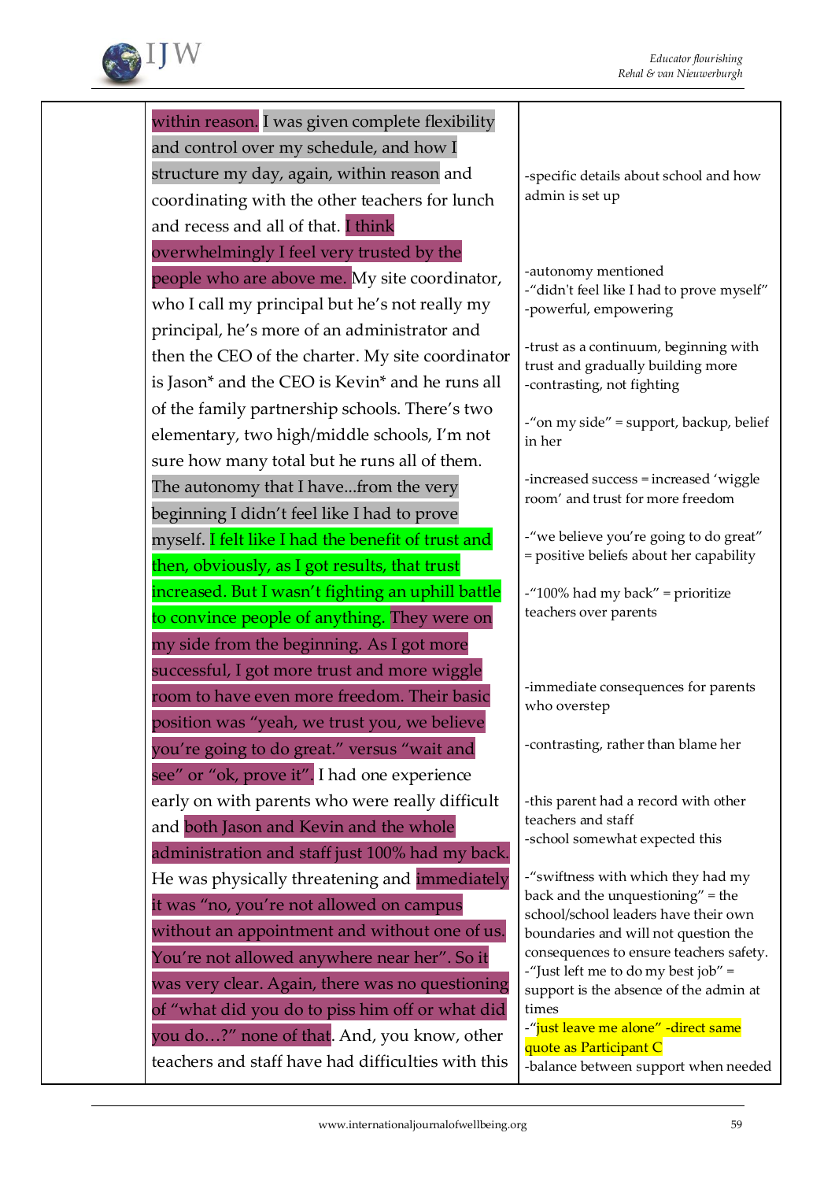| | | |
|---|---|---|
| | within reason. I was given complete flexibility and control over my schedule, and how I structure my day, again, within reason and coordinating with the other teachers for lunch and recess and all of that. I think overwhelmingly I feel very trusted by the people who are above me. My site coordinator, who I call my principal but he's not really my principal, he's more of an administrator and then the CEO of the charter. My site coordinator is Jason* and the CEO is Kevin* and he runs all of the family partnership schools. There's two elementary, two high/middle schools, I'm not sure how many total but he runs all of them. The autonomy that I have...from the very beginning I didn't feel like I had to prove myself. I felt like I had the benefit of trust and then, obviously, as I got results, that trust increased. But I wasn't fighting an uphill battle to convince people of anything. They were on my side from the beginning. As I got more successful, I got more trust and more wiggle room to have even more freedom. Their basic position was "yeah, we trust you, we believe you're going to do great." versus "wait and see" or "ok, prove it". I had one experience early on with parents who were really difficult and both Jason and Kevin and the whole administration and staff just 100% had my back. He was physically threatening and immediately it was "no, you're not allowed on campus without an appointment and without one of us. You're not allowed anywhere near her". So it was very clear. Again, there was no questioning of "what did you do to piss him off or what did you do...?" none of that. And, you know, other teachers and staff have had difficulties with this | -specific details about school and how admin is set up<br><br>-autonomy mentioned<br>-"didn't feel like I had to prove myself"<br>-powerful, empowering<br><br>-trust as a continuum, beginning with trust and gradually building more<br>-contrasting, not fighting<br><br>-"on my side" = support, backup, belief in her<br><br>-increased success = increased 'wiggle room' and trust for more freedom<br><br>-"we believe you're going to do great" = positive beliefs about her capability<br><br>-"100% had my back" = prioritize teachers over parents<br><br>-immediate consequences for parents who overstep<br><br>-contrasting, rather than blame her<br><br>-this parent had a record with other teachers and staff<br>-school somewhat expected this<br><br>-"swiftness with which they had my back and the unquestioning" = the school/school leaders have their own boundaries and will not question the consequences to ensure teachers safety.<br>-"Just left me to do my best job" = support is the absence of the admin at times<br>-"just leave me alone" -direct same quote as Participant C<br>-balance between support when needed |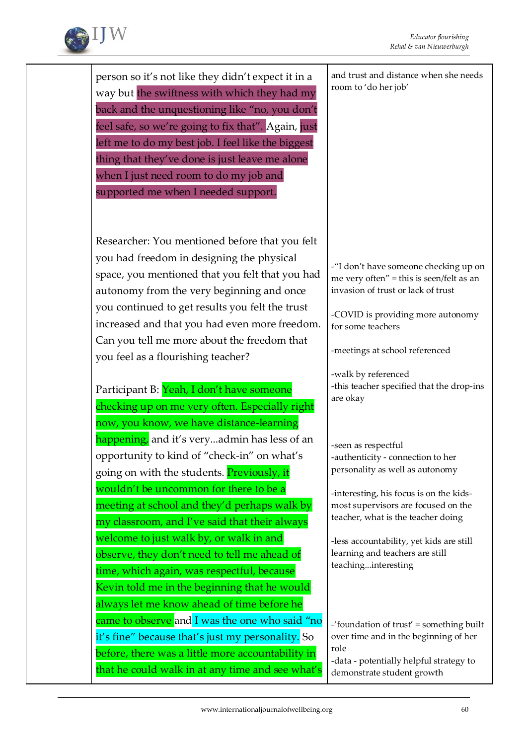| | | |
|---|---|---|
| | person so it's not like they didn't expect it in a way but the swiftness with which they had my back and the unquestioning like "no, you don't feel safe, so we're going to fix that". Again, just left me to do my best job. I feel like the biggest thing that they've done is just leave me alone when I just need room to do my job and supported me when I needed support. | and trust and distance when she needs room to 'do her job' |
| | Researcher: You mentioned before that you felt you had freedom in designing the physical space, you mentioned that you felt that you had autonomy from the very beginning and once you continued to get results you felt the trust increased and that you had even more freedom. Can you tell me more about the freedom that you feel as a flourishing teacher?<br><br>Participant B: Yeah, I don't have someone checking up on me very often. Especially right now, you know, we have distance-learning happening, and it's very...admin has less of an opportunity to kind of "check-in" on what's going on with the students. Previously, it wouldn't be uncommon for there to be a meeting at school and they'd perhaps walk by my classroom, and I've said that their always welcome to just walk by, or walk in and observe, they don't need to tell me ahead of time, which again, was respectful, because Kevin told me in the beginning that he would always let me know ahead of time before he came to observe and I was the one who said "no it's fine" because that's just my personality. So before, there was a little more accountability in that he could walk in at any time and see what's | -"I don't have someone checking up on me very often" = this is seen/felt as an invasion of trust or lack of trust<br><br>-COVID is providing more autonomy for some teachers<br><br>-meetings at school referenced<br><br>-walk by referenced<br>-this teacher specified that the drop-ins are okay<br><br>-seen as respectful<br>-authenticity - connection to her personality as well as autonomy<br><br>-interesting, his focus is on the kids- most supervisors are focused on the teacher, what is the teacher doing<br><br>-less accountability, yet kids are still learning and teachers are still teaching...interesting<br><br>-'foundation of trust' = something built over time and in the beginning of her role<br>-data - potentially helpful strategy to demonstrate student growth |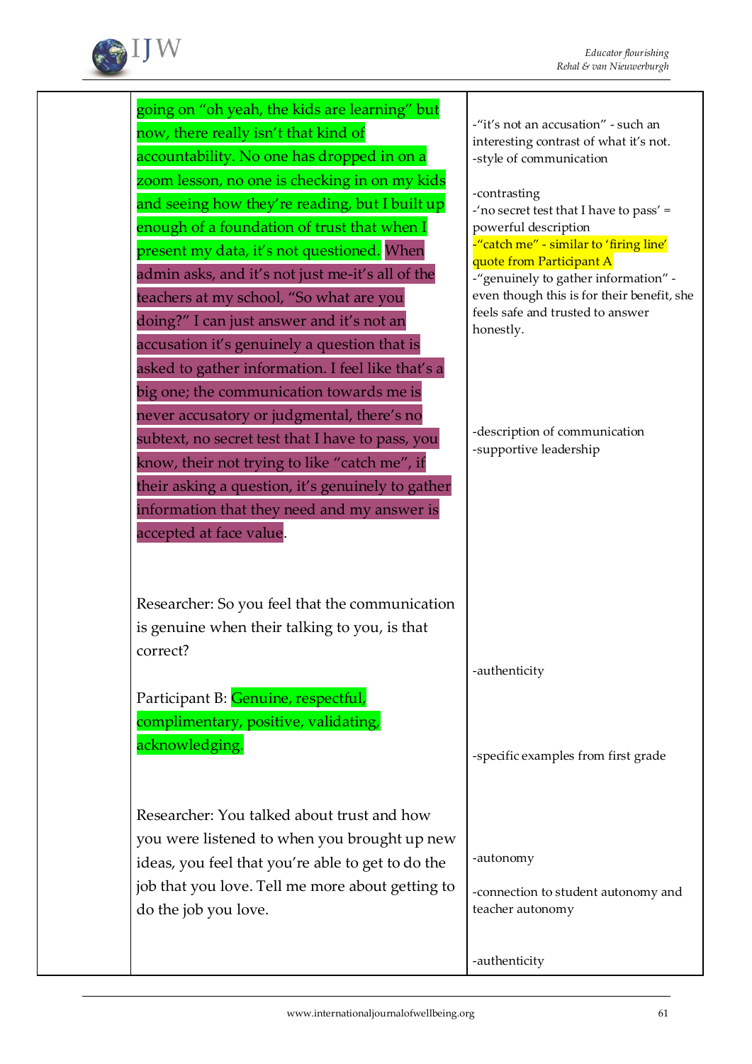| | | |
|---|---|---|
| | going on "oh yeah, the kids are learning" but now, there really isn't that kind of accountability. No one has dropped in on a zoom lesson, no one is checking in on my kids and seeing how they're reading, but I built up enough of a foundation of trust that when I present my data, it's not questioned. When admin asks, and it's not just me-it's all of the teachers at my school, "So what are you doing?" I can just answer and it's not an accusation it's genuinely a question that is asked to gather information. I feel like that's a big one; the communication towards me is never accusatory or judgmental, there's no subtext, no secret test that I have to pass, you know, their not trying to like "catch me", if their asking a question, it's genuinely to gather information that they need and my answer is accepted at face value. | -"it's not an accusation" - such an interesting contrast of what it's not.<br>-style of communication<br><br>-contrasting<br>-'no secret test that I have to pass' = powerful description<br>-"catch me" - similar to 'firing line' quote from Participant A<br>-"genuinely to gather information" - even though this is for their benefit, she feels safe and trusted to answer honestly.<br><br>-description of communication<br>-supportive leadership |
| | Researcher: So you feel that the communication is genuine when their talking to you, is that correct?<br><br>Participant B: Genuine, respectful, complimentary, positive, validating, acknowledging. | -authenticity<br><br>-specific examples from first grade |
| | Researcher: You talked about trust and how you were listened to when you brought up new ideas, you feel that you're able to get to do the job that you love. Tell me more about getting to do the job you love. | -autonomy<br><br>-connection to student autonomy and teacher autonomy<br><br>-authenticity |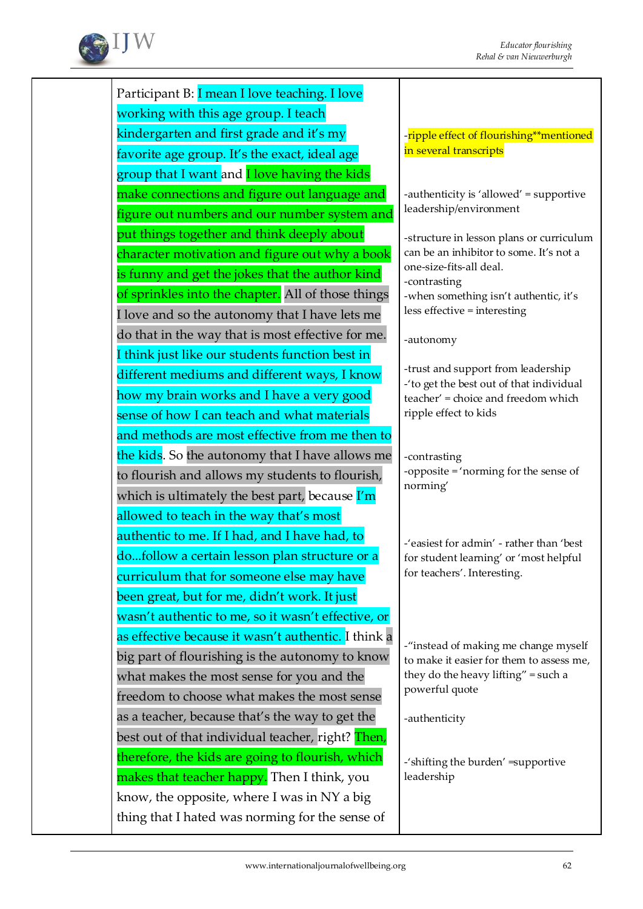| | Participant B: I mean I love teaching. I love working with this age group. I teach kindergarten and first grade and it's my favorite age group. It's the exact, ideal age group that I want and I love having the kids make connections and figure out language and figure out numbers and our number system and put things together and think deeply about character motivation and figure out why a book is funny and get the jokes that the author kind of sprinkles into the chapter. All of those things I love and so the autonomy that I have lets me do that in the way that is most effective for me. I think just like our students function best in different mediums and different ways, I know how my brain works and I have a very good sense of how I can teach and what materials and methods are most effective from me then to the kids. So the autonomy that I have allows me to flourish and allows my students to flourish, which is ultimately the best part, because I'm allowed to teach in the way that's most authentic to me. If I had, and I have had, to do...follow a certain lesson plan structure or a curriculum that for someone else may have been great, but for me, didn't work. It just wasn't authentic to me, so it wasn't effective, or as effective because it wasn't authentic. I think a big part of flourishing is the autonomy to know what makes the most sense for you and the freedom to choose what makes the most sense as a teacher, because that's the way to get the best out of that individual teacher, right? Then, therefore, the kids are going to flourish, which makes that teacher happy. Then I think, you know, the opposite, where I was in NY a big thing that I hated was norming for the sense of | -ripple effect of flourishing**mentioned in several transcripts<br><br>-authenticity is 'allowed' = supportive leadership/environment<br><br>-structure in lesson plans or curriculum can be an inhibitor to some. It's not a one-size-fits-all deal.<br>-contrasting<br>-when something isn't authentic, it's less effective = interesting<br><br>-autonomy<br><br>-trust and support from leadership<br>-'to get the best out of that individual teacher' = choice and freedom which ripple effect to kids<br><br>-contrasting<br>-opposite = 'norming for the sense of norming'<br><br>-'easiest for admin' - rather than 'best for student learning' or 'most helpful for teachers'. Interesting.<br><br>-"instead of making me change myself to make it easier for them to assess me, they do the heavy lifting" = such a powerful quote<br><br>-authenticity<br><br>-'shifting the burden' =supportive leadership |
|---|---|---|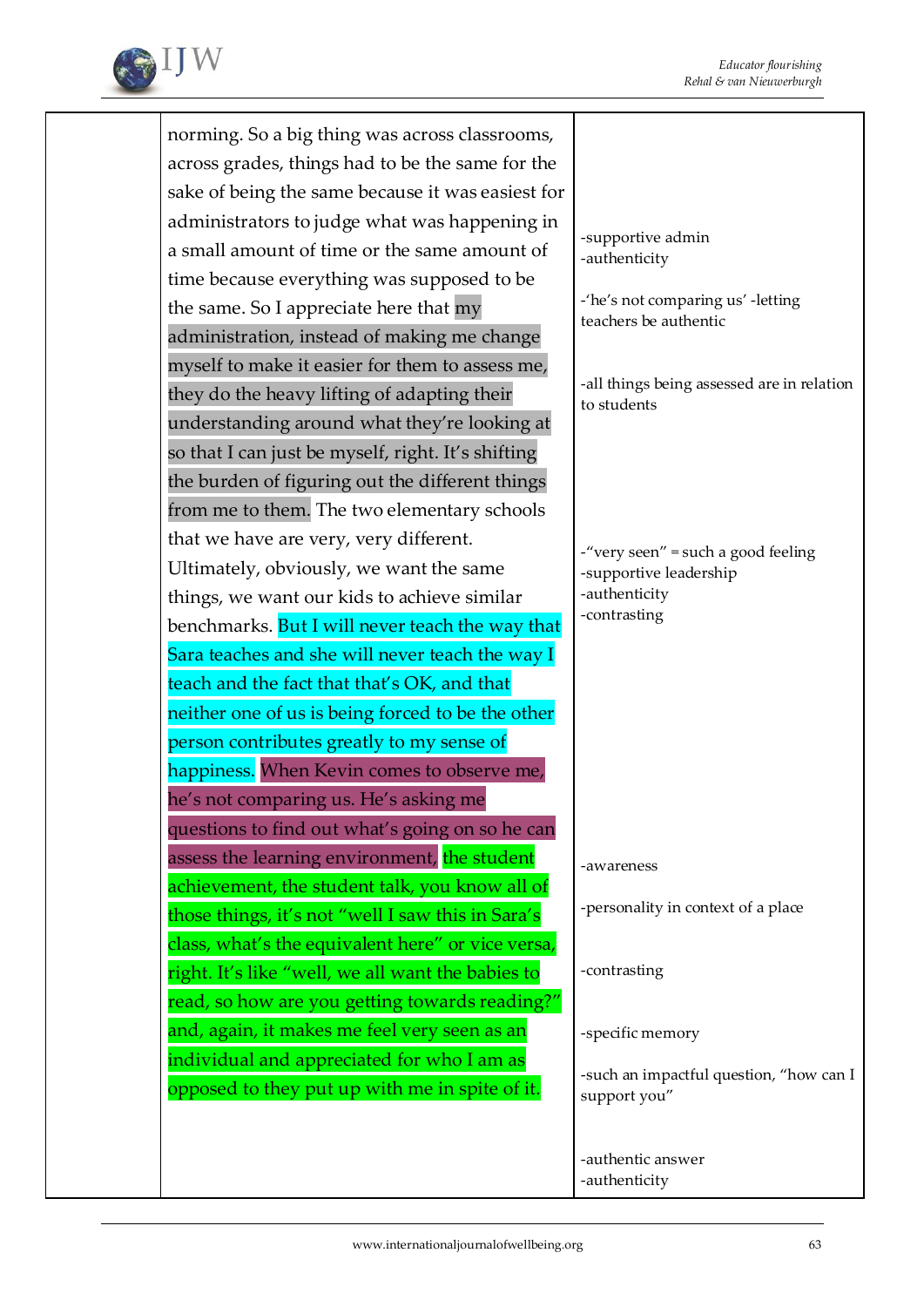|  | norming. So a big thing was across classrooms, across grades, things had to be the same for the sake of being the same because it was easiest for administrators to judge what was happening in a small amount of time or the same amount of time because everything was supposed to be the same. So I appreciate here that my administration, instead of making me change myself to make it easier for them to assess me, they do the heavy lifting of adapting their understanding around what they're looking at so that I can just be myself, right. It's shifting the burden of figuring out the different things from me to them. The two elementary schools that we have are very, very different. Ultimately, obviously, we want the same things, we want our kids to achieve similar benchmarks. But I will never teach the way that Sara teaches and she will never teach the way I teach and the fact that that's OK, and that neither one of us is being forced to be the other person contributes greatly to my sense of happiness. When Kevin comes to observe me, he's not comparing us. He's asking me questions to find out what's going on so he can assess the learning environment, the student achievement, the student talk, you know all of those things, it's not "well I saw this in Sara's class, what's the equivalent here" or vice versa, right. It's like "well, we all want the babies to read, so how are you getting towards reading?" and, again, it makes me feel very seen as an individual and appreciated for who I am as opposed to they put up with me in spite of it. | -supportive admin<br>-authenticity<br><br>-'he's not comparing us' -letting teachers be authentic<br><br>-all things being assessed are in relation to students<br><br>-"very seen" = such a good feeling<br>-supportive leadership<br>-authenticity<br>-contrasting<br><br>-awareness<br><br>-personality in context of a place<br><br>-contrasting<br><br>-specific memory<br><br>-such an impactful question, "how can I support you"<br><br>-authentic answer<br>-authenticity |
|---|---|---|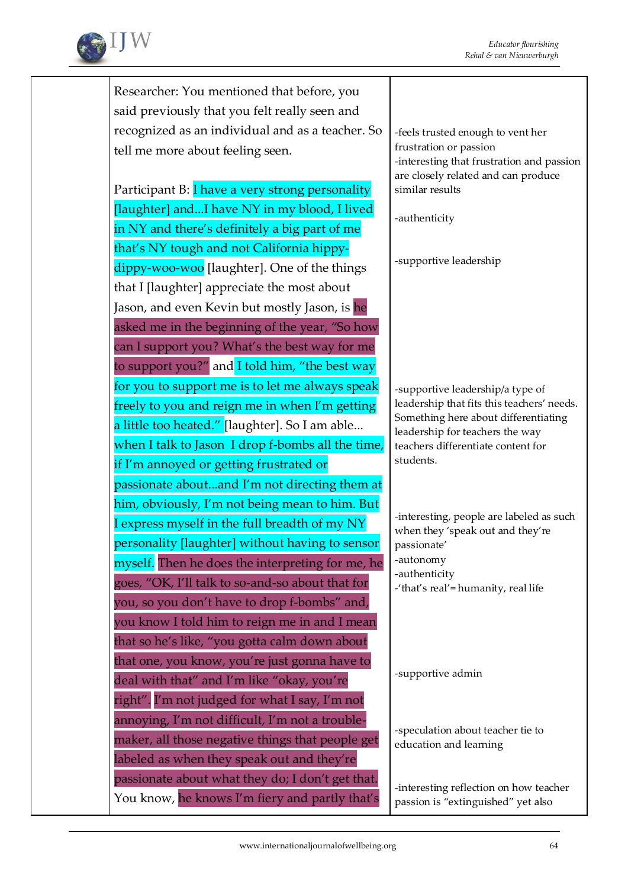| | | |
|---|---|---|
| | Researcher: You mentioned that before, you said previously that you felt really seen and recognized as an individual and as a teacher. So tell me more about feeling seen.<br><br>Participant B: I have a very strong personality [laughter] and...I have NY in my blood, I lived in NY and there's definitely a big part of me that's NY tough and not California hippy-dippy-woo-woo [laughter]. One of the things that I [laughter] appreciate the most about Jason, and even Kevin but mostly Jason, is he asked me in the beginning of the year, "So how can I support you? What's the best way for me to support you?" and I told him, "the best way for you to support me is to let me always speak freely to you and reign me in when I'm getting a little too heated." [laughter]. So I am able... when I talk to Jason I drop f-bombs all the time, if I'm annoyed or getting frustrated or passionate about...and I'm not directing them at him, obviously, I'm not being mean to him. But I express myself in the full breadth of my NY personality [laughter] without having to sensor myself. Then he does the interpreting for me, he goes, "OK, I'll talk to so-and-so about that for you, so you don't have to drop f-bombs" and, you know I told him to reign me in and I mean that so he's like, "you gotta calm down about that one, you know, you're just gonna have to deal with that" and I'm like "okay, you're right". I'm not judged for what I say, I'm not annoying, I'm not difficult, I'm not a trouble-maker, all those negative things that people get labeled as when they speak out and they're passionate about what they do; I don't get that. You know, he knows I'm fiery and partly that's | -feels trusted enough to vent her frustration or passion<br>-interesting that frustration and passion are closely related and can produce similar results<br><br>-authenticity<br><br>-supportive leadership<br><br>-supportive leadership/a type of leadership that fits this teachers' needs. Something here about differentiating leadership for teachers the way teachers differentiate content for students.<br><br>-interesting, people are labeled as such when they 'speak out and they're passionate'<br>-autonomy<br>-authenticity<br>-'that's real'= humanity, real life<br><br>-supportive admin<br><br>-speculation about teacher tie to education and learning<br><br>-interesting reflection on how teacher passion is "extinguished" yet also |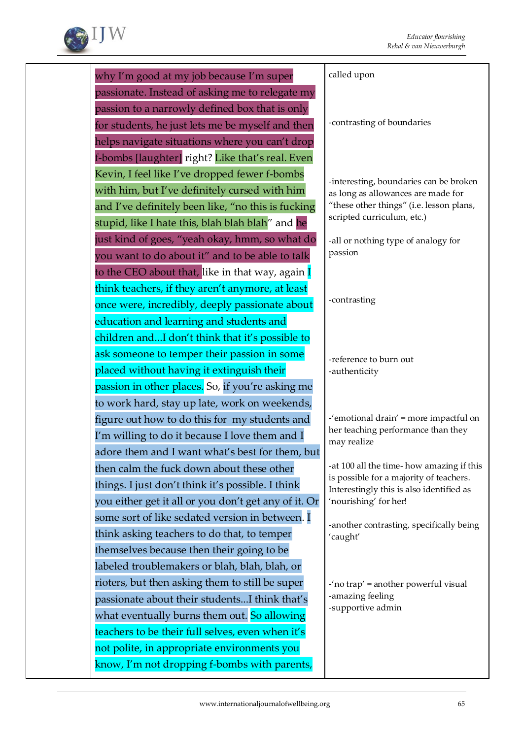| | | |
|---|---|---|
| | why I'm good at my job because I'm super passionate. Instead of asking me to relegate my passion to a narrowly defined box that is only for students, he just lets me be myself and then helps navigate situations where you can't drop f-bombs [laughter] right? Like that's real. Even Kevin, I feel like I've dropped fewer f-bombs with him, but I've definitely cursed with him and I've definitely been like, "no this is fucking stupid, like I hate this, blah blah blah" and he just kind of goes, "yeah okay, hmm, so what do you want to do about it" and to be able to talk to the CEO about that, like in that way, again I think teachers, if they aren't anymore, at least once were, incredibly, deeply passionate about education and learning and students and children and...I don't think that it's possible to ask someone to temper their passion in some placed without having it extinguish their passion in other places. So, if you're asking me to work hard, stay up late, work on weekends, figure out how to do this for my students and I'm willing to do it because I love them and I adore them and I want what's best for them, but then calm the fuck down about these other things. I just don't think it's possible. I think you either get it all or you don't get any of it. Or some sort of like sedated version in between. I think asking teachers to do that, to temper themselves because then their going to be labeled troublemakers or blah, blah, blah, or rioters, but then asking them to still be super passionate about their students...I think that's what eventually burns them out. So allowing teachers to be their full selves, even when it's not polite, in appropriate environments you know, I'm not dropping f-bombs with parents, | called upon<br><br>-contrasting of boundaries<br><br>-interesting, boundaries can be broken as long as allowances are made for "these other things" (i.e. lesson plans, scripted curriculum, etc.)<br><br>-all or nothing type of analogy for passion<br><br>-contrasting<br><br>-reference to burn out<br>-authenticity<br><br>-'emotional drain' = more impactful on her teaching performance than they may realize<br><br>-at 100 all the time- how amazing if this is possible for a majority of teachers. Interestingly this is also identified as 'nourishing' for her!<br><br>-another contrasting, specifically being 'caught'<br><br>-'no trap' = another powerful visual<br>-amazing feeling<br>-supportive admin |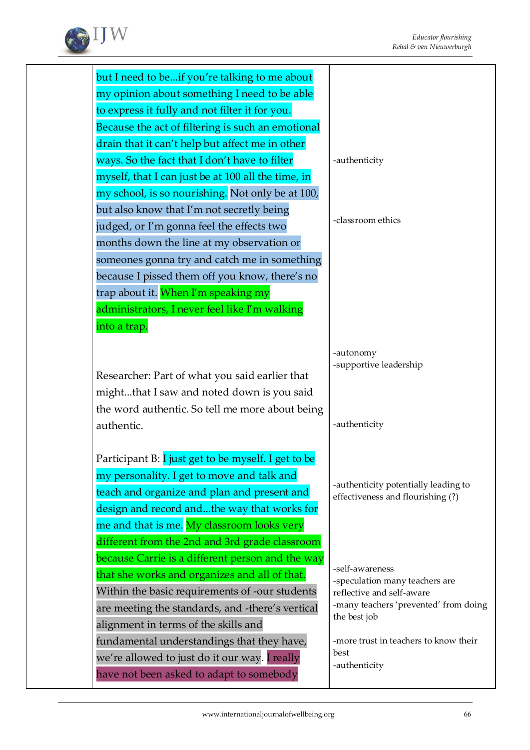| | | |
|---|---|---|
| | but I need to be...if you're talking to me about my opinion about something I need to be able to express it fully and not filter it for you. Because the act of filtering is such an emotional drain that it can't help but affect me in other ways. So the fact that I don't have to filter myself, that I can just be at 100 all the time, in my school, is so nourishing. Not only be at 100, but also know that I'm not secretly being judged, or I'm gonna feel the effects two months down the line at my observation or someones gonna try and catch me in something because I pissed them off you know, there's no trap about it. When I'm speaking my administrators, I never feel like I'm walking into a trap. | -authenticity<br><br>-classroom ethics<br><br>-autonomy<br>-supportive leadership |
| | Researcher: Part of what you said earlier that might...that I saw and noted down is you said the word authentic. So tell me more about being authentic. | -authenticity |
| | Participant B: I just get to be myself. I get to be my personality. I get to move and talk and teach and organize and plan and present and design and record and...the way that works for me and that is me. My classroom looks very different from the 2nd and 3rd grade classroom because Carrie is a different person and the way that she works and organizes and all of that. Within the basic requirements of -our students are meeting the standards, and -there's vertical alignment in terms of the skills and fundamental understandings that they have, we're allowed to just do it our way. I really have not been asked to adapt to somebody | -authenticity potentially leading to effectiveness and flourishing (?)<br><br>-self-awareness<br>-speculation many teachers are reflective and self-aware<br>-many teachers 'prevented' from doing the best job<br><br>-more trust in teachers to know their best<br>-authenticity |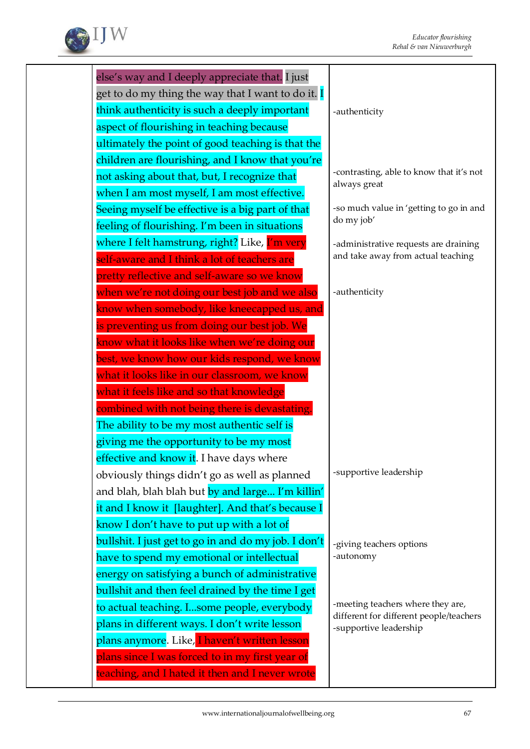| | | |
|---|---|---|
| | else's way and I deeply appreciate that. I just get to do my thing the way that I want to do it. I think authenticity is such a deeply important aspect of flourishing in teaching because ultimately the point of good teaching is that the children are flourishing, and I know that you're not asking about that, but, I recognize that when I am most myself, I am most effective. Seeing myself be effective is a big part of that feeling of flourishing. I'm been in situations where I felt hamstrung, right? Like, I'm very self-aware and I think a lot of teachers are pretty reflective and self-aware so we know when we're not doing our best job and we also know when somebody, like kneecapped us, and is preventing us from doing our best job. We know what it looks like when we're doing our best, we know how our kids respond, we know what it looks like in our classroom, we know what it feels like and so that knowledge combined with not being there is devastating. The ability to be my most authentic self is giving me the opportunity to be my most effective and know it. I have days where obviously things didn't go as well as planned and blah, blah blah but by and large... I'm killin' it and I know it [laughter]. And that's because I know I don't have to put up with a lot of bullshit. I just get to go in and do my job. I don't have to spend my emotional or intellectual energy on satisfying a bunch of administrative bullshit and then feel drained by the time I get to actual teaching. I...some people, everybody plans in different ways. I don't write lesson plans anymore. Like, I haven't written lesson plans since I was forced to in my first year of teaching, and I hated it then and I never wrote | -authenticity<br><br>-contrasting, able to know that it's not always great<br><br>-so much value in 'getting to go in and do my job'<br><br>-administrative requests are draining and take away from actual teaching<br><br>-authenticity<br><br>-supportive leadership<br><br>-giving teachers options<br>-autonomy<br><br>-meeting teachers where they are, different for different people/teachers<br>-supportive leadership |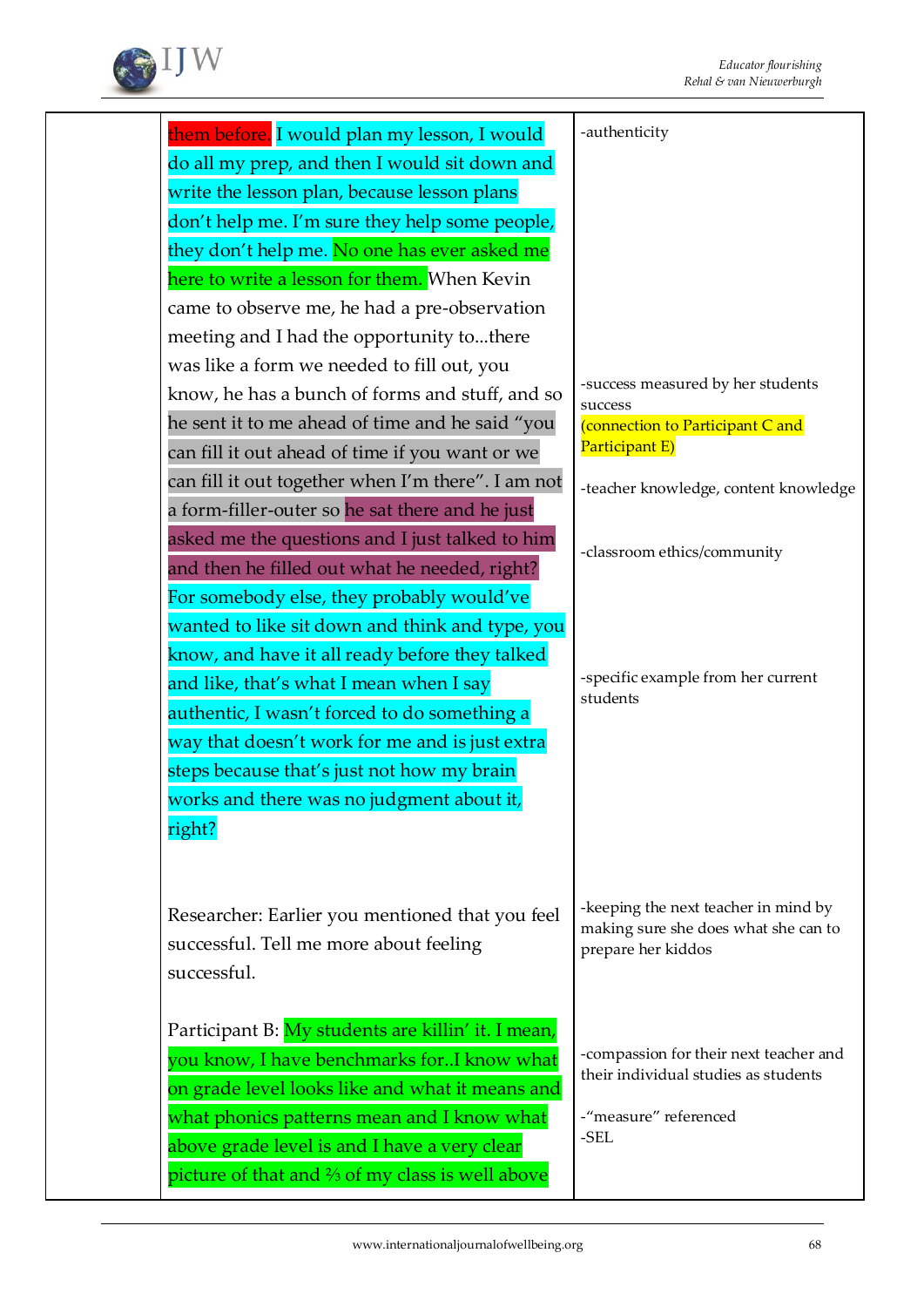|  | them before. I would plan my lesson, I would do all my prep, and then I would sit down and write the lesson plan, because lesson plans don't help me. I'm sure they help some people, they don't help me. No one has ever asked me here to write a lesson for them. When Kevin came to observe me, he had a pre-observation meeting and I had the opportunity to...there was like a form we needed to fill out, you know, he has a bunch of forms and stuff, and so he sent it to me ahead of time and he said "you can fill it out ahead of time if you want or we can fill it out together when I'm there". I am not a form-filler-outer so he sat there and he just asked me the questions and I just talked to him and then he filled out what he needed, right? For somebody else, they probably would've wanted to like sit down and think and type, you know, and have it all ready before they talked and like, that's what I mean when I say authentic, I wasn't forced to do something a way that doesn't work for me and is just extra steps because that's just not how my brain works and there was no judgment about it, right?<br><br>Researcher: Earlier you mentioned that you feel successful. Tell me more about feeling successful.<br><br>Participant B: My students are killin' it. I mean, you know, I have benchmarks for..I know what on grade level looks like and what it means and what phonics patterns mean and I know what above grade level is and I have a very clear picture of that and ⅔ of my class is well above | -authenticity<br><br>-success measured by her students success<br>(connection to Participant C and Participant E)<br><br>-teacher knowledge, content knowledge<br><br>-classroom ethics/community<br><br>-specific example from her current students<br><br>-keeping the next teacher in mind by making sure she does what she can to prepare her kiddos<br><br>-compassion for their next teacher and their individual studies as students<br><br>-"measure" referenced<br>-SEL |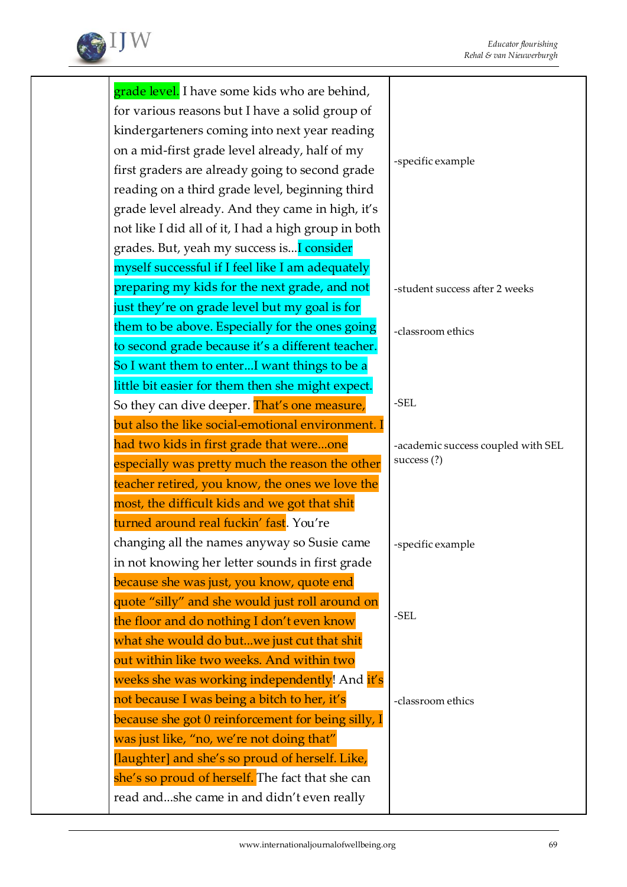| | | |
|---|---|---|
| | grade level. I have some kids who are behind, for various reasons but I have a solid group of kindergarteners coming into next year reading on a mid-first grade level already, half of my first graders are already going to second grade reading on a third grade level, beginning third grade level already. And they came in high, it's not like I did all of it, I had a high group in both grades. But, yeah my success is...I consider myself successful if I feel like I am adequately preparing my kids for the next grade, and not just they're on grade level but my goal is for them to be above. Especially for the ones going to second grade because it's a different teacher. So I want them to enter...I want things to be a little bit easier for them then she might expect. So they can dive deeper. That's one measure, but also the like social-emotional environment. I had two kids in first grade that were...one especially was pretty much the reason the other teacher retired, you know, the ones we love the most, the difficult kids and we got that shit turned around real fuckin' fast. You're changing all the names anyway so Susie came in not knowing her letter sounds in first grade because she was just, you know, quote end quote "silly" and she would just roll around on the floor and do nothing I don't even know what she would do but...we just cut that shit out within like two weeks. And within two weeks she was working independently! And it's not because I was being a bitch to her, it's because she got 0 reinforcement for being silly, I was just like, "no, we're not doing that" [laughter] and she's so proud of herself. Like, she's so proud of herself. The fact that she can read and...she came in and didn't even really | -specific example<br><br>-student success after 2 weeks<br><br>-classroom ethics<br><br>-SEL<br><br>-academic success coupled with SEL success (?)<br><br>-specific example<br><br>-SEL<br><br>-classroom ethics |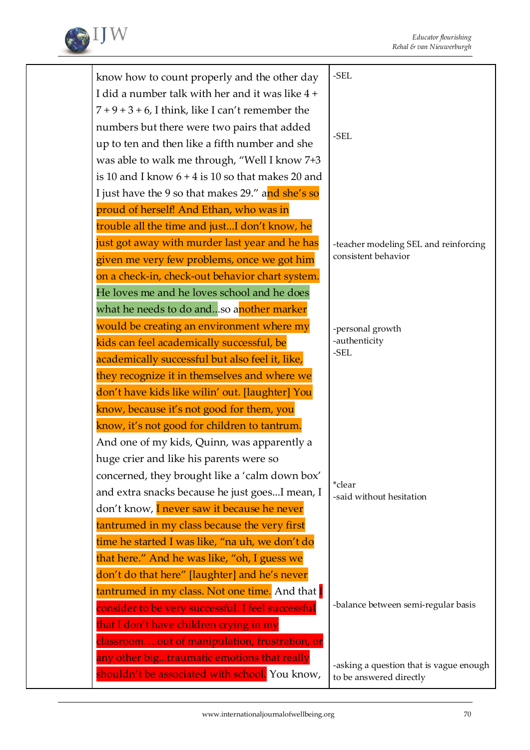| | | |
|---|---|---|
| | know how to count properly and the other day I did a number talk with her and it was like 4 + 7 + 9 + 3 + 6, I think, like I can't remember the numbers but there were two pairs that added up to ten and then like a fifth number and she was able to walk me through, "Well I know 7+3 is 10 and I know 6 + 4 is 10 so that makes 20 and I just have the 9 so that makes 29." and she's so proud of herself! And Ethan, who was in trouble all the time and just...I don't know, he just got away with murder last year and he has given me very few problems, once we got him on a check-in, check-out behavior chart system. He loves me and he loves school and he does what he needs to do and...so another marker would be creating an environment where my kids can feel academically successful, be academically successful but also feel it, like, they recognize it in themselves and where we don't have kids like wilin' out. [laughter] You know, because it's not good for them, you know, it's not good for children to tantrum. And one of my kids, Quinn, was apparently a huge crier and like his parents were so concerned, they brought like a 'calm down box' and extra snacks because he just goes...I mean, I don't know, I never saw it because he never tantrumed in my class because the very first time he started I was like, "na uh, we don't do that here." And he was like, "oh, I guess we don't do that here" [laughter] and he's never tantrumed in my class. Not one time. And that I consider to be very successful. I feel successful that I don't have children crying in my classroom….out of manipulation, frustration, or any other big...traumatic emotions that really shouldn't be associated with school. You know, | -SEL<br><br>-SEL<br><br>-teacher modeling SEL and reinforcing consistent behavior<br><br>-personal growth<br>-authenticity<br>-SEL<br><br>*clear<br>-said without hesitation<br><br>-balance between semi-regular basis<br><br>-asking a question that is vague enough to be answered directly |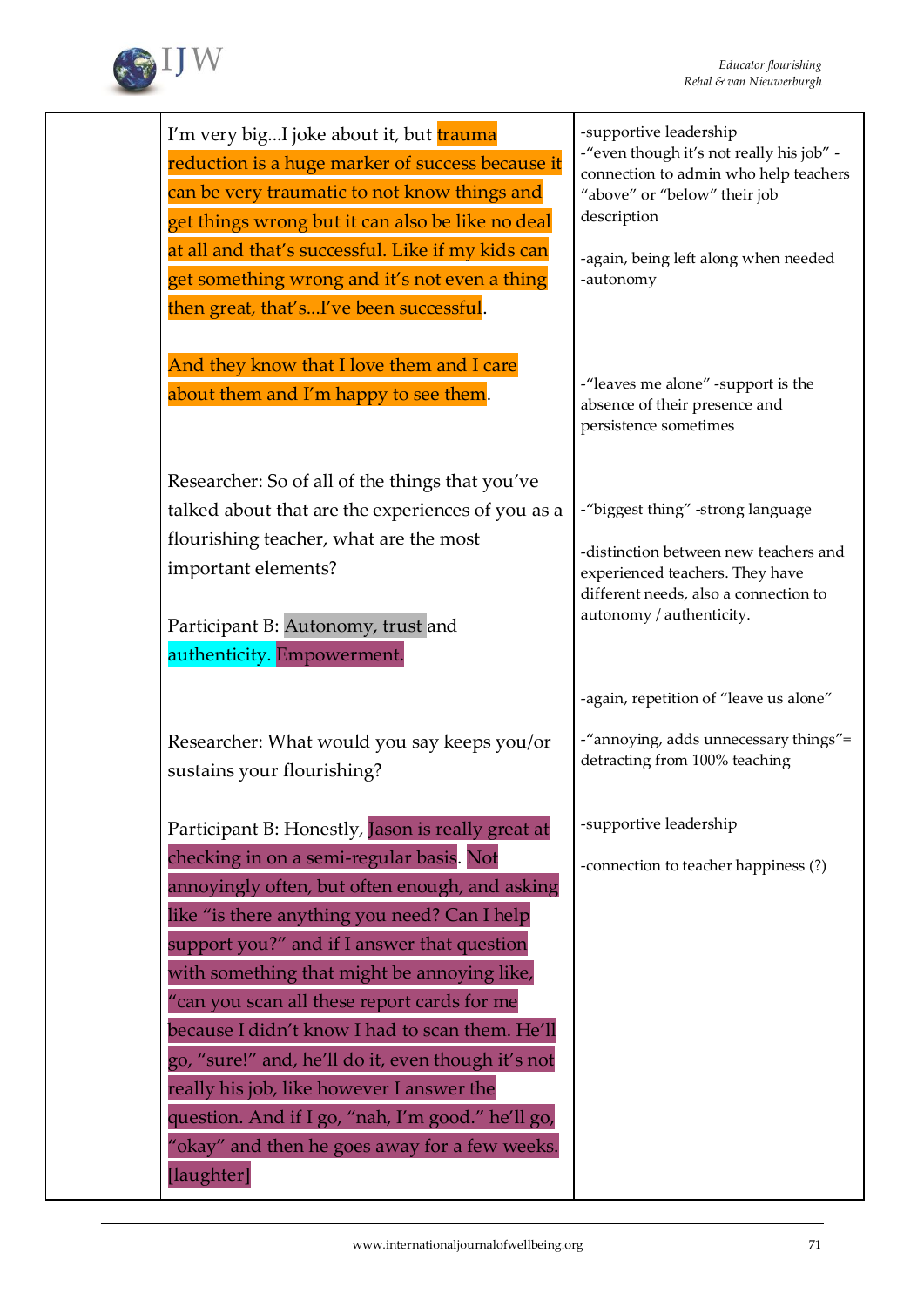| | | |
|---|---|---|
| | I'm very big...I joke about it, but trauma reduction is a huge marker of success because it can be very traumatic to not know things and get things wrong but it can also be like no deal at all and that's successful. Like if my kids can get something wrong and it's not even a thing then great, that's...I've been successful.<br><br>And they know that I love them and I care about them and I'm happy to see them.<br><br>Researcher: So of all of the things that you've talked about that are the experiences of you as a flourishing teacher, what are the most important elements?<br><br>Participant B: Autonomy, trust and authenticity. Empowerment.<br><br>Researcher: What would you say keeps you/or sustains your flourishing?<br><br>Participant B: Honestly, Jason is really great at checking in on a semi-regular basis. Not annoyingly often, but often enough, and asking like "is there anything you need? Can I help support you?" and if I answer that question with something that might be annoying like, "can you scan all these report cards for me because I didn't know I had to scan them. He'll go, "sure!" and, he'll do it, even though it's not really his job, like however I answer the question. And if I go, "nah, I'm good." he'll go, "okay" and then he goes away for a few weeks. [laughter] | -supportive leadership<br>-"even though it's not really his job" -connection to admin who help teachers "above" or "below" their job description<br><br>-again, being left along when needed<br>-autonomy<br><br>-"leaves me alone" -support is the absence of their presence and persistence sometimes<br><br>-"biggest thing" -strong language<br><br>-distinction between new teachers and experienced teachers. They have different needs, also a connection to autonomy / authenticity.<br><br>-again, repetition of "leave us alone"<br><br>-"annoying, adds unnecessary things"= detracting from 100% teaching<br><br>-supportive leadership<br><br>-connection to teacher happiness (?) |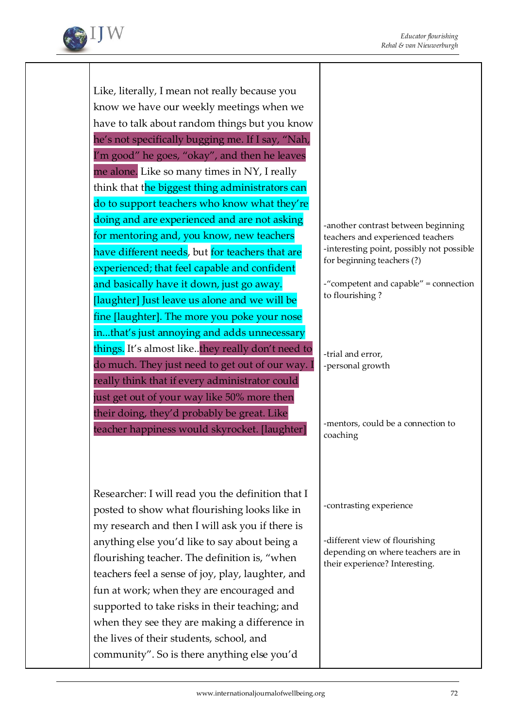| | | |
|---|---|---|
| | Like, literally, I mean not really because you know we have our weekly meetings when we have to talk about random things but you know he's not specifically bugging me. If I say, "Nah, I'm good" he goes, "okay", and then he leaves me alone. Like so many times in NY, I really think that the biggest thing administrators can do to support teachers who know what they're doing and are experienced and are not asking for mentoring and, you know, new teachers have different needs, but for teachers that are experienced; that feel capable and confident and basically have it down, just go away. [laughter] Just leave us alone and we will be fine [laughter]. The more you poke your nose in...that's just annoying and adds unnecessary things. It's almost like..they really don't need to do much. They just need to get out of our way. I really think that if every administrator could just get out of your way like 50% more then their doing, they'd probably be great. Like teacher happiness would skyrocket. [laughter] | -another contrast between beginning teachers and experienced teachers<br>-interesting point, possibly not possible for beginning teachers (?)<br><br>-"competent and capable" = connection to flourishing ?<br><br>-trial and error,<br>-personal growth<br><br>-mentors, could be a connection to coaching |
| | Researcher: I will read you the definition that I posted to show what flourishing looks like in my research and then I will ask you if there is anything else you'd like to say about being a flourishing teacher. The definition is, "when teachers feel a sense of joy, play, laughter, and fun at work; when they are encouraged and supported to take risks in their teaching; and when they see they are making a difference in the lives of their students, school, and community". So is there anything else you'd | -contrasting experience<br><br>-different view of flourishing depending on where teachers are in their experience? Interesting. |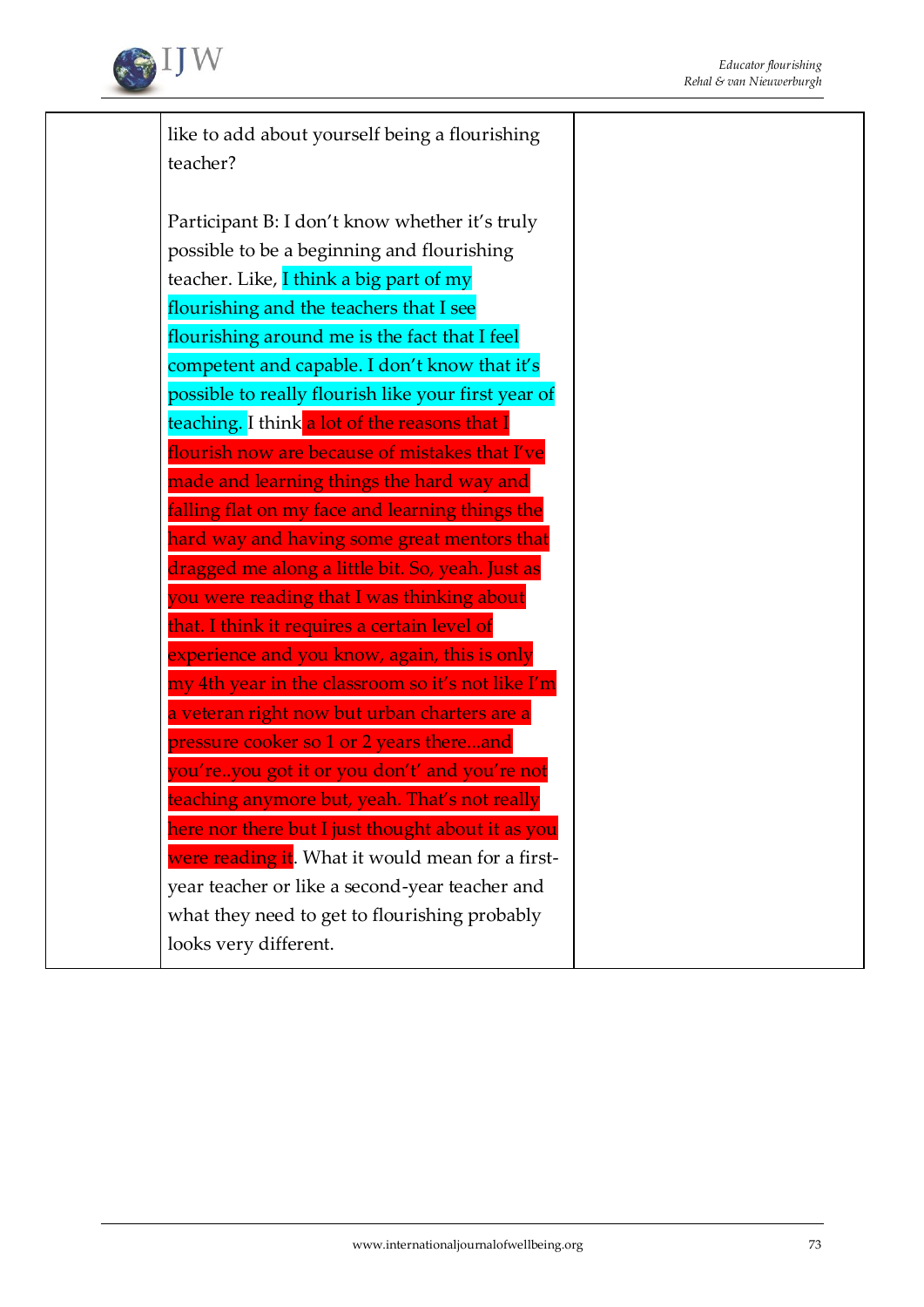| | | |
|---|---|---|
| | like to add about yourself being a flourishing teacher?<br><br>Participant B: I don't know whether it's truly possible to be a beginning and flourishing teacher. Like, I think a big part of my flourishing and the teachers that I see flourishing around me is the fact that I feel competent and capable. I don't know that it's possible to really flourish like your first year of teaching. I think a lot of the reasons that I flourish now are because of mistakes that I've made and learning things the hard way and falling flat on my face and learning things the hard way and having some great mentors that dragged me along a little bit. So, yeah. Just as you were reading that I was thinking about that. I think it requires a certain level of experience and you know, again, this is only my 4th year in the classroom so it's not like I'm a veteran right now but urban charters are a pressure cooker so 1 or 2 years there...and you're..you got it or you don't' and you're not teaching anymore but, yeah. That's not really here nor there but I just thought about it as you were reading it. What it would mean for a first-year teacher or like a second-year teacher and what they need to get to flourishing probably looks very different. | |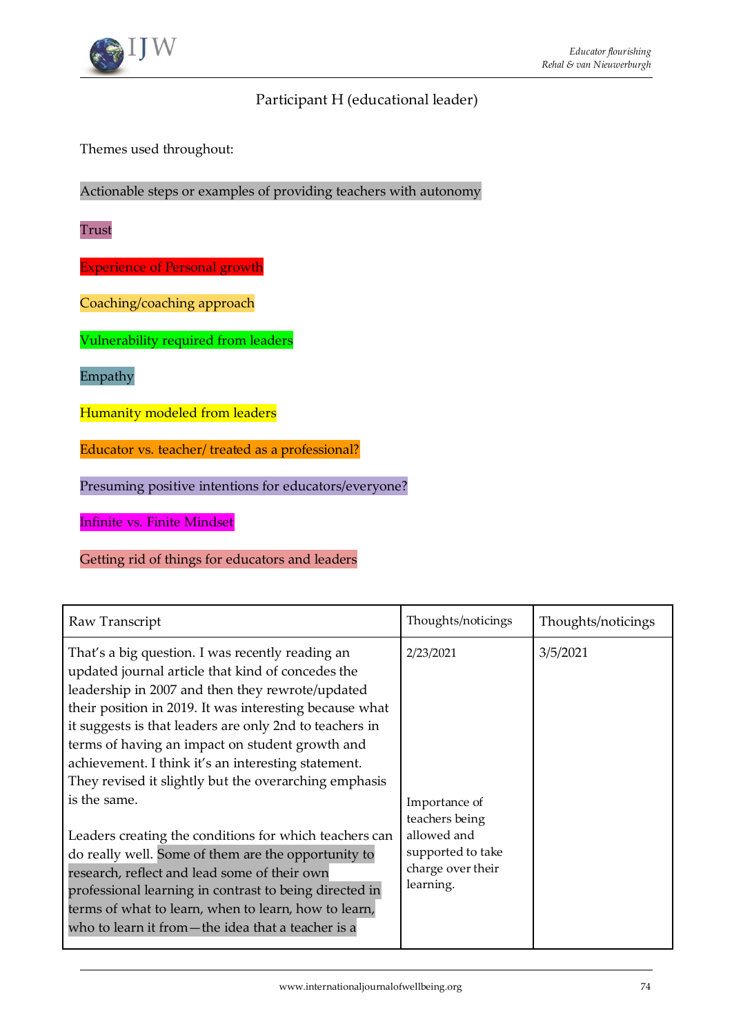Participant H (educational leader)

Themes used throughout:

Actionable steps or examples of providing teachers with autonomy

Trust

Experience of Personal growth

Coaching/coaching approach

Vulnerability required from leaders

Empathy

Humanity modeled from leaders

Educator vs. teacher/ treated as a professional?

Presuming positive intentions for educators/everyone?

Infinite vs. Finite Mindset

Getting rid of things for educators and leaders

| Raw Transcript | Thoughts/noticings | Thoughts/noticings |
|---|---|---|
| That's a big question. I was recently reading an updated journal article that kind of concedes the leadership in 2007 and then they rewrote/updated their position in 2019. It was interesting because what it suggests is that leaders are only 2nd to teachers in terms of having an impact on student growth and achievement. I think it's an interesting statement. They revised it slightly but the overarching emphasis is the same.<br><br>Leaders creating the conditions for which teachers can do really well. Some of them are the opportunity to research, reflect and lead some of their own professional learning in contrast to being directed in terms of what to learn, when to learn, how to learn, who to learn it from—the idea that a teacher is a | 2/23/2021<br><br>Importance of teachers being allowed and supported to take charge over their learning. | 3/5/2021 |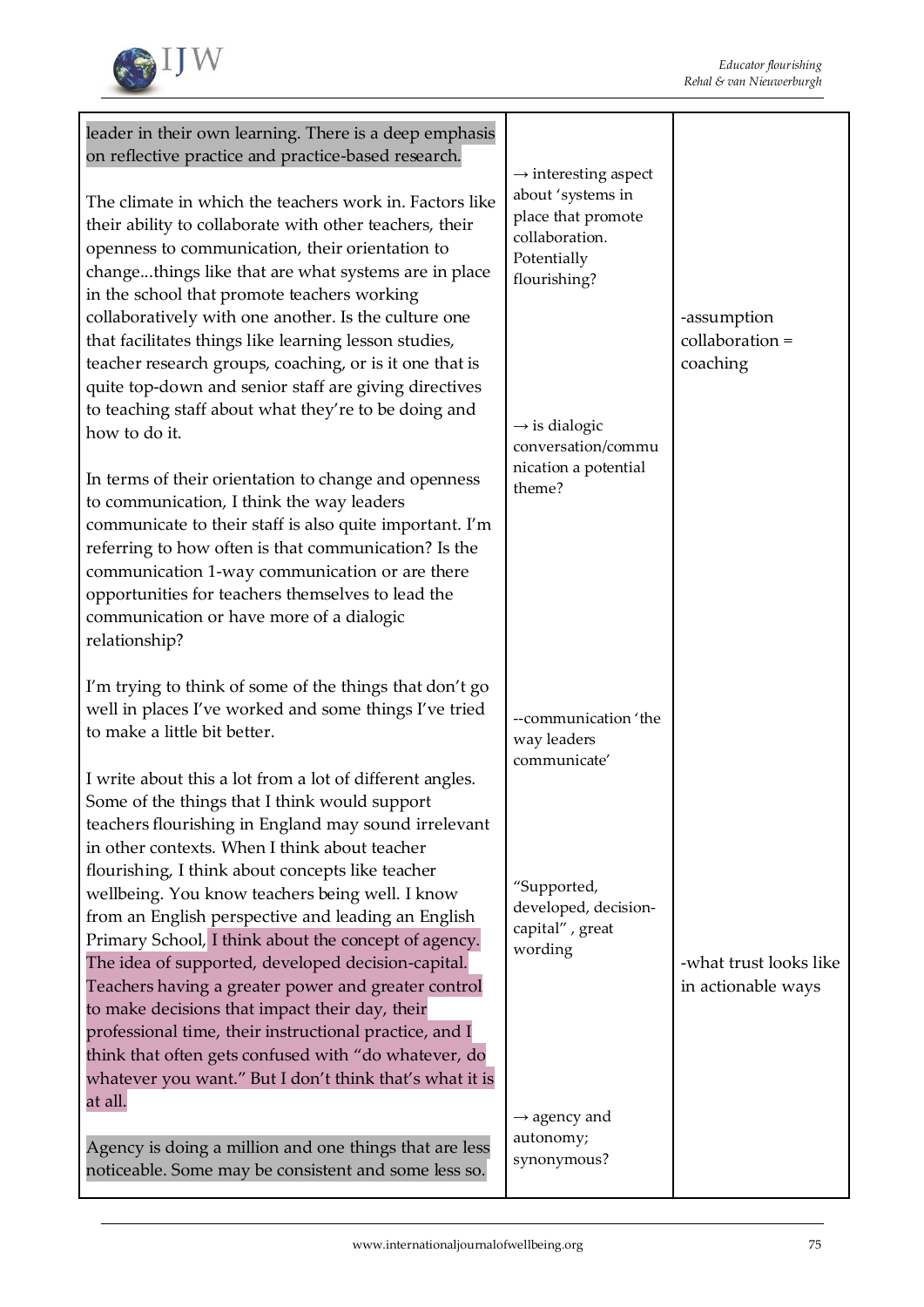| | | |
|---|---|---|
| leader in their own learning. There is a deep emphasis on reflective practice and practice-based research.<br><br>The climate in which the teachers work in. Factors like their ability to collaborate with other teachers, their openness to communication, their orientation to change...things like that are what systems are in place in the school that promote teachers working collaboratively with one another. Is the culture one that facilitates things like learning lesson studies, teacher research groups, coaching, or is it one that is quite top-down and senior staff are giving directives to teaching staff about what they're to be doing and how to do it.<br><br>In terms of their orientation to change and openness to communication, I think the way leaders communicate to their staff is also quite important. I'm referring to how often is that communication? Is the communication 1-way communication or are there opportunities for teachers themselves to lead the communication or have more of a dialogic relationship? | → interesting aspect about 'systems in place that promote collaboration. Potentially flourishing?<br><br>→ is dialogic conversation/communication a potential theme? | -assumption collaboration = coaching |
| I'm trying to think of some of the things that don't go well in places I've worked and some things I've tried to make a little bit better.<br><br>I write about this a lot from a lot of different angles. Some of the things that I think would support teachers flourishing in England may sound irrelevant in other contexts. When I think about teacher flourishing, I think about concepts like teacher wellbeing. You know teachers being well. I know from an English perspective and leading an English Primary School, I think about the concept of agency. The idea of supported, developed decision-capital. Teachers having a greater power and greater control to make decisions that impact their day, their professional time, their instructional practice, and I think that often gets confused with "do whatever, do whatever you want." But I don't think that's what it is at all.<br><br>Agency is doing a million and one things that are less noticeable. Some may be consistent and some less so. | --communication 'the way leaders communicate'<br><br>"Supported, developed, decision-capital" , great wording<br><br>→ agency and autonomy; synonymous? | -what trust looks like in actionable ways |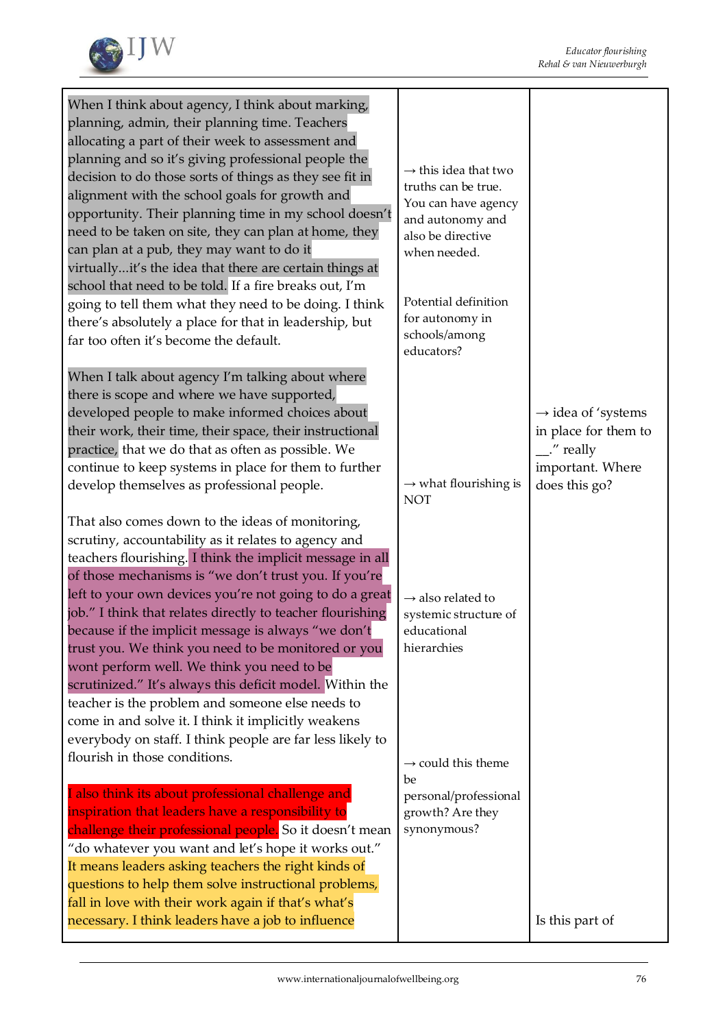| | | |
|---|---|---|
| When I think about agency, I think about marking, planning, admin, their planning time. Teachers allocating a part of their week to assessment and planning and so it's giving professional people the decision to do those sorts of things as they see fit in alignment with the school goals for growth and opportunity. Their planning time in my school doesn't need to be taken on site, they can plan at home, they can plan at a pub, they may want to do it virtually...it's the idea that there are certain things at school that need to be told. If a fire breaks out, I'm going to tell them what they need to be doing. I think there's absolutely a place for that in leadership, but far too often it's become the default. | → this idea that two truths can be true. You can have agency and autonomy and also be directive when needed.<br><br>Potential definition for autonomy in schools/among educators? | |
| When I talk about agency I'm talking about where there is scope and where we have supported, developed people to make informed choices about their work, their time, their space, their instructional practice, that we do that as often as possible. We continue to keep systems in place for them to further develop themselves as professional people. | → what flourishing is NOT | → idea of 'systems in place for them to __.' really important. Where does this go? |
| That also comes down to the ideas of monitoring, scrutiny, accountability as it relates to agency and teachers flourishing. I think the implicit message in all of those mechanisms is "we don't trust you. If you're left to your own devices you're not going to do a great job." I think that relates directly to teacher flourishing because if the implicit message is always "we don't trust you. We think you need to be monitored or you wont perform well. We think you need to be scrutinized." It's always this deficit model. Within the teacher is the problem and someone else needs to come in and solve it. I think it implicitly weakens everybody on staff. I think people are far less likely to flourish in those conditions. | → also related to systemic structure of educational hierarchies | |
| I also think its about professional challenge and inspiration that leaders have a responsibility to challenge their professional people. So it doesn't mean "do whatever you want and let's hope it works out." It means leaders asking teachers the right kinds of questions to help them solve instructional problems, fall in love with their work again if that's what's necessary. I think leaders have a job to influence | → could this theme be personal/professional growth? Are they synonymous? | Is this part of |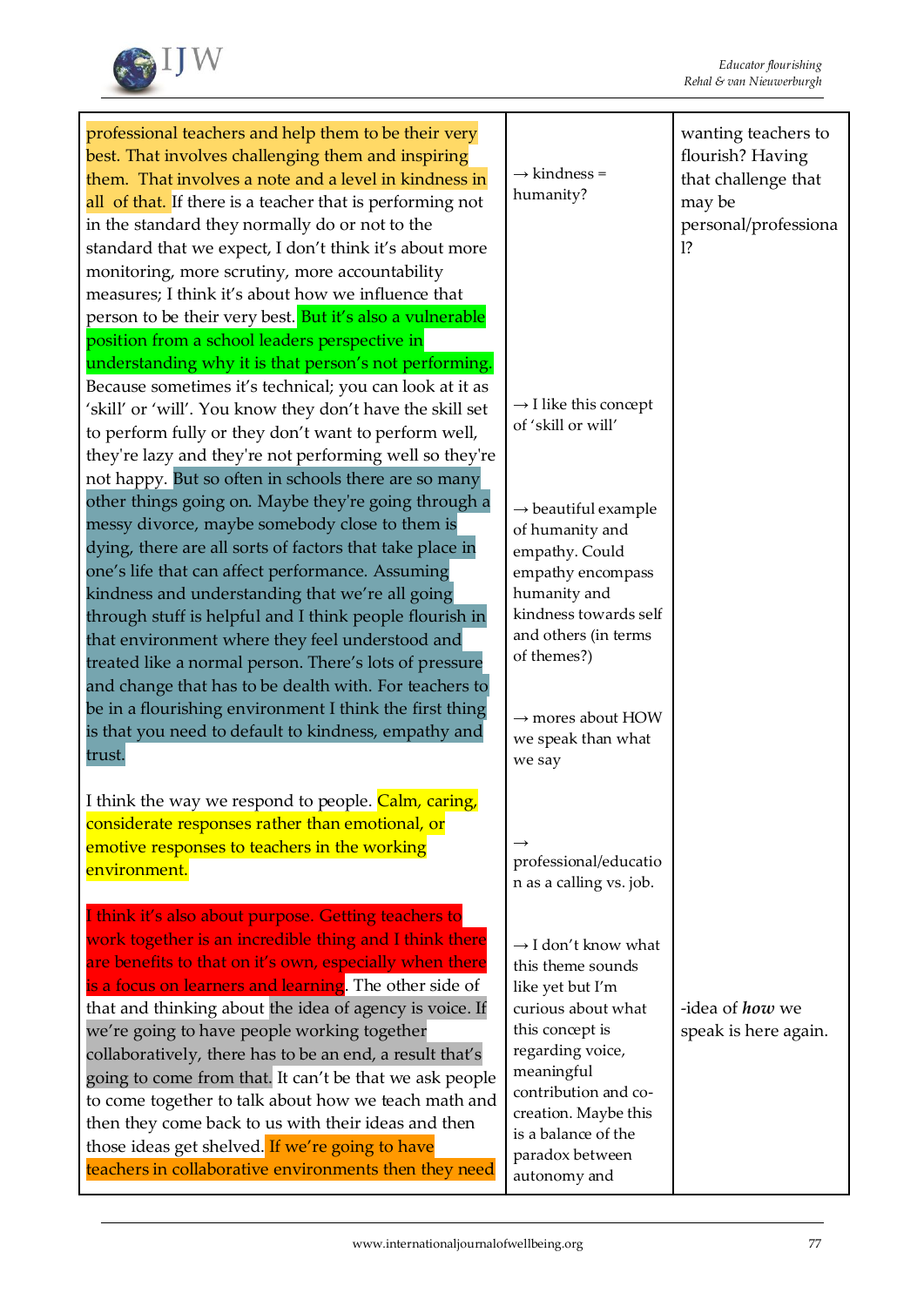| | | |
|---|---|---|
| professional teachers and help them to be their very best. That involves challenging them and inspiring them. That involves a note and a level in kindness in all of that. If there is a teacher that is performing not in the standard they normally do or not to the standard that we expect, I don't think it's about more monitoring, more scrutiny, more accountability measures; I think it's about how we influence that person to be their very best. But it's also a vulnerable position from a school leaders perspective in understanding why it is that person's not performing. Because sometimes it's technical; you can look at it as 'skill' or 'will'. You know they don't have the skill set to perform fully or they don't want to perform well, they're lazy and they're not performing well so they're not happy. But so often in schools there are so many other things going on. Maybe they're going through a messy divorce, maybe somebody close to them is dying, there are all sorts of factors that take place in one's life that can affect performance. Assuming kindness and understanding that we're all going through stuff is helpful and I think people flourish in that environment where they feel understood and treated like a normal person. There's lots of pressure and change that has to be dealth with. For teachers to be in a flourishing environment I think the first thing is that you need to default to kindness, empathy and trust.<br><br>I think the way we respond to people. Calm, caring, considerate responses rather than emotional, or emotive responses to teachers in the working environment.<br><br>I think it's also about purpose. Getting teachers to work together is an incredible thing and I think there are benefits to that on it's own, especially when there is a focus on learners and learning. The other side of that and thinking about the idea of agency is voice. If we're going to have people working together collaboratively, there has to be an end, a result that's going to come from that. It can't be that we ask people to come together to talk about how we teach math and then they come back to us with their ideas and then those ideas get shelved. If we're going to have teachers in collaborative environments then they need | → kindness = humanity?<br><br>→ I like this concept of 'skill or will'<br><br>→ beautiful example of humanity and empathy. Could empathy encompass humanity and kindness towards self and others (in terms of themes?)<br><br>→ mores about HOW we speak than what we say<br><br>→ professional/education as a calling vs. job.<br><br>→ I don't know what this theme sounds like yet but I'm curious about what this concept is regarding voice, meaningful contribution and co-creation. Maybe this is a balance of the paradox between autonomy and | wanting teachers to flourish? Having that challenge that may be personal/professional?<br><br>-idea of ***how*** we speak is here again. |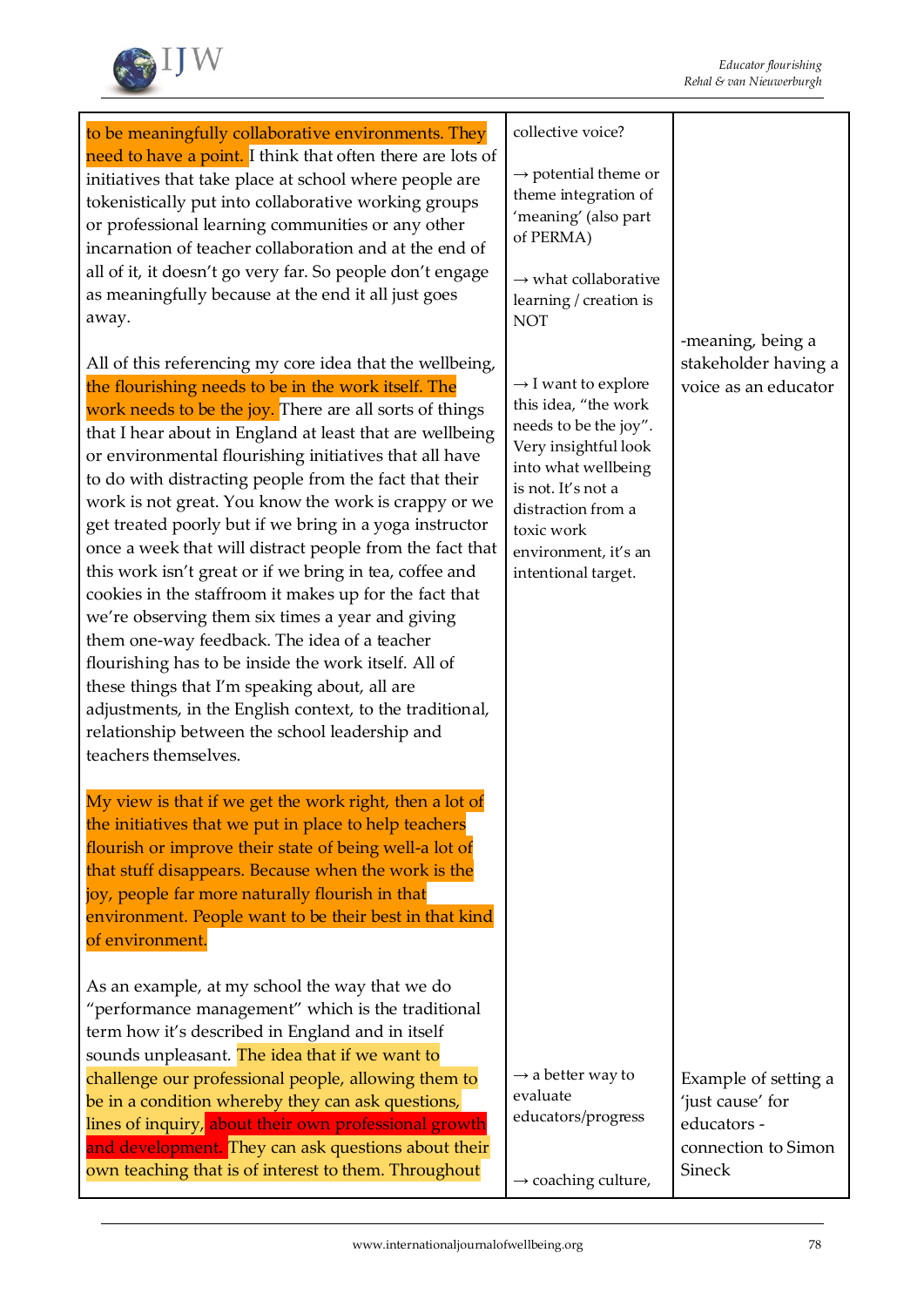| to be meaningfully collaborative environments. They need to have a point. I think that often there are lots of initiatives that take place at school where people are tokenistically put into collaborative working groups or professional learning communities or any other incarnation of teacher collaboration and at the end of all of it, it doesn't go very far. So people don't engage as meaningfully because at the end it all just goes away.<br><br>All of this referencing my core idea that the wellbeing, the flourishing needs to be in the work itself. The work needs to be the joy. There are all sorts of things that I hear about in England at least that are wellbeing or environmental flourishing initiatives that all have to do with distracting people from the fact that their work is not great. You know the work is crappy or we get treated poorly but if we bring in a yoga instructor once a week that will distract people from the fact that this work isn't great or if we bring in tea, coffee and cookies in the staffroom it makes up for the fact that we're observing them six times a year and giving them one-way feedback. The idea of a teacher flourishing has to be inside the work itself. All of these things that I'm speaking about, all are adjustments, in the English context, to the traditional, relationship between the school leadership and teachers themselves.<br><br>My view is that if we get the work right, then a lot of the initiatives that we put in place to help teachers flourish or improve their state of being well-a lot of that stuff disappears. Because when the work is the joy, people far more naturally flourish in that environment. People want to be their best in that kind of environment. | collective voice?<br><br>→ potential theme or theme integration of 'meaning' (also part of PERMA)<br><br>→ what collaborative learning / creation is NOT<br><br>→ I want to explore this idea, "the work needs to be the joy". Very insightful look into what wellbeing is not. It's not a distraction from a toxic work environment, it's an intentional target. | -meaning, being a stakeholder having a voice as an educator |
|---|---|---|
| As an example, at my school the way that we do "performance management" which is the traditional term how it's described in England and in itself sounds unpleasant. The idea that if we want to challenge our professional people, allowing them to be in a condition whereby they can ask questions, lines of inquiry, about their own professional growth and development. They can ask questions about their own teaching that is of interest to them. Throughout | → a better way to evaluate educators/progress<br><br>→ coaching culture, | Example of setting a 'just cause' for educators - connection to Simon Sineck |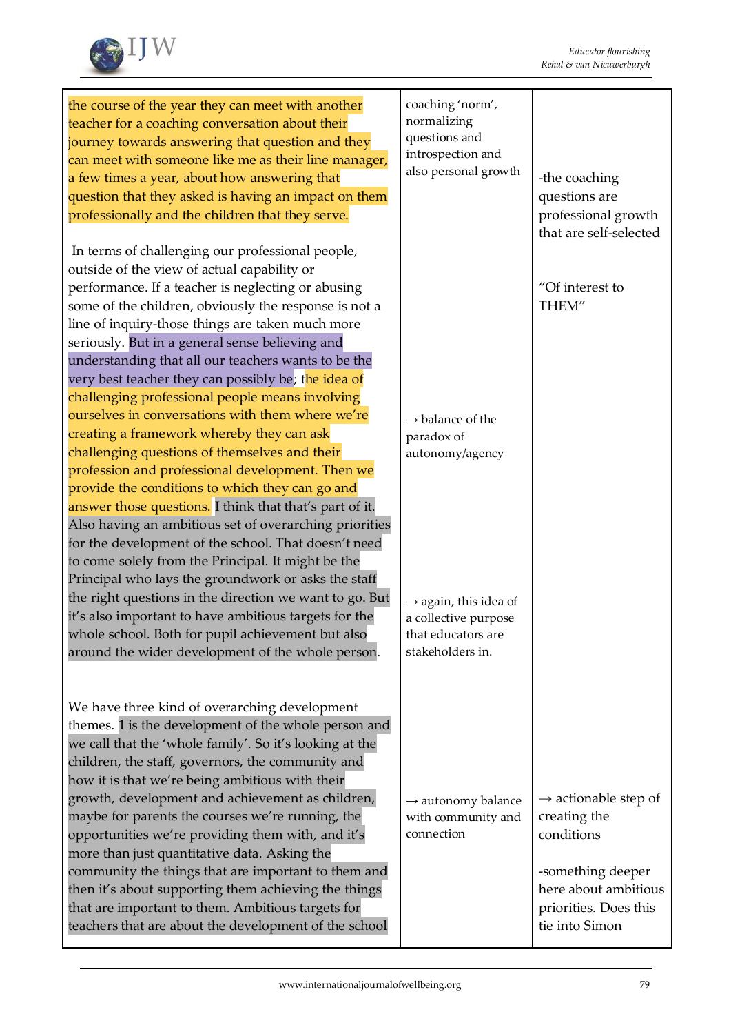| | | |
|---|---|---|
| the course of the year they can meet with another teacher for a coaching conversation about their journey towards answering that question and they can meet with someone like me as their line manager, a few times a year, about how answering that question that they asked is having an impact on them professionally and the children that they serve.<br><br>In terms of challenging our professional people, outside of the view of actual capability or performance. If a teacher is neglecting or abusing some of the children, obviously the response is not a line of inquiry-those things are taken much more seriously. But in a general sense believing and understanding that all our teachers wants to be the very best teacher they can possibly be; the idea of challenging professional people means involving ourselves in conversations with them where we're creating a framework whereby they can ask challenging questions of themselves and their profession and professional development. Then we provide the conditions to which they can go and answer those questions. I think that that's part of it. Also having an ambitious set of overarching priorities for the development of the school. That doesn't need to come solely from the Principal. It might be the Principal who lays the groundwork or asks the staff the right questions in the direction we want to go. But it's also important to have ambitious targets for the whole school. Both for pupil achievement but also around the wider development of the whole person.<br><br>We have three kind of overarching development themes. 1 is the development of the whole person and we call that the 'whole family'. So it's looking at the children, the staff, governors, the community and how it is that we're being ambitious with their growth, development and achievement as children, maybe for parents the courses we're running, the opportunities we're providing them with, and it's more than just quantitative data. Asking the community the things that are important to them and then it's about supporting them achieving the things that are important to them. Ambitious targets for teachers that are about the development of the school | coaching 'norm', normalizing questions and introspection and also personal growth<br><br>→ balance of the paradox of autonomy/agency<br><br>→ again, this idea of a collective purpose that educators are stakeholders in.<br><br>→ autonomy balance with community and connection | -the coaching questions are professional growth that are self-selected<br><br>"Of interest to THEM"<br><br>→ actionable step of creating the conditions<br><br>-something deeper here about ambitious priorities. Does this tie into Simon |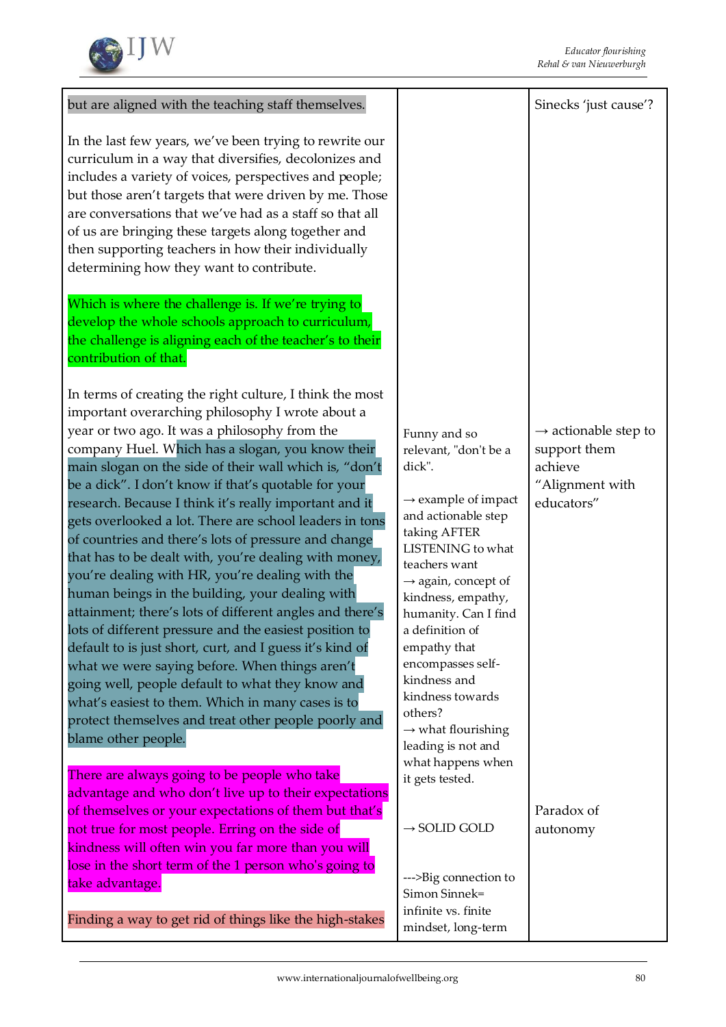| | | |
|---|---|---|
| but are aligned with the teaching staff themselves.<br><br>In the last few years, we've been trying to rewrite our curriculum in a way that diversifies, decolonizes and includes a variety of voices, perspectives and people; but those aren't targets that were driven by me. Those are conversations that we've had as a staff so that all of us are bringing these targets along together and then supporting teachers in how their individually determining how they want to contribute.<br><br>Which is where the challenge is. If we're trying to develop the whole schools approach to curriculum, the challenge is aligning each of the teacher's to their contribution of that. | | Sinecks 'just cause'? |
| In terms of creating the right culture, I think the most important overarching philosophy I wrote about a year or two ago. It was a philosophy from the company Huel. Which has a slogan, you know their main slogan on the side of their wall which is, "don't be a dick". I don't know if that's quotable for your research. Because I think it's really important and it gets overlooked a lot. There are school leaders in tons of countries and there's lots of pressure and change that has to be dealt with, you're dealing with money, you're dealing with HR, you're dealing with the human beings in the building, your dealing with attainment; there's lots of different angles and there's lots of different pressure and the easiest position to default to is just short, curt, and I guess it's kind of what we were saying before. When things aren't going well, people default to what they know and what's easiest to them. Which in many cases is to protect themselves and treat other people poorly and blame other people. | Funny and so relevant, "don't be a dick".<br><br>→ example of impact and actionable step taking AFTER LISTENING to what teachers want<br>→ again, concept of kindness, empathy, humanity. Can I find a definition of empathy that encompasses self-kindness and kindness towards others?<br>→ what flourishing leading is not and what happens when it gets tested. | → actionable step to support them achieve "Alignment with educators" |
| There are always going to be people who take advantage and who don't live up to their expectations of themselves or your expectations of them but that's not true for most people. Erring on the side of kindness will often win you far more than you will lose in the short term of the 1 person who's going to take advantage. | → SOLID GOLD | Paradox of autonomy |
| Finding a way to get rid of things like the high-stakes | --->Big connection to Simon Sinnek= infinite vs. finite mindset, long-term | |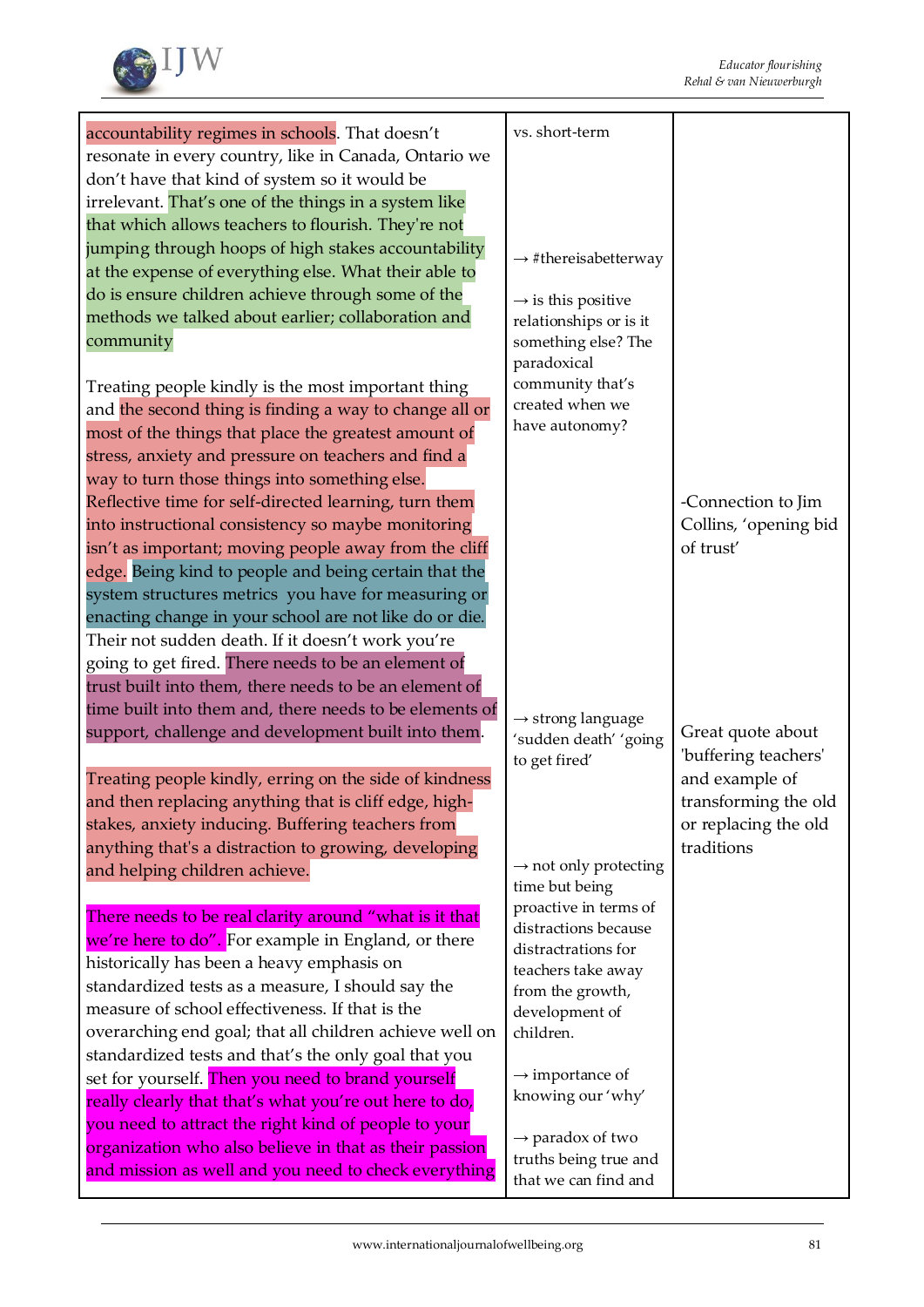| | | |
|---|---|---|
| accountability regimes in schools. That doesn't resonate in every country, like in Canada, Ontario we don't have that kind of system so it would be irrelevant. That's one of the things in a system like that which allows teachers to flourish. They're not jumping through hoops of high stakes accountability at the expense of everything else. What their able to do is ensure children achieve through some of the methods we talked about earlier; collaboration and community<br><br>Treating people kindly is the most important thing and the second thing is finding a way to change all or most of the things that place the greatest amount of stress, anxiety and pressure on teachers and find a way to turn those things into something else. Reflective time for self-directed learning, turn them into instructional consistency so maybe monitoring isn't as important; moving people away from the cliff edge. Being kind to people and being certain that the system structures metrics you have for measuring or enacting change in your school are not like do or die. Their not sudden death. If it doesn't work you're going to get fired. There needs to be an element of trust built into them, there needs to be an element of time built into them and, there needs to be elements of support, challenge and development built into them.<br><br>Treating people kindly, erring on the side of kindness and then replacing anything that is cliff edge, high-stakes, anxiety inducing. Buffering teachers from anything that's a distraction to growing, developing and helping children achieve.<br><br>There needs to be real clarity around "what is it that we're here to do". For example in England, or there historically has been a heavy emphasis on standardized tests as a measure, I should say the measure of school effectiveness. If that is the overarching end goal; that all children achieve well on standardized tests and that's the only goal that you set for yourself. Then you need to brand yourself really clearly that that's what you're out here to do, you need to attract the right kind of people to your organization who also believe in that as their passion and mission as well and you need to check everything | vs. short-term<br><br>→ #thereisabetterway<br><br>→ is this positive relationships or is it something else? The paradoxical community that's created when we have autonomy?<br><br>→ strong language 'sudden death' 'going to get fired'<br><br>→ not only protecting time but being proactive in terms of distractions because distractrations for teachers take away from the growth, development of children.<br><br>→ importance of knowing our 'why'<br><br>→ paradox of two truths being true and that we can find and | -Connection to Jim Collins, 'opening bid of trust'<br><br>Great quote about 'buffering teachers' and example of transforming the old or replacing the old traditions |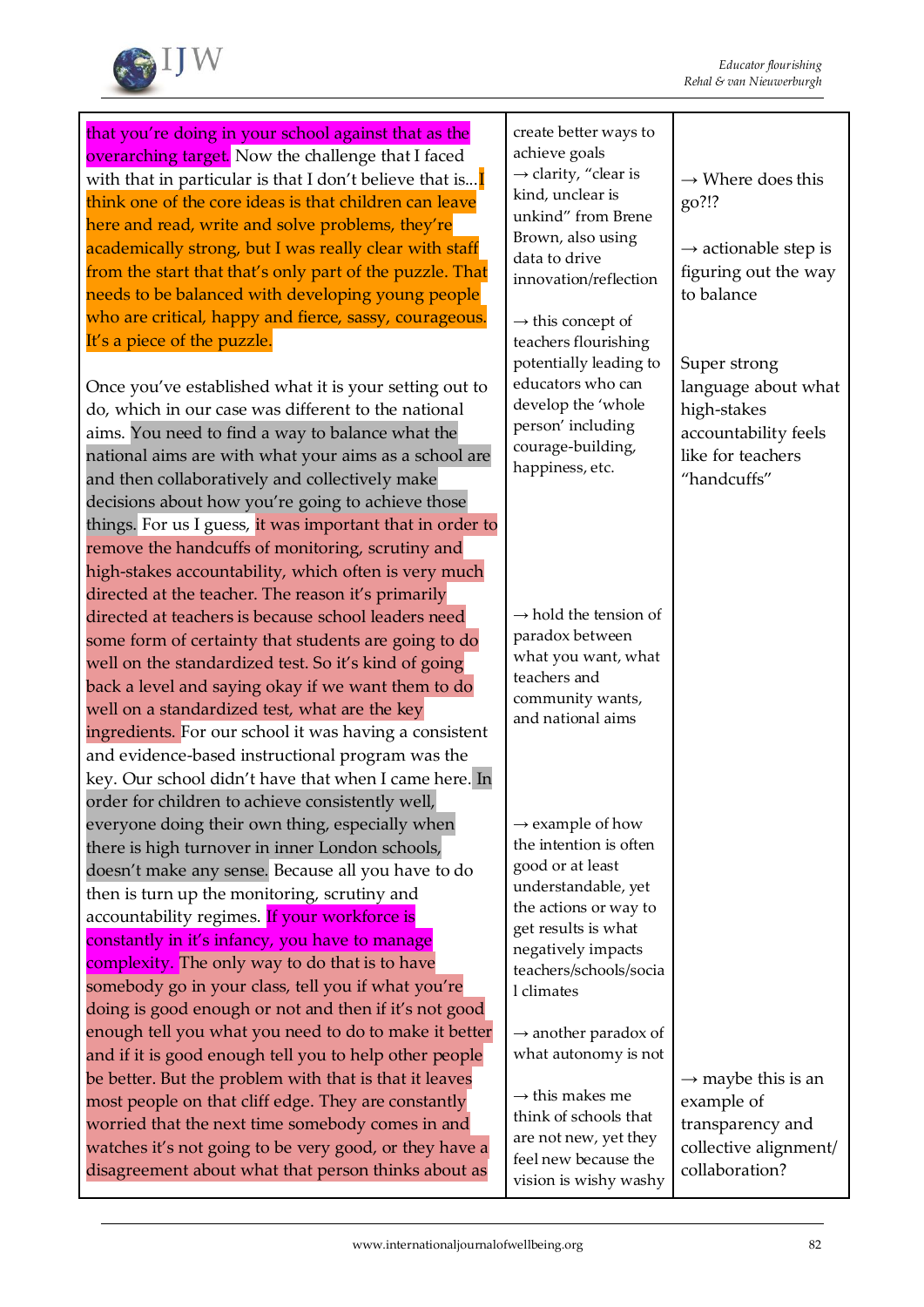| | | |
|---|---|---|
| that you're doing in your school against that as the overarching target. Now the challenge that I faced with that in particular is that I don't believe that is...I think one of the core ideas is that children can leave here and read, write and solve problems, they're academically strong, but I was really clear with staff from the start that that's only part of the puzzle. That needs to be balanced with developing young people who are critical, happy and fierce, sassy, courageous. It's a piece of the puzzle.<br><br>Once you've established what it is your setting out to do, which in our case was different to the national aims. You need to find a way to balance what the national aims are with what your aims as a school are and then collaboratively and collectively make decisions about how you're going to achieve those things. For us I guess, it was important that in order to remove the handcuffs of monitoring, scrutiny and high-stakes accountability, which often is very much directed at the teacher. The reason it's primarily directed at teachers is because school leaders need some form of certainty that students are going to do well on the standardized test. So it's kind of going back a level and saying okay if we want them to do well on a standardized test, what are the key ingredients. For our school it was having a consistent and evidence-based instructional program was the key. Our school didn't have that when I came here. In order for children to achieve consistently well, everyone doing their own thing, especially when there is high turnover in inner London schools, doesn't make any sense. Because all you have to do then is turn up the monitoring, scrutiny and accountability regimes. If your workforce is constantly in it's infancy, you have to manage complexity. The only way to do that is to have somebody go in your class, tell you if what you're doing is good enough or not and then if it's not good enough tell you what you need to do to make it better and if it is good enough tell you to help other people be better. But the problem with that is that it leaves most people on that cliff edge. They are constantly worried that the next time somebody comes in and watches it's not going to be very good, or they have a disagreement about what that person thinks about as | create better ways to achieve goals<br>→ clarity, "clear is kind, unclear is unkind" from Brene Brown, also using data to drive innovation/reflection<br><br>→ this concept of teachers flourishing potentially leading to educators who can develop the 'whole person' including courage-building, happiness, etc.<br><br>→ hold the tension of paradox between what you want, what teachers and community wants, and national aims<br><br>→ example of how the intention is often good or at least understandable, yet the actions or way to get results is what negatively impacts teachers/schools/social climates<br><br>→ another paradox of what autonomy is not<br><br>→ this makes me think of schools that are not new, yet they feel new because the vision is wishy washy | → Where does this go?!?<br><br>→ actionable step is figuring out the way to balance<br><br>Super strong language about what high-stakes accountability feels like for teachers "handcuffs"<br><br>→ maybe this is an example of transparency and collective alignment/collaboration? |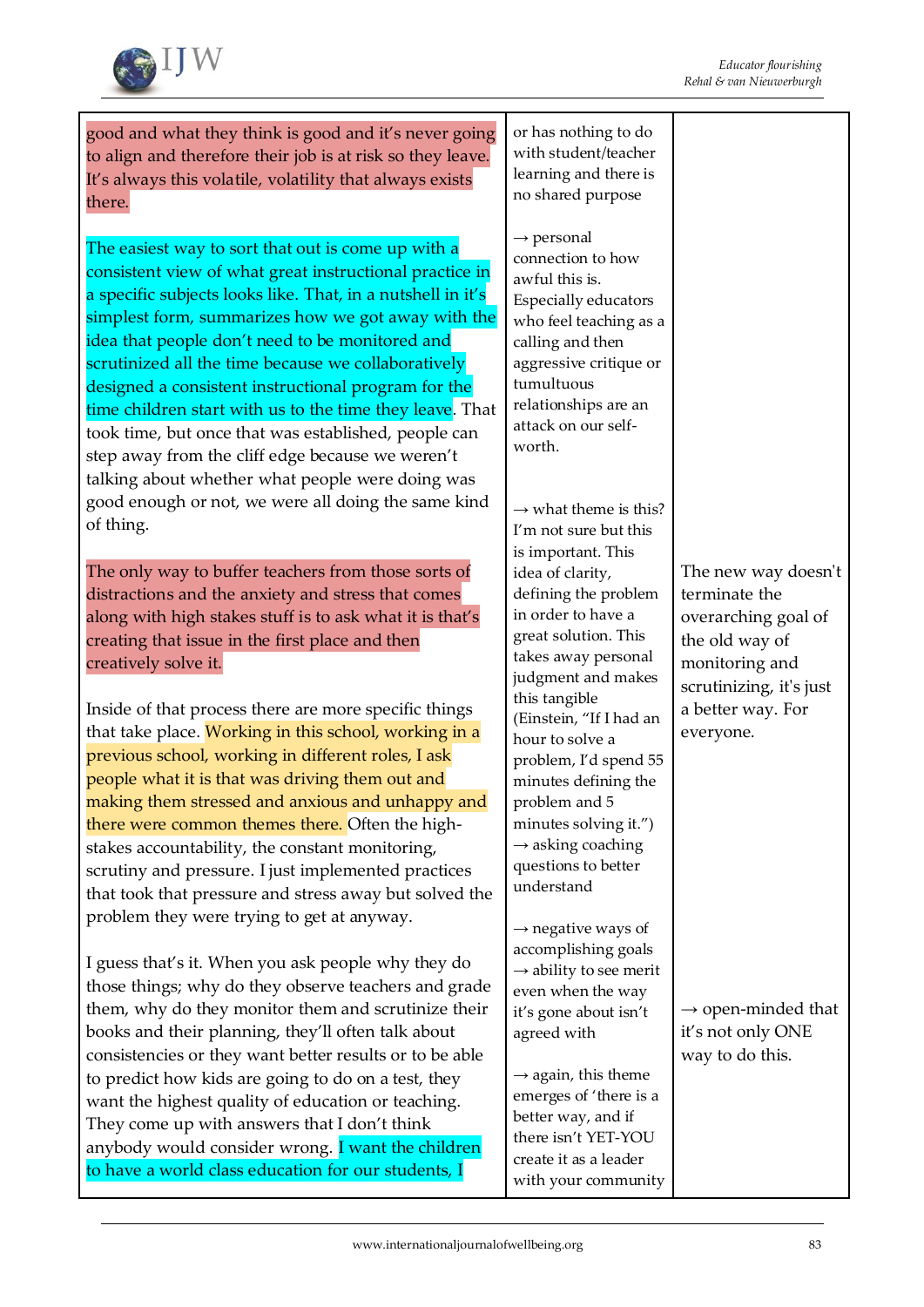| | | |
|---|---|---|
| good and what they think is good and it's never going to align and therefore their job is at risk so they leave. It's always this volatile, volatility that always exists there. | or has nothing to do with student/teacher learning and there is no shared purpose | |
| The easiest way to sort that out is come up with a consistent view of what great instructional practice in a specific subjects looks like. That, in a nutshell in it's simplest form, summarizes how we got away with the idea that people don't need to be monitored and scrutinized all the time because we collaboratively designed a consistent instructional program for the time children start with us to the time they leave. That took time, but once that was established, people can step away from the cliff edge because we weren't talking about whether what people were doing was good enough or not, we were all doing the same kind of thing. | → personal connection to how awful this is. Especially educators who feel teaching as a calling and then aggressive critique or tumultuous relationships are an attack on our self-worth. | |
| The only way to buffer teachers from those sorts of distractions and the anxiety and stress that comes along with high stakes stuff is to ask what it is that's creating that issue in the first place and then creatively solve it. | → what theme is this? I'm not sure but this is important. This idea of clarity, defining the problem in order to have a great solution. This takes away personal judgment and makes this tangible (Einstein, "If I had an hour to solve a problem, I'd spend 55 minutes defining the problem and 5 minutes solving it.") | The new way doesn't terminate the overarching goal of the old way of monitoring and scrutinizing, it's just a better way. For everyone. |
| Inside of that process there are more specific things that take place. Working in this school, working in a previous school, working in different roles, I ask people what it is that was driving them out and making them stressed and anxious and unhappy and there were common themes there. Often the high-stakes accountability, the constant monitoring, scrutiny and pressure. I just implemented practices that took that pressure and stress away but solved the problem they were trying to get at anyway. | → asking coaching questions to better understand | |
| I guess that's it. When you ask people why they do those things; why do they observe teachers and grade them, why do they monitor them and scrutinize their books and their planning, they'll often talk about consistencies or they want better results or to be able to predict how kids are going to do on a test, they want the highest quality of education or teaching. They come up with answers that I don't think anybody would consider wrong. I want the children to have a world class education for our students, I | → negative ways of accomplishing goals<br>→ ability to see merit even when the way it's gone about isn't agreed with<br><br>→ again, this theme emerges of 'there is a better way, and if there isn't YET-YOU create it as a leader with your community | → open-minded that it's not only ONE way to do this. |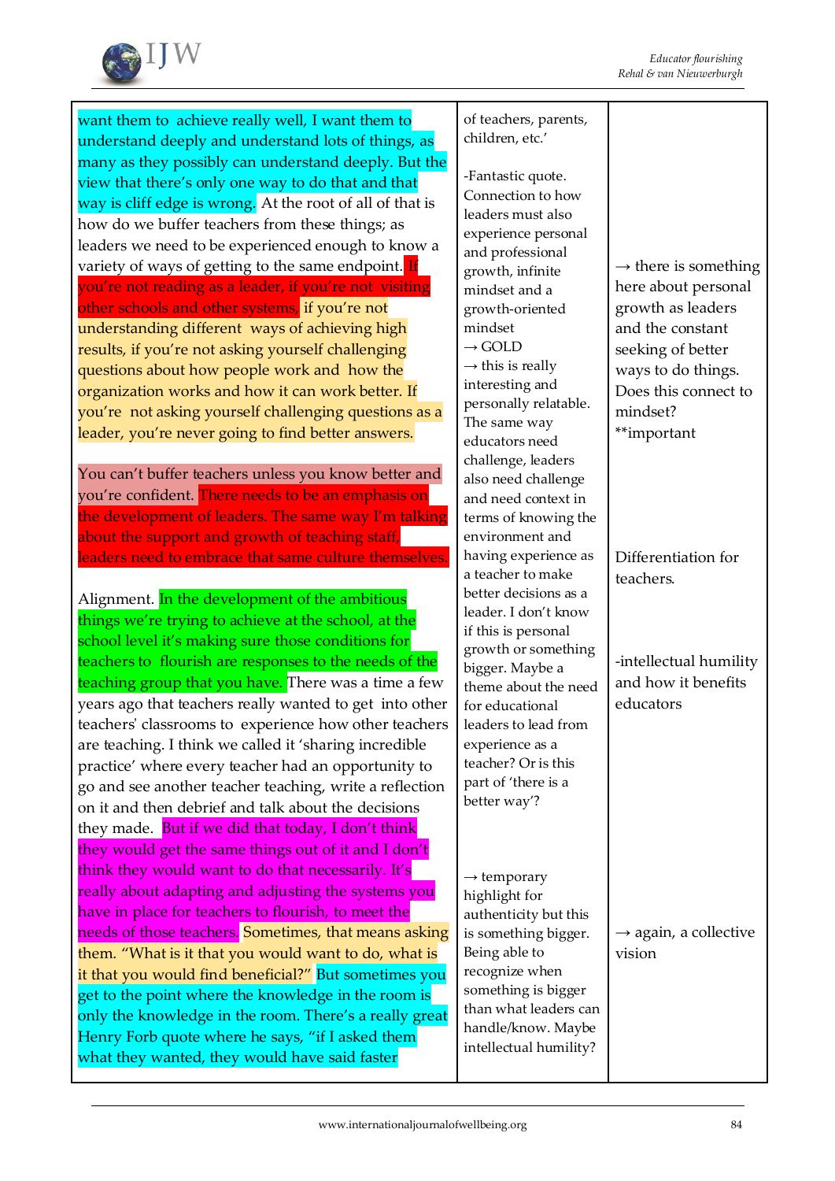| | | |
|---|---|---|
| want them to achieve really well, I want them to understand deeply and understand lots of things, as many as they possibly can understand deeply. But the view that there's only one way to do that and that way is cliff edge is wrong. At the root of all of that is how do we buffer teachers from these things; as leaders we need to be experienced enough to know a variety of ways of getting to the same endpoint. If you're not reading as a leader, if you're not visiting other schools and other systems, if you're not understanding different ways of achieving high results, if you're not asking yourself challenging questions about how people work and how the organization works and how it can work better. If you're not asking yourself challenging questions as a leader, you're never going to find better answers.<br><br>You can't buffer teachers unless you know better and you're confident. There needs to be an emphasis on the development of leaders. The same way I'm talking about the support and growth of teaching staff, leaders need to embrace that same culture themselves.<br><br>Alignment. In the development of the ambitious things we're trying to achieve at the school, at the school level it's making sure those conditions for teachers to flourish are responses to the needs of the teaching group that you have. There was a time a few years ago that teachers really wanted to get into other teachers' classrooms to experience how other teachers are teaching. I think we called it 'sharing incredible practice' where every teacher had an opportunity to go and see another teacher teaching, write a reflection on it and then debrief and talk about the decisions they made. But if we did that today, I don't think they would get the same things out of it and I don't think they would want to do that necessarily. It's really about adapting and adjusting the systems you have in place for teachers to flourish, to meet the needs of those teachers. Sometimes, that means asking them. "What is it that you would want to do, what is it that you would find beneficial?" But sometimes you get to the point where the knowledge in the room is only the knowledge in the room. There's a really great Henry Forb quote where he says, "if I asked them what they wanted, they would have said faster | of teachers, parents, children, etc.'<br><br>-Fantastic quote. Connection to how leaders must also experience personal and professional growth, infinite mindset and a growth-oriented mindset<br>→ GOLD<br>→ this is really interesting and personally relatable. The same way educators need challenge, leaders also need challenge and need context in terms of knowing the environment and having experience as a teacher to make better decisions as a leader. I don't know if this is personal growth or something bigger. Maybe a theme about the need for educational leaders to lead from experience as a teacher? Or is this part of 'there is a better way'?<br><br>→ temporary highlight for authenticity but this is something bigger. Being able to recognize when something is bigger than what leaders can handle/know. Maybe intellectual humility? | → there is something here about personal growth as leaders and the constant seeking of better ways to do things. Does this connect to mindset?<br>**important<br><br>Differentiation for teachers.<br><br>-intellectual humility and how it benefits educators<br><br>→ again, a collective vision |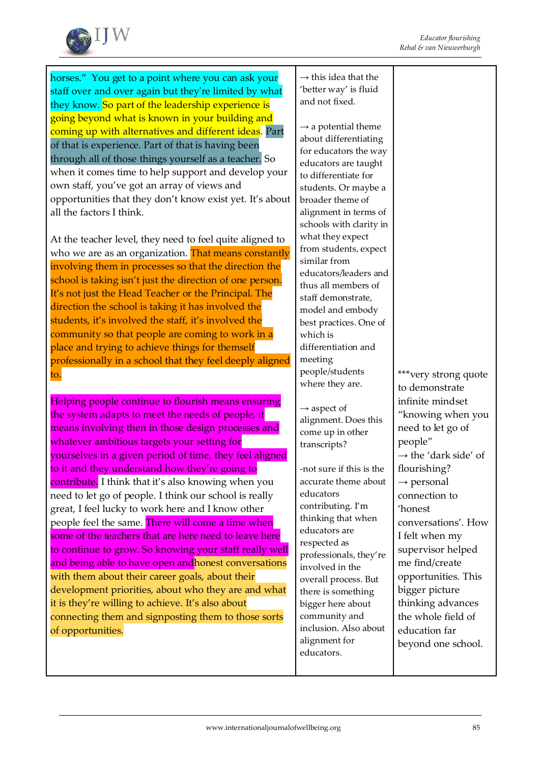| | | |
|---|---|---|
| horses." You get to a point where you can ask your staff over and over again but they're limited by what they know. So part of the leadership experience is going beyond what is known in your building and coming up with alternatives and different ideas. Part of that is experience. Part of that is having been through all of those things yourself as a teacher. So when it comes time to help support and develop your own staff, you've got an array of views and opportunities that they don't know exist yet. It's about all the factors I think.<br><br>At the teacher level, they need to feel quite aligned to who we are as an organization. That means constantly involving them in processes so that the direction the school is taking isn't just the direction of one person. It's not just the Head Teacher or the Principal. The direction the school is taking it has involved the students, it's involved the staff, it's involved the community so that people are coming to work in a place and trying to achieve things for themself professionally in a school that they feel deeply aligned to.<br><br>Helping people continue to flourish means ensuring the system adapts to meet the needs of people, it means involving then in those design processes and whatever ambitious targets your setting for yourselves in a given period of time, they feel aligned to it and they understand how they're going to contribute. I think that it's also knowing when you need to let go of people. I think our school is really great, I feel lucky to work here and I know other people feel the same. There will come a time when some of the teachers that are here need to leave here to continue to grow. So knowing your staff really well and being able to have open andhonest conversations with them about their career goals, about their development priorities, about who they are and what it is they're willing to achieve. It's also about connecting them and signposting them to those sorts of opportunities. | → this idea that the 'better way' is fluid and not fixed.<br><br>→ a potential theme about differentiating for educators the way educators are taught to differentiate for students. Or maybe a broader theme of alignment in terms of schools with clarity in what they expect from students, expect similar from educators/leaders and thus all members of staff demonstrate, model and embody best practices. One of which is differentiation and meeting people/students where they are.<br><br>→ aspect of alignment. Does this come up in other transcripts?<br><br>-not sure if this is the accurate theme about educators contributing. I'm thinking that when educators are respected as professionals, they're involved in the overall process. But there is something bigger here about community and inclusion. Also about alignment for educators. | ***very strong quote to demonstrate infinite mindset "knowing when you need to let go of people"<br>→ the 'dark side' of flourishing?<br>→ personal connection to 'honest conversations'. How I felt when my supervisor helped me find/create opportunities. This bigger picture thinking advances the whole field of education far beyond one school. |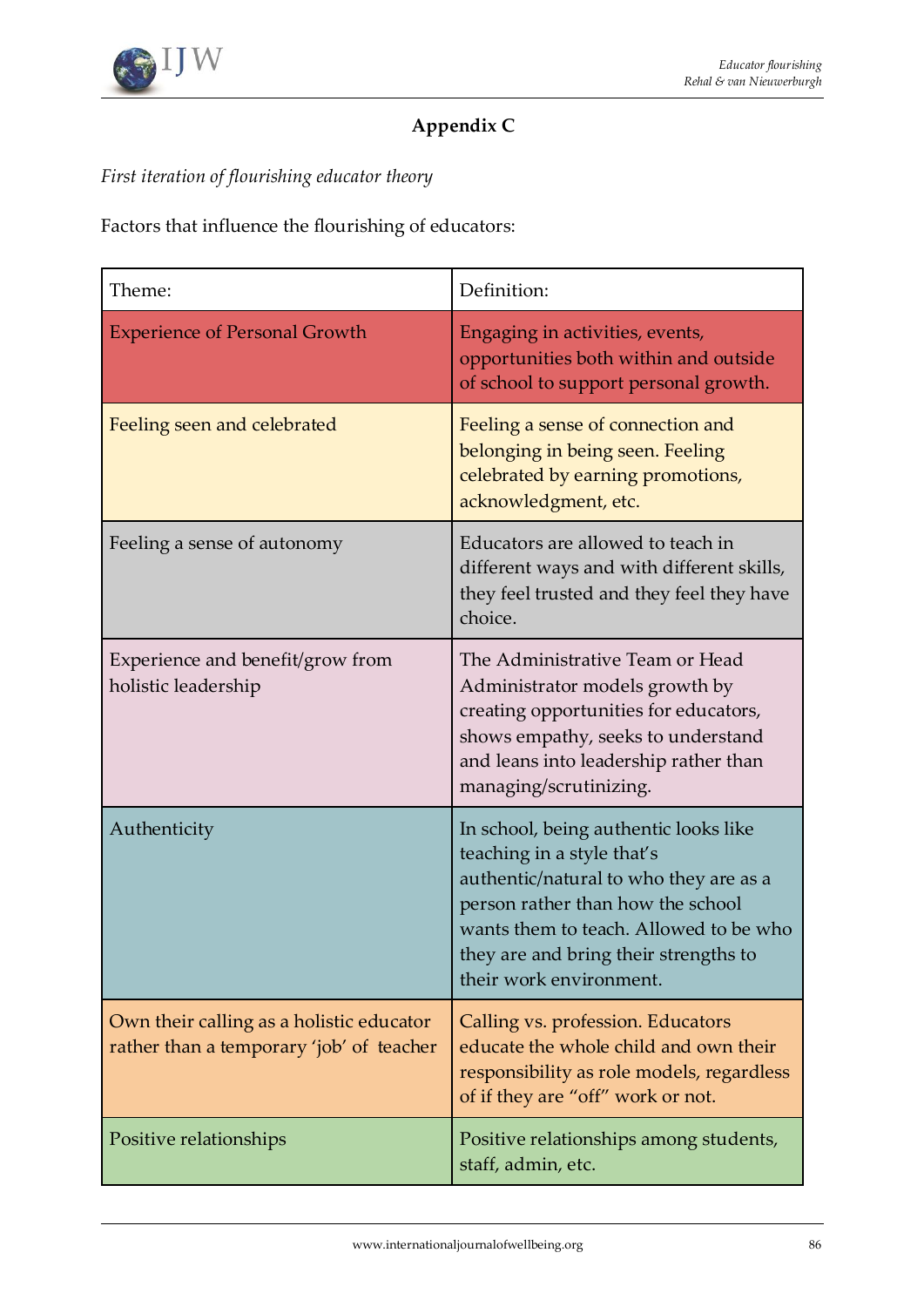## Appendix C

*First iteration of flourishing educator theory*

Factors that influence the flourishing of educators:

| Theme: | Definition: |
|---|---|
| Experience of Personal Growth | Engaging in activities, events, opportunities both within and outside of school to support personal growth. |
| Feeling seen and celebrated | Feeling a sense of connection and belonging in being seen. Feeling celebrated by earning promotions, acknowledgment, etc. |
| Feeling a sense of autonomy | Educators are allowed to teach in different ways and with different skills, they feel trusted and they feel they have choice. |
| Experience and benefit/grow from holistic leadership | The Administrative Team or Head Administrator models growth by creating opportunities for educators, shows empathy, seeks to understand and leans into leadership rather than managing/scrutinizing. |
| Authenticity | In school, being authentic looks like teaching in a style that's authentic/natural to who they are as a person rather than how the school wants them to teach. Allowed to be who they are and bring their strengths to their work environment. |
| Own their calling as a holistic educator rather than a temporary 'job' of teacher | Calling vs. profession. Educators educate the whole child and own their responsibility as role models, regardless of if they are "off" work or not. |
| Positive relationships | Positive relationships among students, staff, admin, etc. |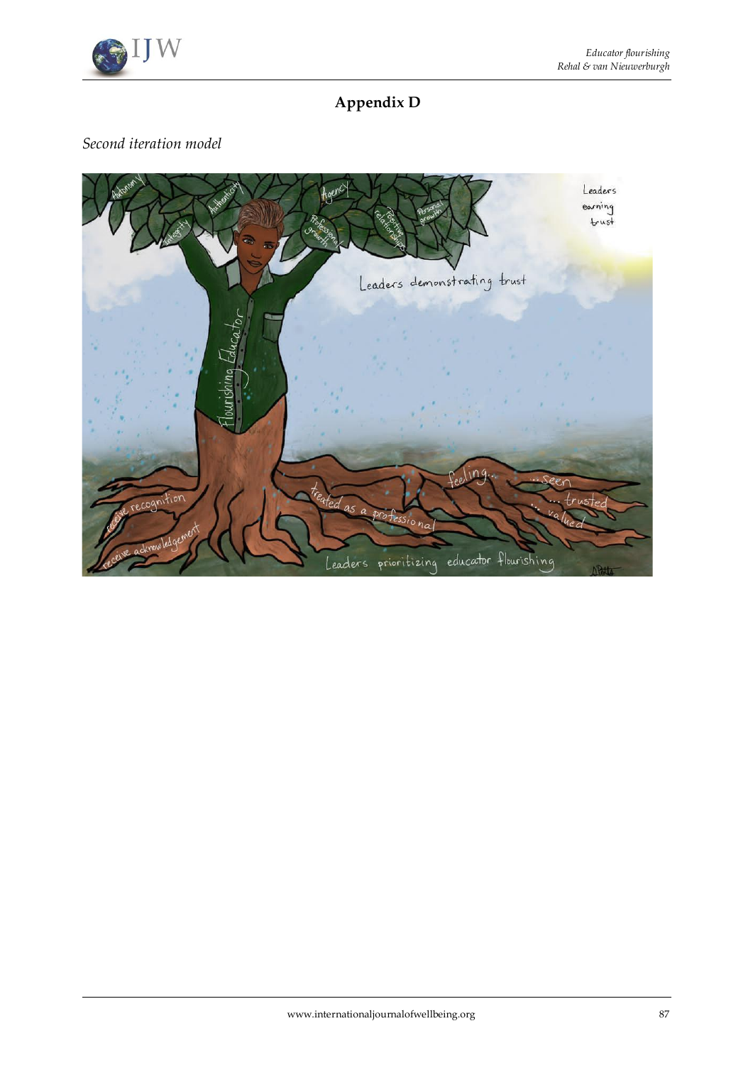## Appendix D

*Second iteration model*

Autonomy
Authenticity
Integrity
Agency
Professional growth
Positive relationships
Personal growth
Leaders earning trust
Leaders demonstrating trust
Flourishing Educator
feeling...
...seen
... trusted
... valued
treated as a professional
receive recognition
receive acknowledgement
Leaders prioritizing educator flourishing